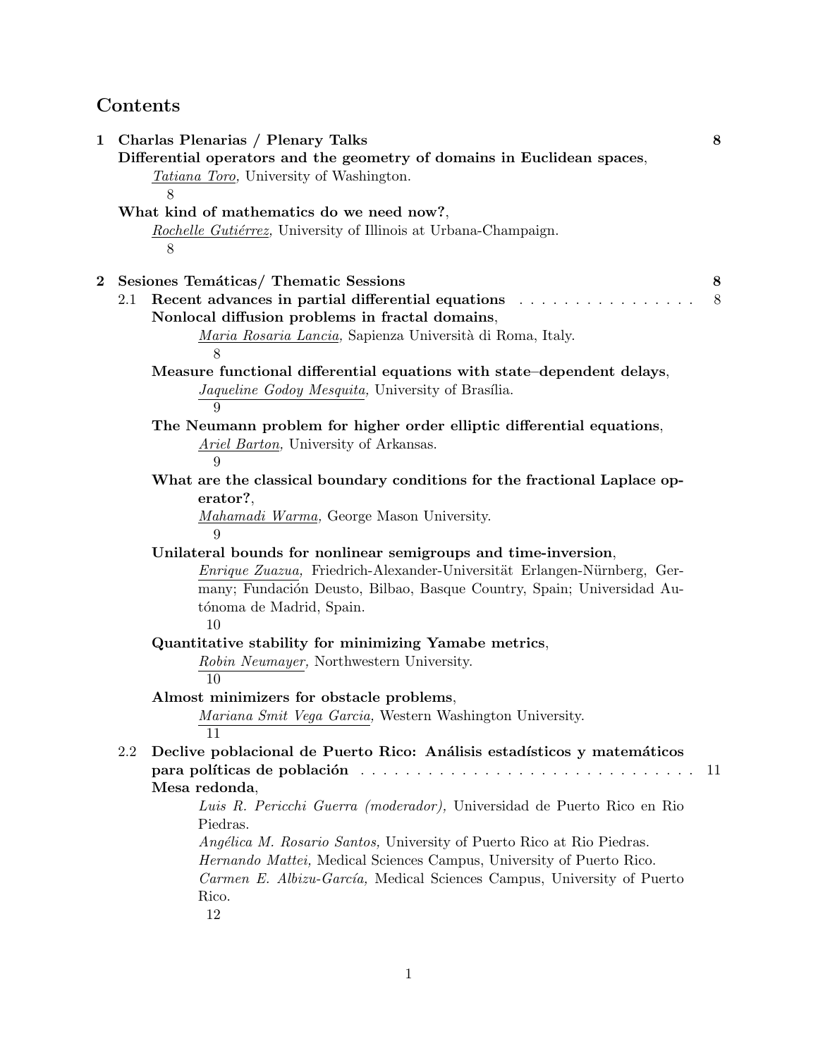# Contents

**1 Charlas Plenarias / Plenary Talks** **8**

**Differential operators and the geometry of domains in Euclidean spaces**,
*Tatiana Toro,* University of Washington.
8

**What kind of mathematics do we need now?**,
*Rochelle Gutiérrez,* University of Illinois at Urbana-Champaign.
8

**2 Sesiones Temáticas/ Thematic Sessions** **8**

2.1 **Recent advances in partial differential equations** . . . . . . . . . . . . . . . . 8

**Nonlocal diffusion problems in fractal domains**,
*Maria Rosaria Lancia,* Sapienza Università di Roma, Italy.
8

**Measure functional differential equations with state–dependent delays**,
*Jaqueline Godoy Mesquita,* University of Brasília.
9

**The Neumann problem for higher order elliptic differential equations**,
*Ariel Barton,* University of Arkansas.
9

**What are the classical boundary conditions for the fractional Laplace operator?**,
*Mahamadi Warma,* George Mason University.
9

**Unilateral bounds for nonlinear semigroups and time-inversion**,
*Enrique Zuazua,* Friedrich-Alexander-Universität Erlangen-Nürnberg, Germany; Fundación Deusto, Bilbao, Basque Country, Spain; Universidad Autónoma de Madrid, Spain.
10

**Quantitative stability for minimizing Yamabe metrics**,
*Robin Neumayer,* Northwestern University.
10

**Almost minimizers for obstacle problems**,
*Mariana Smit Vega Garcia,* Western Washington University.
11

2.2 **Declive poblacional de Puerto Rico: Análisis estadísticos y matemáticos para políticas de población** . . . . . . . . . . . . . . . . . . . . . . . . . . . . . . . 11

**Mesa redonda**,
*Luis R. Pericchi Guerra (moderador),* Universidad de Puerto Rico en Rio Piedras.
*Angélica M. Rosario Santos,* University of Puerto Rico at Rio Piedras.
*Hernando Mattei,* Medical Sciences Campus, University of Puerto Rico.
*Carmen E. Albizu-García,* Medical Sciences Campus, University of Puerto Rico.
12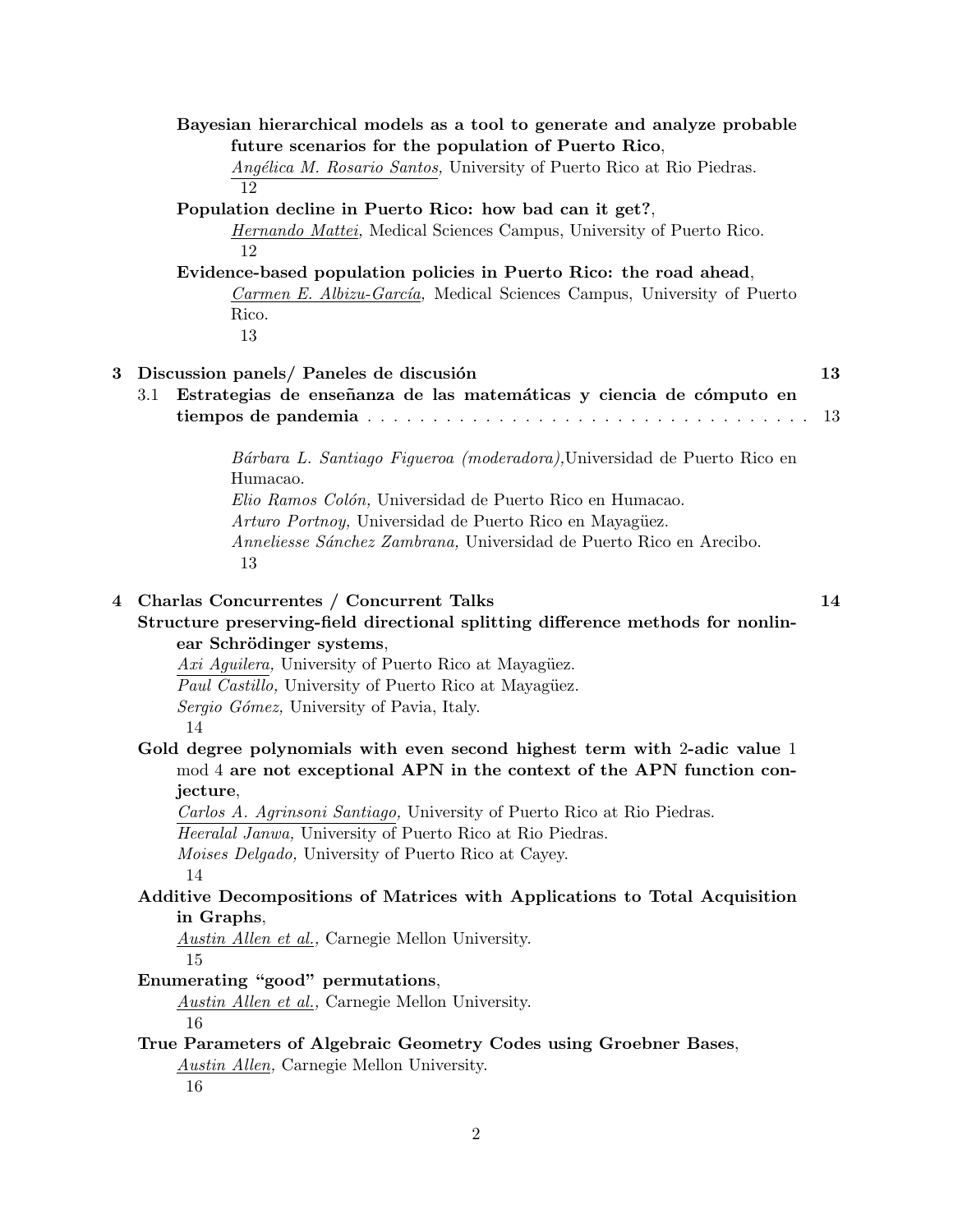**Bayesian hierarchical models as a tool to generate and analyze probable future scenarios for the population of Puerto Rico**,
*Angélica M. Rosario Santos,* University of Puerto Rico at Rio Piedras.
12

**Population decline in Puerto Rico: how bad can it get?**,
*Hernando Mattei,* Medical Sciences Campus, University of Puerto Rico.
12

**Evidence-based population policies in Puerto Rico: the road ahead**,
*Carmen E. Albizu-García,* Medical Sciences Campus, University of Puerto Rico.
13

## 3 Discussion panels/ Paneles de discusión — 13

### 3.1 Estrategias de enseñanza de las matemáticas y ciencia de cómputo en tiempos de pandemia — 13

*Bárbara L. Santiago Figueroa (moderadora),* Universidad de Puerto Rico en Humacao.
*Elio Ramos Colón,* Universidad de Puerto Rico en Humacao.
*Arturo Portnoy,* Universidad de Puerto Rico en Mayagüez.
*Anneliesse Sánchez Zambrana,* Universidad de Puerto Rico en Arecibo.
13

## 4 Charlas Concurrentes / Concurrent Talks — 14

**Structure preserving-field directional splitting difference methods for nonlinear Schrödinger systems**,
*Axi Aguilera,* University of Puerto Rico at Mayagüez.
*Paul Castillo,* University of Puerto Rico at Mayagüez.
*Sergio Gómez,* University of Pavia, Italy.
14

**Gold degree polynomials with even second highest term with 2-adic value** 1 mod 4 **are not exceptional APN in the context of the APN function conjecture**,
*Carlos A. Agrinsoni Santiago,* University of Puerto Rico at Rio Piedras.
*Heeralal Janwa,* University of Puerto Rico at Rio Piedras.
*Moises Delgado,* University of Puerto Rico at Cayey.
14

**Additive Decompositions of Matrices with Applications to Total Acquisition in Graphs**,
*Austin Allen et al.,* Carnegie Mellon University.
15

**Enumerating "good" permutations**,
*Austin Allen et al.,* Carnegie Mellon University.
16

**True Parameters of Algebraic Geometry Codes using Groebner Bases**,
*Austin Allen,* Carnegie Mellon University.
16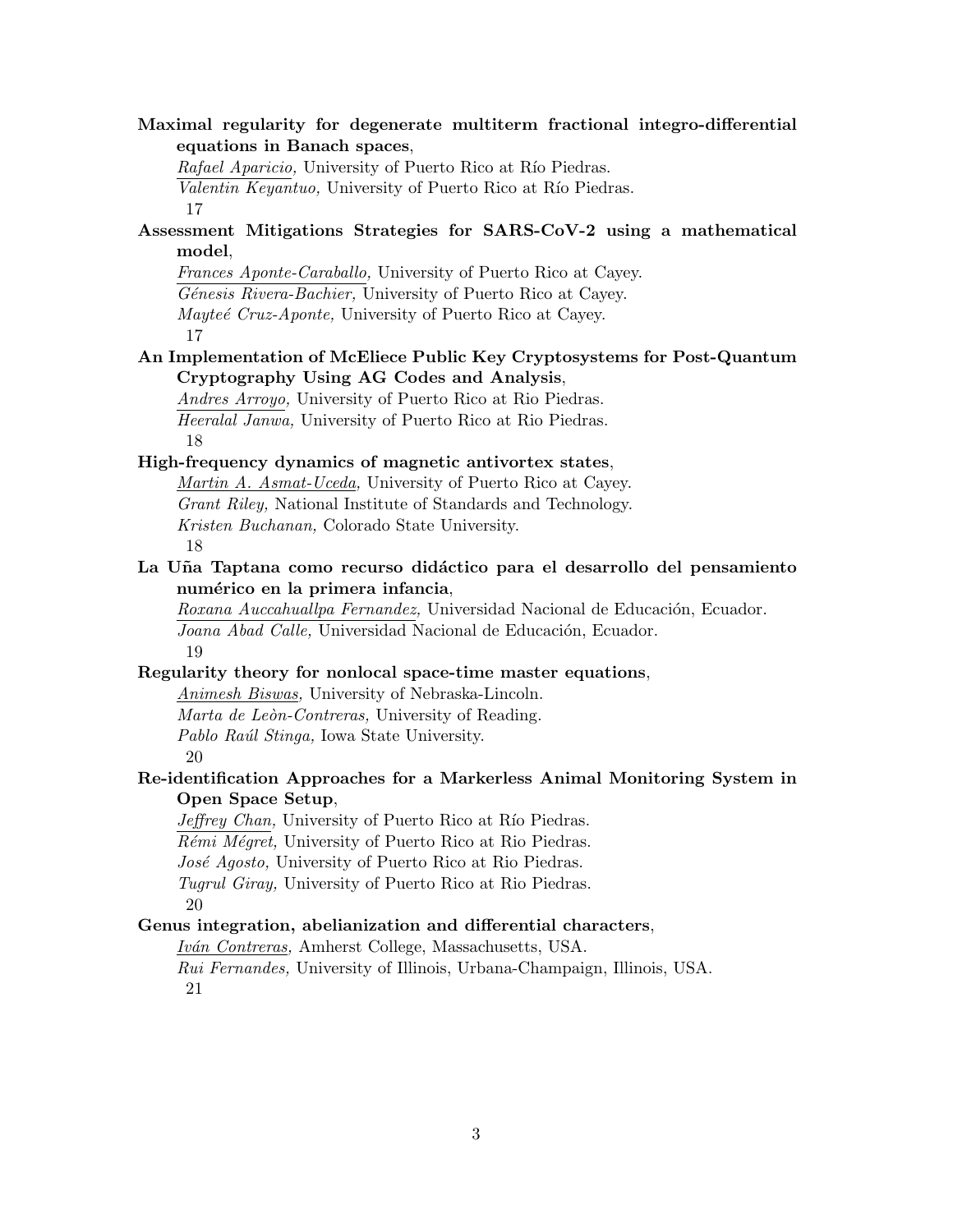**Maximal regularity for degenerate multiterm fractional integro-differential equations in Banach spaces**,
*Rafael Aparicio,* University of Puerto Rico at Río Piedras.
*Valentin Keyantuo,* University of Puerto Rico at Río Piedras.
17

**Assessment Mitigations Strategies for SARS-CoV-2 using a mathematical model**,
*Frances Aponte-Caraballo,* University of Puerto Rico at Cayey.
*Génesis Rivera-Bachier,* University of Puerto Rico at Cayey.
*Mayteé Cruz-Aponte,* University of Puerto Rico at Cayey.
17

**An Implementation of McEliece Public Key Cryptosystems for Post-Quantum Cryptography Using AG Codes and Analysis**,
*Andres Arroyo,* University of Puerto Rico at Rio Piedras.
*Heeralal Janwa,* University of Puerto Rico at Rio Piedras.
18

**High-frequency dynamics of magnetic antivortex states**,
*Martin A. Asmat-Uceda,* University of Puerto Rico at Cayey.
*Grant Riley,* National Institute of Standards and Technology.
*Kristen Buchanan,* Colorado State University.
18

**La Uña Taptana como recurso didáctico para el desarrollo del pensamiento numérico en la primera infancia**,
*Roxana Auccahuallpa Fernandez,* Universidad Nacional de Educación, Ecuador.
*Joana Abad Calle,* Universidad Nacional de Educación, Ecuador.
19

**Regularity theory for nonlocal space-time master equations**,
*Animesh Biswas,* University of Nebraska-Lincoln.
*Marta de Leòn-Contreras,* University of Reading.
*Pablo Raúl Stinga,* Iowa State University.
20

**Re-identification Approaches for a Markerless Animal Monitoring System in Open Space Setup**,
*Jeffrey Chan,* University of Puerto Rico at Río Piedras.
*Rémi Mégret,* University of Puerto Rico at Rio Piedras.
*José Agosto,* University of Puerto Rico at Rio Piedras.
*Tugrul Giray,* University of Puerto Rico at Rio Piedras.
20

**Genus integration, abelianization and differential characters**,
*Iván Contreras,* Amherst College, Massachusetts, USA.
*Rui Fernandes,* University of Illinois, Urbana-Champaign, Illinois, USA.
21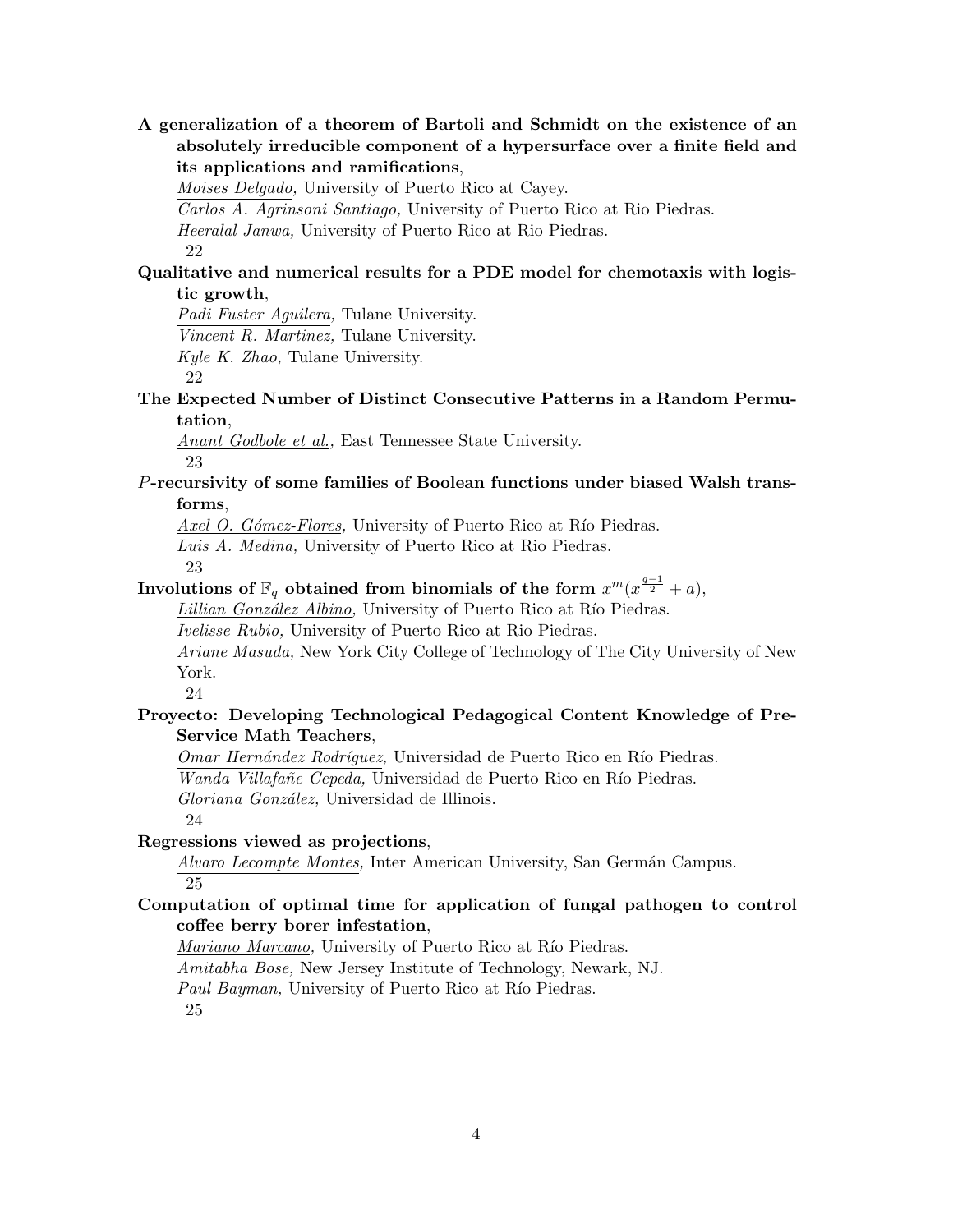**A generalization of a theorem of Bartoli and Schmidt on the existence of an absolutely irreducible component of a hypersurface over a finite field and its applications and ramifications**,

*Moises Delgado,* University of Puerto Rico at Cayey.
*Carlos A. Agrinsoni Santiago,* University of Puerto Rico at Rio Piedras.
*Heeralal Janwa,* University of Puerto Rico at Rio Piedras.
22

**Qualitative and numerical results for a PDE model for chemotaxis with logistic growth**,

*Padi Fuster Aguilera,* Tulane University.
*Vincent R. Martinez,* Tulane University.
*Kyle K. Zhao,* Tulane University.
22

**The Expected Number of Distinct Consecutive Patterns in a Random Permutation**,

*Anant Godbole et al.,* East Tennessee State University.
23

***P*-recursivity of some families of Boolean functions under biased Walsh transforms**,

*Axel O. Gómez-Flores,* University of Puerto Rico at Río Piedras.
*Luis A. Medina,* University of Puerto Rico at Rio Piedras.
23

**Involutions of $\mathbb{F}_q$ obtained from binomials of the form $x^m(x^{\frac{q-1}{2}} + a)$**,

*Lillian González Albino,* University of Puerto Rico at Río Piedras.
*Ivelisse Rubio,* University of Puerto Rico at Rio Piedras.
*Ariane Masuda,* New York City College of Technology of The City University of New York.
24

**Proyecto: Developing Technological Pedagogical Content Knowledge of Pre-Service Math Teachers**,

*Omar Hernández Rodríguez,* Universidad de Puerto Rico en Río Piedras.
*Wanda Villafañe Cepeda,* Universidad de Puerto Rico en Río Piedras.
*Gloriana González,* Universidad de Illinois.
24

**Regressions viewed as projections**,

*Alvaro Lecompte Montes,* Inter American University, San Germán Campus.
25

**Computation of optimal time for application of fungal pathogen to control coffee berry borer infestation**,

*Mariano Marcano,* University of Puerto Rico at Río Piedras.
*Amitabha Bose,* New Jersey Institute of Technology, Newark, NJ.
*Paul Bayman,* University of Puerto Rico at Río Piedras.
25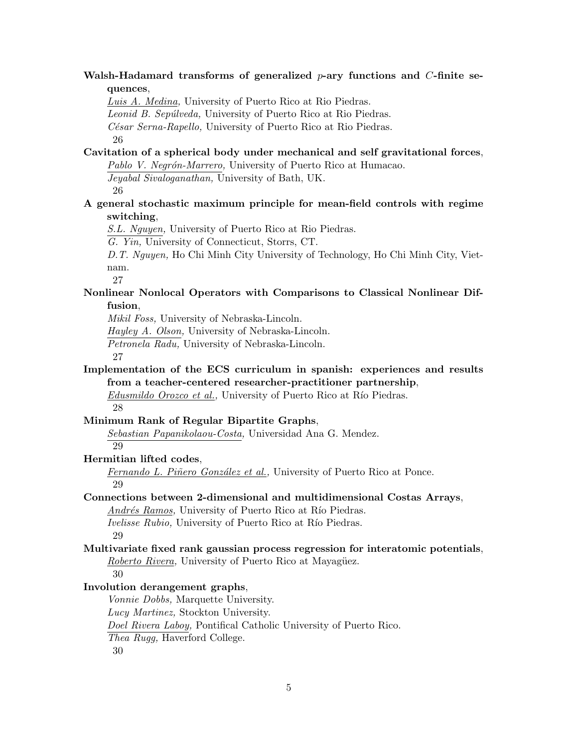**Walsh-Hadamard transforms of generalized $p$-ary functions and $C$-finite sequences**,
*Luis A. Medina,* University of Puerto Rico at Rio Piedras.
*Leonid B. Sepúlveda,* University of Puerto Rico at Rio Piedras.
*César Serna-Rapello,* University of Puerto Rico at Rio Piedras.
26

**Cavitation of a spherical body under mechanical and self gravitational forces**,
*Pablo V. Negrón-Marrero,* University of Puerto Rico at Humacao.
*Jeyabal Sivaloganathan,* University of Bath, UK.
26

**A general stochastic maximum principle for mean-field controls with regime switching**,
*S.L. Nguyen,* University of Puerto Rico at Rio Piedras.
*G. Yin,* University of Connecticut, Storrs, CT.
*D.T. Nguyen,* Ho Chi Minh City University of Technology, Ho Chi Minh City, Vietnam.
27

**Nonlinear Nonlocal Operators with Comparisons to Classical Nonlinear Diffusion**,
*Mikil Foss,* University of Nebraska-Lincoln.
*Hayley A. Olson,* University of Nebraska-Lincoln.
*Petronela Radu,* University of Nebraska-Lincoln.
27

**Implementation of the ECS curriculum in spanish: experiences and results from a teacher-centered researcher-practitioner partnership**,
*Edusmildo Orozco et al.,* University of Puerto Rico at Río Piedras.
28

**Minimum Rank of Regular Bipartite Graphs**,
*Sebastian Papanikolaou-Costa,* Universidad Ana G. Mendez.
29

**Hermitian lifted codes**,
*Fernando L. Piñero González et al.,* University of Puerto Rico at Ponce.
29

**Connections between 2-dimensional and multidimensional Costas Arrays**,
*Andrés Ramos,* University of Puerto Rico at Río Piedras.
*Ivelisse Rubio,* University of Puerto Rico at Río Piedras.
29

**Multivariate fixed rank gaussian process regression for interatomic potentials**,
*Roberto Rivera,* University of Puerto Rico at Mayagüez.
30

**Involution derangement graphs**,
*Vonnie Dobbs,* Marquette University.
*Lucy Martinez,* Stockton University.
*Doel Rivera Laboy,* Pontifical Catholic University of Puerto Rico.
*Thea Rugg,* Haverford College.
30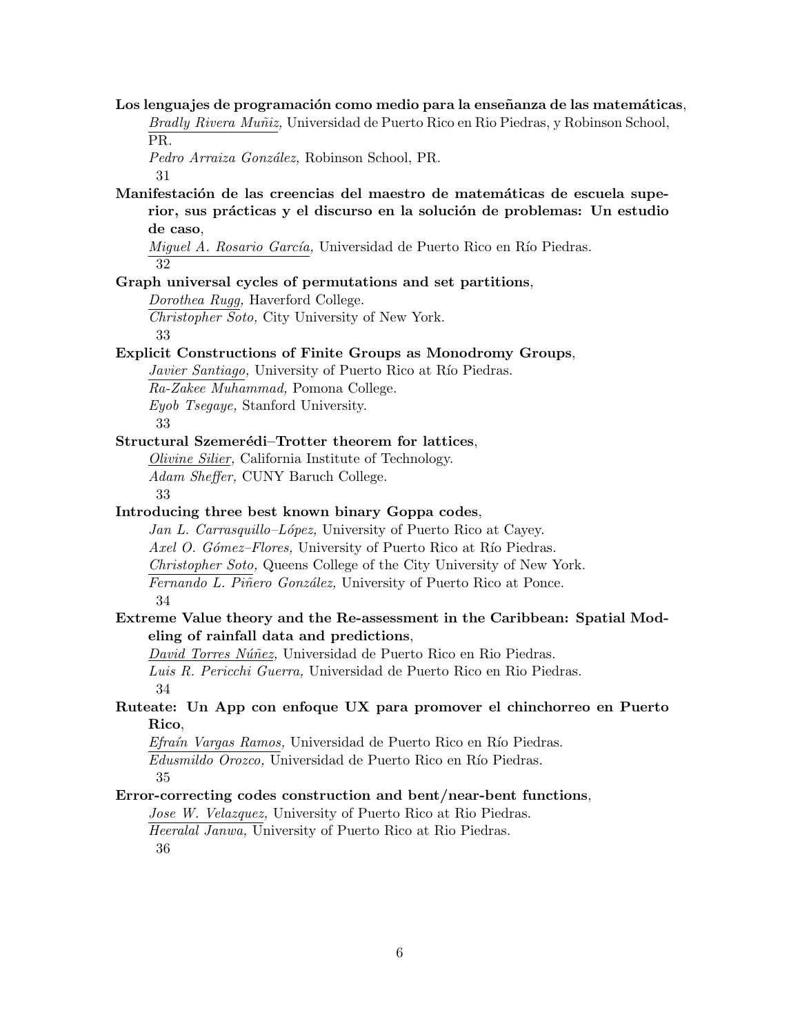**Los lenguajes de programación como medio para la enseñanza de las matemáticas**,
*Bradly Rivera Muñiz,* Universidad de Puerto Rico en Rio Piedras, y Robinson School, PR.
*Pedro Arraiza González,* Robinson School, PR.
31

**Manifestación de las creencias del maestro de matemáticas de escuela superior, sus prácticas y el discurso en la solución de problemas: Un estudio de caso**,
*Miguel A. Rosario García,* Universidad de Puerto Rico en Río Piedras.
32

**Graph universal cycles of permutations and set partitions**,
*Dorothea Rugg,* Haverford College.
*Christopher Soto,* City University of New York.
33

**Explicit Constructions of Finite Groups as Monodromy Groups**,
*Javier Santiago,* University of Puerto Rico at Río Piedras.
*Ra-Zakee Muhammad,* Pomona College.
*Eyob Tsegaye,* Stanford University.
33

**Structural Szemerédi–Trotter theorem for lattices**,
*Olivine Silier,* California Institute of Technology.
*Adam Sheffer,* CUNY Baruch College.
33

**Introducing three best known binary Goppa codes**,
*Jan L. Carrasquillo–López,* University of Puerto Rico at Cayey.
*Axel O. Gómez–Flores,* University of Puerto Rico at Río Piedras.
*Christopher Soto,* Queens College of the City University of New York.
*Fernando L. Piñero González,* University of Puerto Rico at Ponce.
34

**Extreme Value theory and the Re-assessment in the Caribbean: Spatial Modeling of rainfall data and predictions**,
*David Torres Núñez,* Universidad de Puerto Rico en Rio Piedras.
*Luis R. Pericchi Guerra,* Universidad de Puerto Rico en Rio Piedras.
34

**Ruteate: Un App con enfoque UX para promover el chinchorreo en Puerto Rico**,
*Efraín Vargas Ramos,* Universidad de Puerto Rico en Río Piedras.
*Edusmildo Orozco,* Universidad de Puerto Rico en Río Piedras.
35

**Error-correcting codes construction and bent/near-bent functions**,
*Jose W. Velazquez,* University of Puerto Rico at Rio Piedras.
*Heeralal Janwa,* University of Puerto Rico at Rio Piedras.
36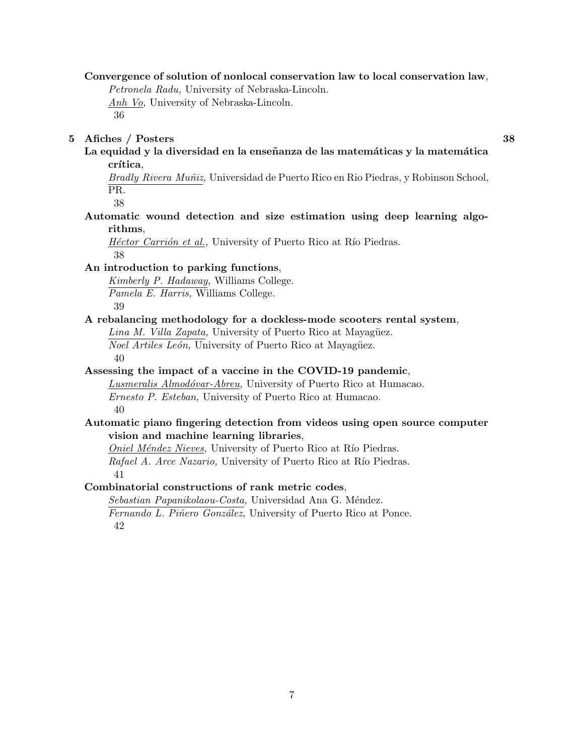**Convergence of solution of nonlocal conservation law to local conservation law**,
*Petronela Radu,* University of Nebraska-Lincoln.
*Anh Vo,* University of Nebraska-Lincoln.
36

## 5 Afiches / Posters 38

**La equidad y la diversidad en la enseñanza de las matemáticas y la matemática crítica**,
*Bradly Rivera Muñiz,* Universidad de Puerto Rico en Rio Piedras, y Robinson School, PR.
38

**Automatic wound detection and size estimation using deep learning algorithms**,
*Héctor Carrión et al.,* University of Puerto Rico at Río Piedras.
38

**An introduction to parking functions**,
*Kimberly P. Hadaway,* Williams College.
*Pamela E. Harris,* Williams College.
39

**A rebalancing methodology for a dockless-mode scooters rental system**,
*Lina M. Villa Zapata,* University of Puerto Rico at Mayagüez.
*Noel Artiles León,* University of Puerto Rico at Mayagüez.
40

**Assessing the impact of a vaccine in the COVID-19 pandemic**,
*Lusmeralis Almodóvar-Abreu,* University of Puerto Rico at Humacao.
*Ernesto P. Esteban,* University of Puerto Rico at Humacao.
40

**Automatic piano fingering detection from videos using open source computer vision and machine learning libraries**,
*Oniel Méndez Nieves,* University of Puerto Rico at Río Piedras.
*Rafael A. Arce Nazario,* University of Puerto Rico at Río Piedras.
41

**Combinatorial constructions of rank metric codes**,
*Sebastian Papanikolaou-Costa,* Universidad Ana G. Méndez.
*Fernando L. Piñero González,* University of Puerto Rico at Ponce.
42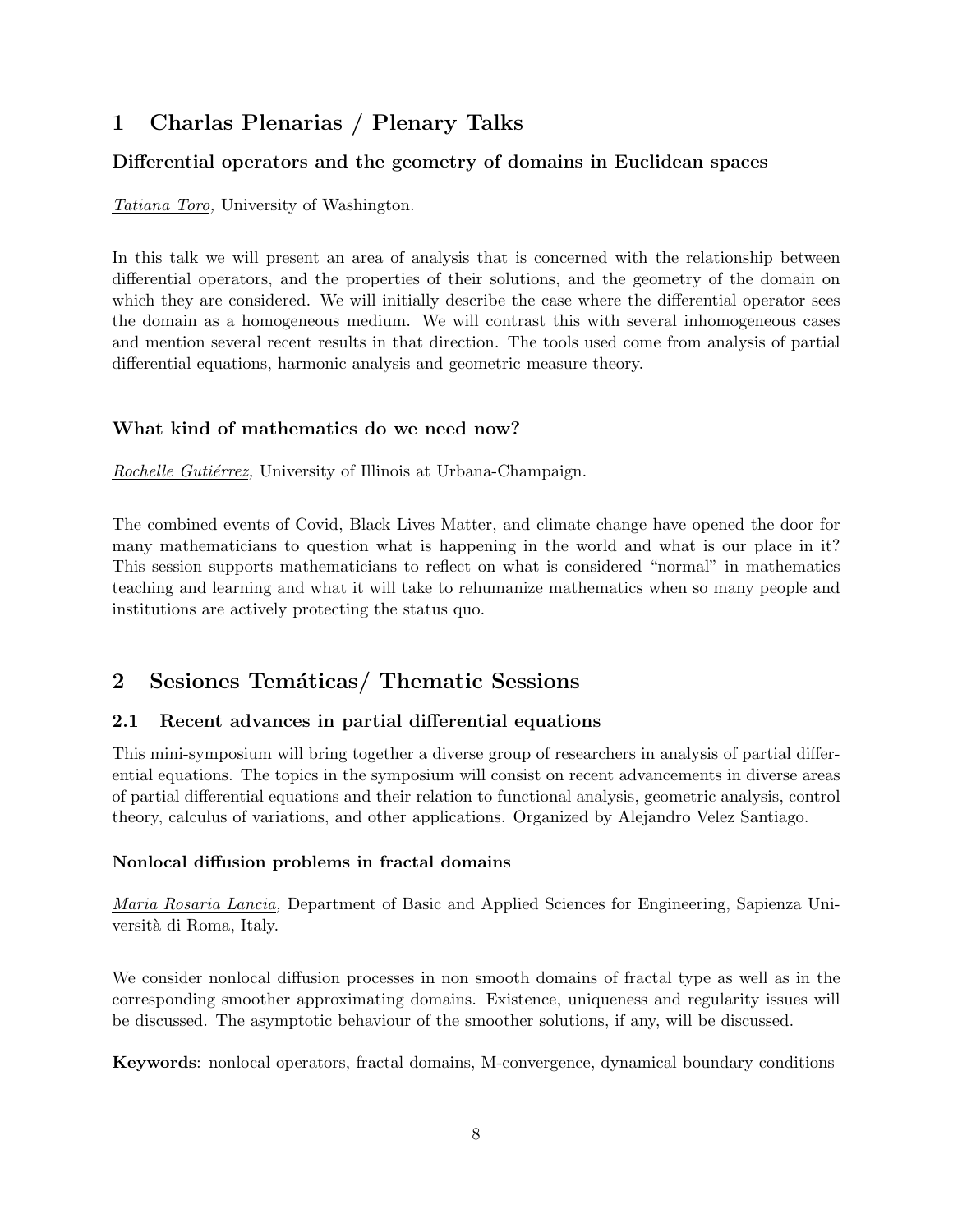# 1 Charlas Plenarias / Plenary Talks

### Differential operators and the geometry of domains in Euclidean spaces

*Tatiana Toro,* University of Washington.

In this talk we will present an area of analysis that is concerned with the relationship between differential operators, and the properties of their solutions, and the geometry of the domain on which they are considered. We will initially describe the case where the differential operator sees the domain as a homogeneous medium. We will contrast this with several inhomogeneous cases and mention several recent results in that direction. The tools used come from analysis of partial differential equations, harmonic analysis and geometric measure theory.

### What kind of mathematics do we need now?

*Rochelle Gutiérrez,* University of Illinois at Urbana-Champaign.

The combined events of Covid, Black Lives Matter, and climate change have opened the door for many mathematicians to question what is happening in the world and what is our place in it? This session supports mathematicians to reflect on what is considered "normal" in mathematics teaching and learning and what it will take to rehumanize mathematics when so many people and institutions are actively protecting the status quo.

# 2 Sesiones Temáticas/ Thematic Sessions

## 2.1 Recent advances in partial differential equations

This mini-symposium will bring together a diverse group of researchers in analysis of partial differential equations. The topics in the symposium will consist on recent advancements in diverse areas of partial differential equations and their relation to functional analysis, geometric analysis, control theory, calculus of variations, and other applications. Organized by Alejandro Velez Santiago.

#### Nonlocal diffusion problems in fractal domains

*Maria Rosaria Lancia,* Department of Basic and Applied Sciences for Engineering, Sapienza Università di Roma, Italy.

We consider nonlocal diffusion processes in non smooth domains of fractal type as well as in the corresponding smoother approximating domains. Existence, uniqueness and regularity issues will be discussed. The asymptotic behaviour of the smoother solutions, if any, will be discussed.

**Keywords**: nonlocal operators, fractal domains, M-convergence, dynamical boundary conditions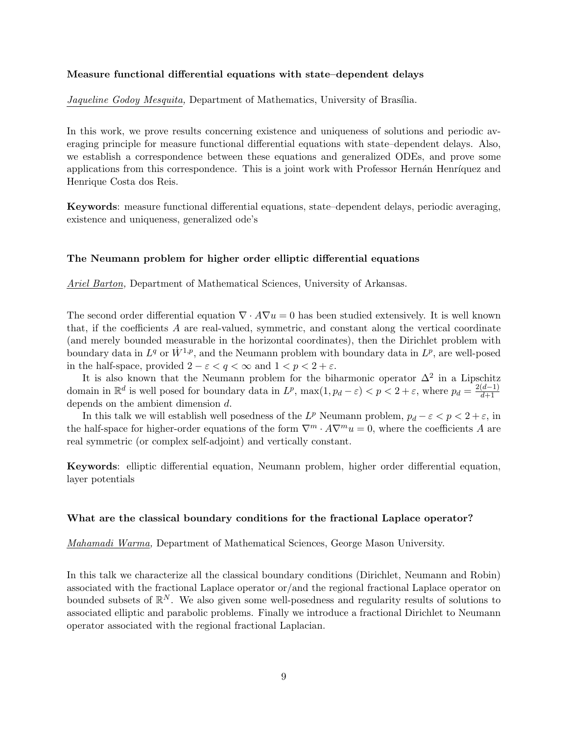**Measure functional differential equations with state–dependent delays**

*Jaqueline Godoy Mesquita*, Department of Mathematics, University of Brasília.

In this work, we prove results concerning existence and uniqueness of solutions and periodic averaging principle for measure functional differential equations with state–dependent delays. Also, we establish a correspondence between these equations and generalized ODEs, and prove some applications from this correspondence. This is a joint work with Professor Hernán Henríquez and Henrique Costa dos Reis.

**Keywords**: measure functional differential equations, state–dependent delays, periodic averaging, existence and uniqueness, generalized ode's

**The Neumann problem for higher order elliptic differential equations**

*Ariel Barton*, Department of Mathematical Sciences, University of Arkansas.

The second order differential equation $\nabla \cdot A\nabla u = 0$ has been studied extensively. It is well known that, if the coefficients $A$ are real-valued, symmetric, and constant along the vertical coordinate (and merely bounded measurable in the horizontal coordinates), then the Dirichlet problem with boundary data in $L^q$ or $\dot{W}^{1,p}$, and the Neumann problem with boundary data in $L^p$, are well-posed in the half-space, provided $2 - \varepsilon < q < \infty$ and $1 < p < 2 + \varepsilon$.

It is also known that the Neumann problem for the biharmonic operator $\Delta^2$ in a Lipschitz domain in $\mathbb{R}^d$ is well posed for boundary data in $L^p$, $\max(1, p_d - \varepsilon) < p < 2 + \varepsilon$, where $p_d = \frac{2(d-1)}{d+1}$ depends on the ambient dimension $d$.

In this talk we will establish well posedness of the $L^p$ Neumann problem, $p_d - \varepsilon < p < 2 + \varepsilon$, in the half-space for higher-order equations of the form $\nabla^m \cdot A\nabla^m u = 0$, where the coefficients $A$ are real symmetric (or complex self-adjoint) and vertically constant.

**Keywords**: elliptic differential equation, Neumann problem, higher order differential equation, layer potentials

**What are the classical boundary conditions for the fractional Laplace operator?**

*Mahamadi Warma*, Department of Mathematical Sciences, George Mason University.

In this talk we characterize all the classical boundary conditions (Dirichlet, Neumann and Robin) associated with the fractional Laplace operator or/and the regional fractional Laplace operator on bounded subsets of $\mathbb{R}^N$. We also given some well-posedness and regularity results of solutions to associated elliptic and parabolic problems. Finally we introduce a fractional Dirichlet to Neumann operator associated with the regional fractional Laplacian.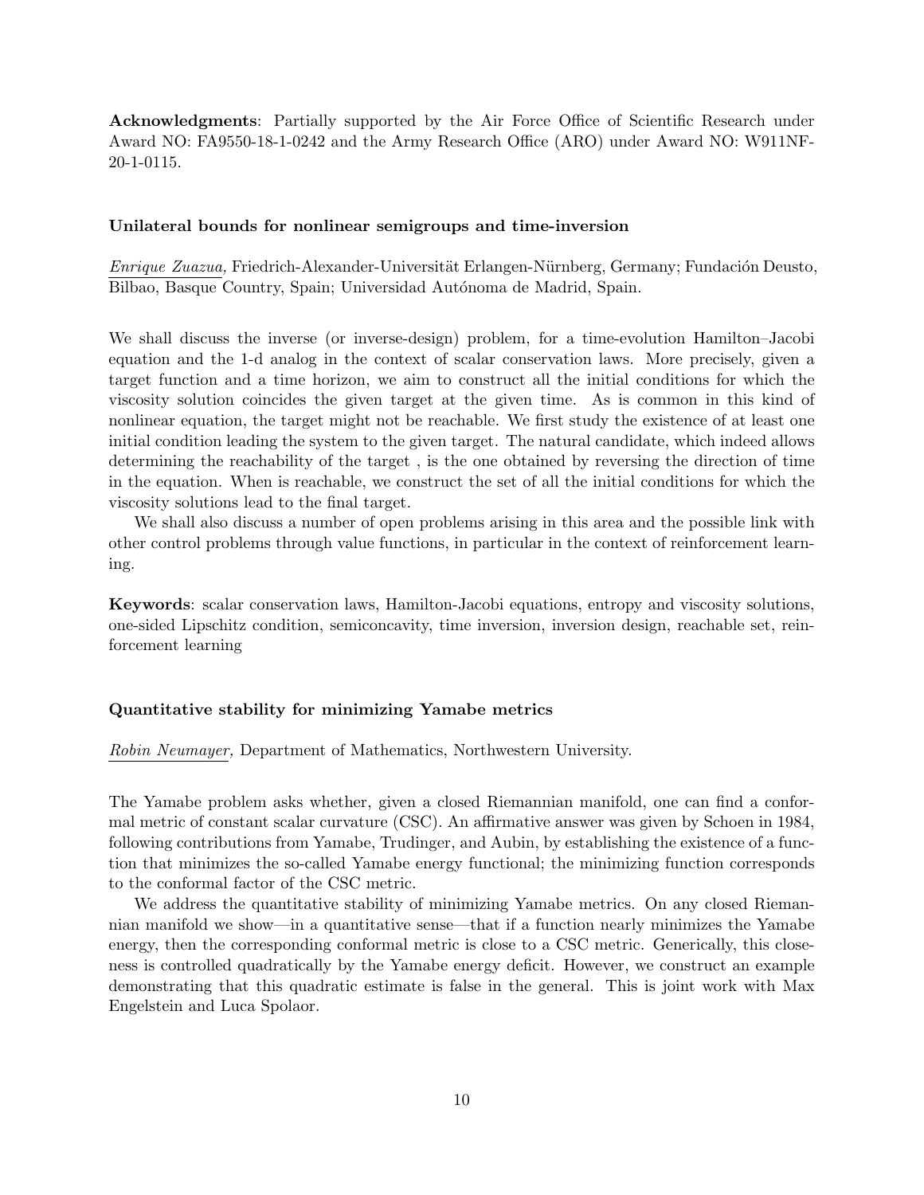**Acknowledgments**: Partially supported by the Air Force Office of Scientific Research under Award NO: FA9550-18-1-0242 and the Army Research Office (ARO) under Award NO: W911NF-20-1-0115.

### Unilateral bounds for nonlinear semigroups and time-inversion

*Enrique Zuazua,* Friedrich-Alexander-Universität Erlangen-Nürnberg, Germany; Fundación Deusto, Bilbao, Basque Country, Spain; Universidad Autónoma de Madrid, Spain.

We shall discuss the inverse (or inverse-design) problem, for a time-evolution Hamilton–Jacobi equation and the 1-d analog in the context of scalar conservation laws. More precisely, given a target function and a time horizon, we aim to construct all the initial conditions for which the viscosity solution coincides the given target at the given time. As is common in this kind of nonlinear equation, the target might not be reachable. We first study the existence of at least one initial condition leading the system to the given target. The natural candidate, which indeed allows determining the reachability of the target , is the one obtained by reversing the direction of time in the equation. When is reachable, we construct the set of all the initial conditions for which the viscosity solutions lead to the final target.

We shall also discuss a number of open problems arising in this area and the possible link with other control problems through value functions, in particular in the context of reinforcement learning.

**Keywords**: scalar conservation laws, Hamilton-Jacobi equations, entropy and viscosity solutions, one-sided Lipschitz condition, semiconcavity, time inversion, inversion design, reachable set, reinforcement learning

### Quantitative stability for minimizing Yamabe metrics

*Robin Neumayer,* Department of Mathematics, Northwestern University.

The Yamabe problem asks whether, given a closed Riemannian manifold, one can find a conformal metric of constant scalar curvature (CSC). An affirmative answer was given by Schoen in 1984, following contributions from Yamabe, Trudinger, and Aubin, by establishing the existence of a function that minimizes the so-called Yamabe energy functional; the minimizing function corresponds to the conformal factor of the CSC metric.

We address the quantitative stability of minimizing Yamabe metrics. On any closed Riemannian manifold we show—in a quantitative sense—that if a function nearly minimizes the Yamabe energy, then the corresponding conformal metric is close to a CSC metric. Generically, this closeness is controlled quadratically by the Yamabe energy deficit. However, we construct an example demonstrating that this quadratic estimate is false in the general. This is joint work with Max Engelstein and Luca Spolaor.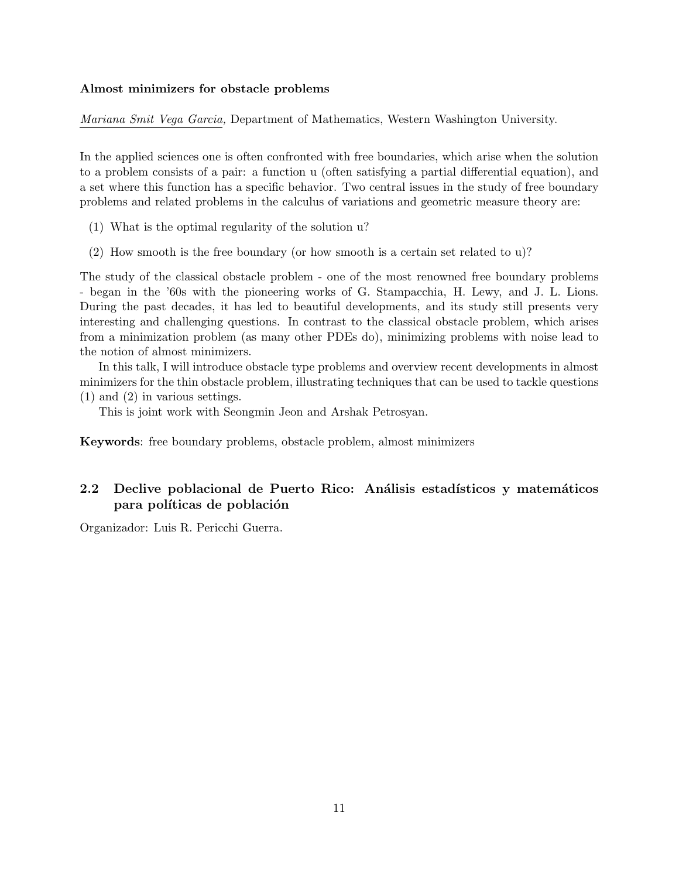**Almost minimizers for obstacle problems**

*Mariana Smit Vega Garcia,* Department of Mathematics, Western Washington University.

In the applied sciences one is often confronted with free boundaries, which arise when the solution to a problem consists of a pair: a function u (often satisfying a partial differential equation), and a set where this function has a specific behavior. Two central issues in the study of free boundary problems and related problems in the calculus of variations and geometric measure theory are:

(1) What is the optimal regularity of the solution u?

(2) How smooth is the free boundary (or how smooth is a certain set related to u)?

The study of the classical obstacle problem - one of the most renowned free boundary problems - began in the '60s with the pioneering works of G. Stampacchia, H. Lewy, and J. L. Lions. During the past decades, it has led to beautiful developments, and its study still presents very interesting and challenging questions. In contrast to the classical obstacle problem, which arises from a minimization problem (as many other PDEs do), minimizing problems with noise lead to the notion of almost minimizers.

In this talk, I will introduce obstacle type problems and overview recent developments in almost minimizers for the thin obstacle problem, illustrating techniques that can be used to tackle questions (1) and (2) in various settings.

This is joint work with Seongmin Jeon and Arshak Petrosyan.

**Keywords**: free boundary problems, obstacle problem, almost minimizers

## 2.2 Declive poblacional de Puerto Rico: Análisis estadísticos y matemáticos para políticas de población

Organizador: Luis R. Pericchi Guerra.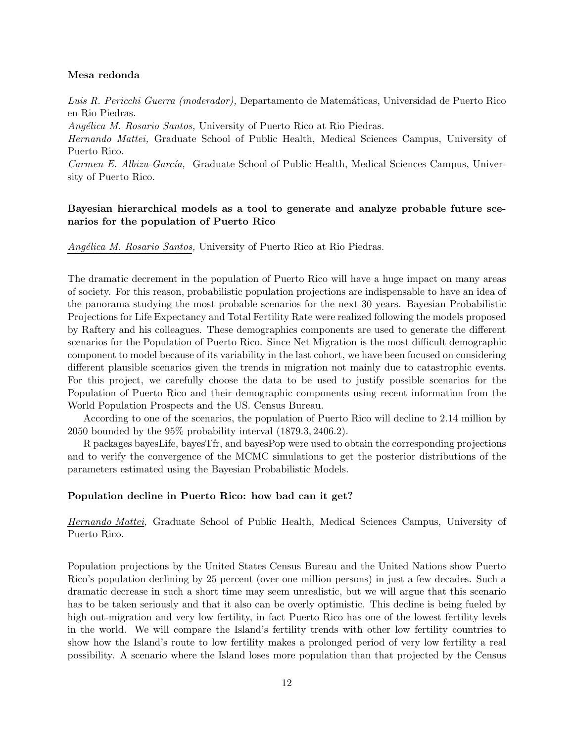**Mesa redonda**

*Luis R. Pericchi Guerra (moderador),* Departamento de Matemáticas, Universidad de Puerto Rico en Rio Piedras.
*Angélica M. Rosario Santos,* University of Puerto Rico at Rio Piedras.
*Hernando Mattei,* Graduate School of Public Health, Medical Sciences Campus, University of Puerto Rico.
*Carmen E. Albizu-García,* Graduate School of Public Health, Medical Sciences Campus, University of Puerto Rico.

### Bayesian hierarchical models as a tool to generate and analyze probable future scenarios for the population of Puerto Rico

*Angélica M. Rosario Santos,* University of Puerto Rico at Rio Piedras.

The dramatic decrement in the population of Puerto Rico will have a huge impact on many areas of society. For this reason, probabilistic population projections are indispensable to have an idea of the panorama studying the most probable scenarios for the next 30 years. Bayesian Probabilistic Projections for Life Expectancy and Total Fertility Rate were realized following the models proposed by Raftery and his colleagues. These demographics components are used to generate the different scenarios for the Population of Puerto Rico. Since Net Migration is the most difficult demographic component to model because of its variability in the last cohort, we have been focused on considering different plausible scenarios given the trends in migration not mainly due to catastrophic events. For this project, we carefully choose the data to be used to justify possible scenarios for the Population of Puerto Rico and their demographic components using recent information from the World Population Prospects and the US. Census Bureau.

According to one of the scenarios, the population of Puerto Rico will decline to 2.14 million by 2050 bounded by the 95% probability interval $(1879.3, 2406.2)$.

R packages bayesLife, bayesTfr, and bayesPop were used to obtain the corresponding projections and to verify the convergence of the MCMC simulations to get the posterior distributions of the parameters estimated using the Bayesian Probabilistic Models.

### Population decline in Puerto Rico: how bad can it get?

*Hernando Mattei,* Graduate School of Public Health, Medical Sciences Campus, University of Puerto Rico.

Population projections by the United States Census Bureau and the United Nations show Puerto Rico's population declining by 25 percent (over one million persons) in just a few decades. Such a dramatic decrease in such a short time may seem unrealistic, but we will argue that this scenario has to be taken seriously and that it also can be overly optimistic. This decline is being fueled by high out-migration and very low fertility, in fact Puerto Rico has one of the lowest fertility levels in the world. We will compare the Island's fertility trends with other low fertility countries to show how the Island's route to low fertility makes a prolonged period of very low fertility a real possibility. A scenario where the Island loses more population than that projected by the Census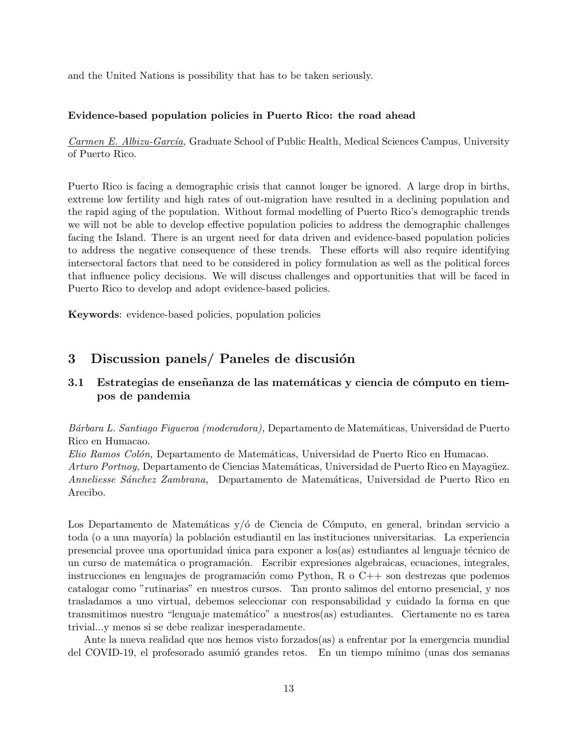and the United Nations is possibility that has to be taken seriously.

**Evidence-based population policies in Puerto Rico: the road ahead**

*Carmen E. Albizu-García,* Graduate School of Public Health, Medical Sciences Campus, University of Puerto Rico.

Puerto Rico is facing a demographic crisis that cannot longer be ignored. A large drop in births, extreme low fertility and high rates of out-migration have resulted in a declining population and the rapid aging of the population. Without formal modelling of Puerto Rico's demographic trends we will not be able to develop effective population policies to address the demographic challenges facing the Island. There is an urgent need for data driven and evidence-based population policies to address the negative consequence of these trends. These efforts will also require identifying intersectoral factors that need to be considered in policy formulation as well as the political forces that influence policy decisions. We will discuss challenges and opportunities that will be faced in Puerto Rico to develop and adopt evidence-based policies.

**Keywords**: evidence-based policies, population policies

# 3 Discussion panels/ Paneles de discusión

## 3.1 Estrategias de enseñanza de las matemáticas y ciencia de cómputo en tiempos de pandemia

*Bárbara L. Santiago Figueroa (moderadora),* Departamento de Matemáticas, Universidad de Puerto Rico en Humacao.
*Elio Ramos Colón,* Departamento de Matemáticas, Universidad de Puerto Rico en Humacao.
*Arturo Portnoy,* Departamento de Ciencias Matemáticas, Universidad de Puerto Rico en Mayagüez.
*Anneliesse Sánchez Zambrana,* Departamento de Matemáticas, Universidad de Puerto Rico en Arecibo.

Los Departamento de Matemáticas y/ó de Ciencia de Cómputo, en general, brindan servicio a toda (o a una mayoría) la población estudiantil en las instituciones universitarias. La experiencia presencial provee una oportunidad única para exponer a los(as) estudiantes al lenguaje técnico de un curso de matemática o programación. Escribir expresiones algebraicas, ecuaciones, integrales, instrucciones en lenguajes de programación como Python, R o C++ son destrezas que podemos catalogar como "rutinarias" en nuestros cursos. Tan pronto salimos del entorno presencial, y nos trasladamos a uno virtual, debemos seleccionar con responsabilidad y cuidado la forma en que transmitimos nuestro "lenguaje matemático" a nuestros(as) estudiantes. Ciertamente no es tarea trivial...y menos si se debe realizar inesperadamente.

Ante la nueva realidad que nos hemos visto forzados(as) a enfrentar por la emergencia mundial del COVID-19, el profesorado asumió grandes retos. En un tiempo mínimo (unas dos semanas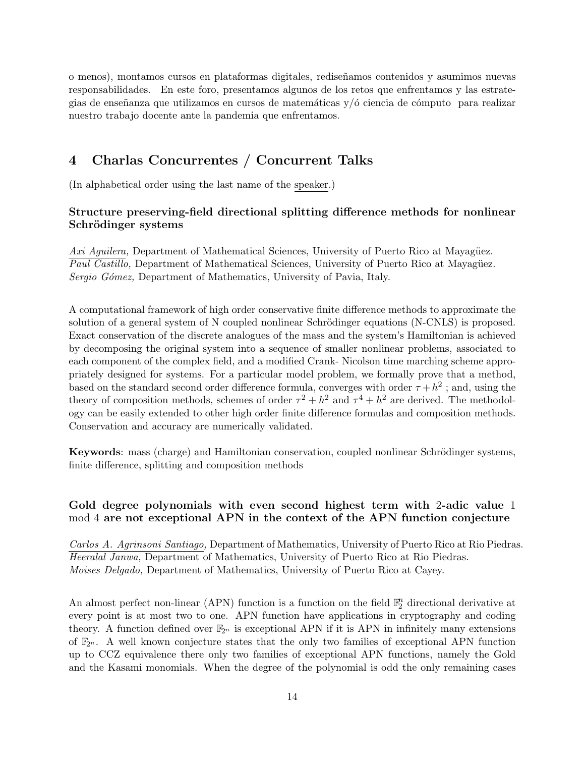o menos), montamos cursos en plataformas digitales, rediseñamos contenidos y asumimos nuevas responsabilidades. En este foro, presentamos algunos de los retos que enfrentamos y las estrategias de enseñanza que utilizamos en cursos de matemáticas y/ó ciencia de cómputo para realizar nuestro trabajo docente ante la pandemia que enfrentamos.

# 4 Charlas Concurrentes / Concurrent Talks

(In alphabetical order using the last name of the speaker.)

### Structure preserving-field directional splitting difference methods for nonlinear Schrödinger systems

*Axi Aguilera,* Department of Mathematical Sciences, University of Puerto Rico at Mayagüez.
*Paul Castillo,* Department of Mathematical Sciences, University of Puerto Rico at Mayagüez.
*Sergio Gómez,* Department of Mathematics, University of Pavia, Italy.

A computational framework of high order conservative finite difference methods to approximate the solution of a general system of N coupled nonlinear Schrödinger equations (N-CNLS) is proposed. Exact conservation of the discrete analogues of the mass and the system's Hamiltonian is achieved by decomposing the original system into a sequence of smaller nonlinear problems, associated to each component of the complex field, and a modified Crank- Nicolson time marching scheme appropriately designed for systems. For a particular model problem, we formally prove that a method, based on the standard second order difference formula, converges with order $\tau + h^2$ ; and, using the theory of composition methods, schemes of order $\tau^2 + h^2$ and $\tau^4 + h^2$ are derived. The methodology can be easily extended to other high order finite difference formulas and composition methods. Conservation and accuracy are numerically validated.

**Keywords**: mass (charge) and Hamiltonian conservation, coupled nonlinear Schrödinger systems, finite difference, splitting and composition methods

### Gold degree polynomials with even second highest term with 2-adic value 1 mod 4 are not exceptional APN in the context of the APN function conjecture

*Carlos A. Agrinsoni Santiago,* Department of Mathematics, University of Puerto Rico at Rio Piedras.
*Heeralal Janwa,* Department of Mathematics, University of Puerto Rico at Rio Piedras.
*Moises Delgado,* Department of Mathematics, University of Puerto Rico at Cayey.

An almost perfect non-linear (APN) function is a function on the field $\mathbb{F}_2^n$ directional derivative at every point is at most two to one. APN function have applications in cryptography and coding theory. A function defined over $\mathbb{F}_{2^n}$ is exceptional APN if it is APN in infinitely many extensions of $\mathbb{F}_{2^n}$. A well known conjecture states that the only two families of exceptional APN function up to CCZ equivalence there only two families of exceptional APN functions, namely the Gold and the Kasami monomials. When the degree of the polynomial is odd the only remaining cases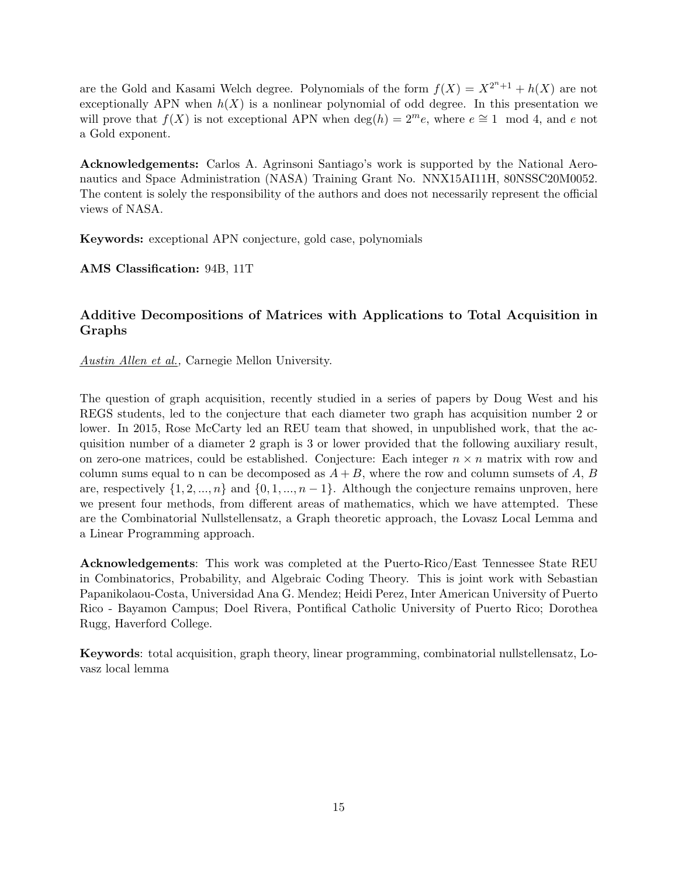are the Gold and Kasami Welch degree. Polynomials of the form $f(X) = X^{2^n+1} + h(X)$ are not exceptionally APN when $h(X)$ is a nonlinear polynomial of odd degree. In this presentation we will prove that $f(X)$ is not exceptional APN when $\deg(h) = 2^m e$, where $e \cong 1 \mod 4$, and $e$ not a Gold exponent.

**Acknowledgements:** Carlos A. Agrinsoni Santiago's work is supported by the National Aeronautics and Space Administration (NASA) Training Grant No. NNX15AI11H, 80NSSC20M0052. The content is solely the responsibility of the authors and does not necessarily represent the official views of NASA.

**Keywords:** exceptional APN conjecture, gold case, polynomials

**AMS Classification:** 94B, 11T

### Additive Decompositions of Matrices with Applications to Total Acquisition in Graphs

*Austin Allen et al.,* Carnegie Mellon University.

The question of graph acquisition, recently studied in a series of papers by Doug West and his REGS students, led to the conjecture that each diameter two graph has acquisition number 2 or lower. In 2015, Rose McCarty led an REU team that showed, in unpublished work, that the acquisition number of a diameter 2 graph is 3 or lower provided that the following auxiliary result, on zero-one matrices, could be established. Conjecture: Each integer $n \times n$ matrix with row and column sums equal to n can be decomposed as $A + B$, where the row and column sumsets of $A$, $B$ are, respectively $\{1, 2, ..., n\}$ and $\{0, 1, ..., n-1\}$. Although the conjecture remains unproven, here we present four methods, from different areas of mathematics, which we have attempted. These are the Combinatorial Nullstellensatz, a Graph theoretic approach, the Lovasz Local Lemma and a Linear Programming approach.

**Acknowledgements**: This work was completed at the Puerto-Rico/East Tennessee State REU in Combinatorics, Probability, and Algebraic Coding Theory. This is joint work with Sebastian Papanikolaou-Costa, Universidad Ana G. Mendez; Heidi Perez, Inter American University of Puerto Rico - Bayamon Campus; Doel Rivera, Pontifical Catholic University of Puerto Rico; Dorothea Rugg, Haverford College.

**Keywords**: total acquisition, graph theory, linear programming, combinatorial nullstellensatz, Lovasz local lemma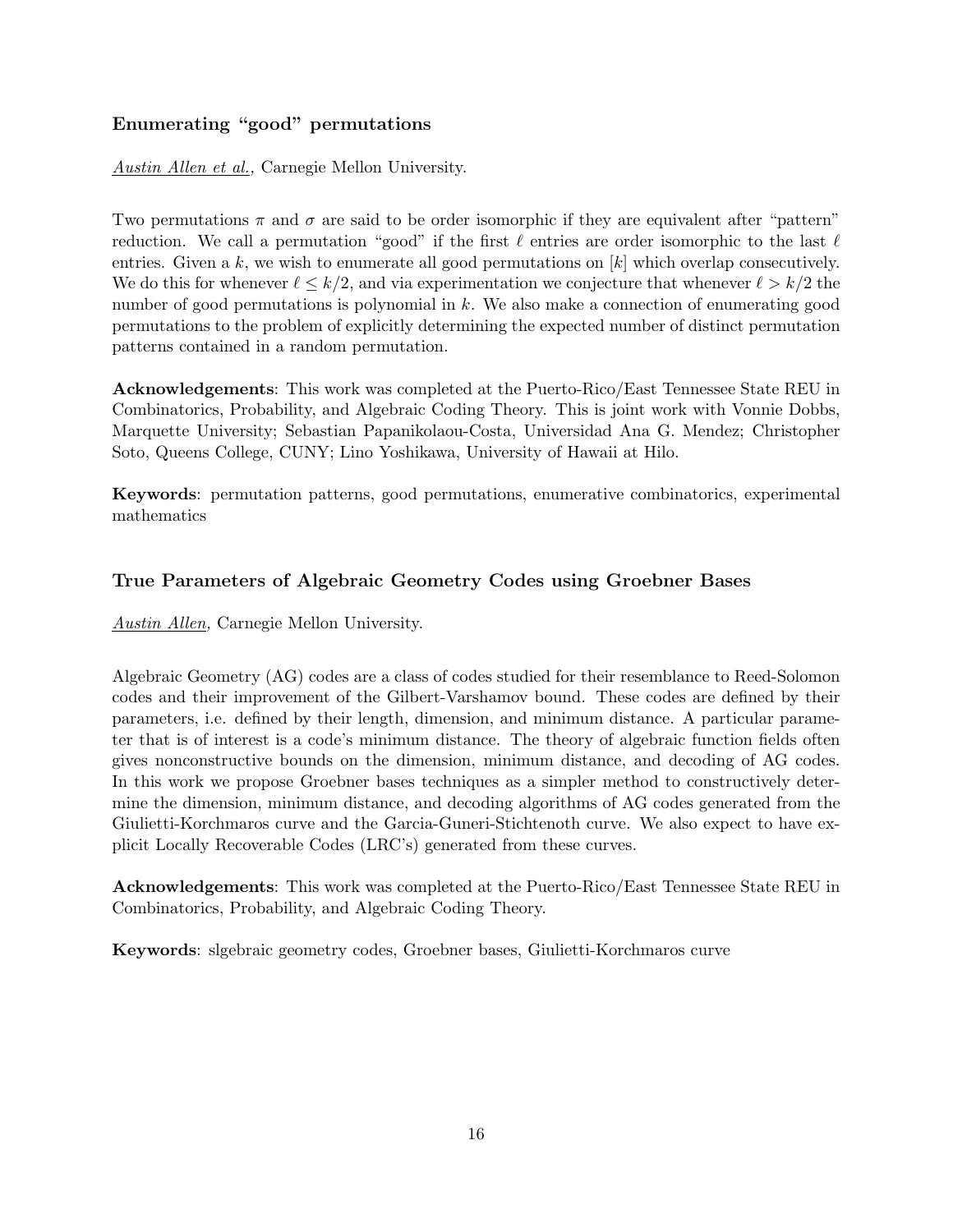### Enumerating "good" permutations

_Austin Allen et al._, Carnegie Mellon University.

Two permutations $\pi$ and $\sigma$ are said to be order isomorphic if they are equivalent after "pattern" reduction. We call a permutation "good" if the first $\ell$ entries are order isomorphic to the last $\ell$ entries. Given a $k$, we wish to enumerate all good permutations on $[k]$ which overlap consecutively. We do this for whenever $\ell \leq k/2$, and via experimentation we conjecture that whenever $\ell > k/2$ the number of good permutations is polynomial in $k$. We also make a connection of enumerating good permutations to the problem of explicitly determining the expected number of distinct permutation patterns contained in a random permutation.

**Acknowledgements**: This work was completed at the Puerto-Rico/East Tennessee State REU in Combinatorics, Probability, and Algebraic Coding Theory. This is joint work with Vonnie Dobbs, Marquette University; Sebastian Papanikolaou-Costa, Universidad Ana G. Mendez; Christopher Soto, Queens College, CUNY; Lino Yoshikawa, University of Hawaii at Hilo.

**Keywords**: permutation patterns, good permutations, enumerative combinatorics, experimental mathematics

### True Parameters of Algebraic Geometry Codes using Groebner Bases

_Austin Allen_, Carnegie Mellon University.

Algebraic Geometry (AG) codes are a class of codes studied for their resemblance to Reed-Solomon codes and their improvement of the Gilbert-Varshamov bound. These codes are defined by their parameters, i.e. defined by their length, dimension, and minimum distance. A particular parameter that is of interest is a code's minimum distance. The theory of algebraic function fields often gives nonconstructive bounds on the dimension, minimum distance, and decoding of AG codes. In this work we propose Groebner bases techniques as a simpler method to constructively determine the dimension, minimum distance, and decoding algorithms of AG codes generated from the Giulietti-Korchmaros curve and the Garcia-Guneri-Stichtenoth curve. We also expect to have explicit Locally Recoverable Codes (LRC's) generated from these curves.

**Acknowledgements**: This work was completed at the Puerto-Rico/East Tennessee State REU in Combinatorics, Probability, and Algebraic Coding Theory.

**Keywords**: slgebraic geometry codes, Groebner bases, Giulietti-Korchmaros curve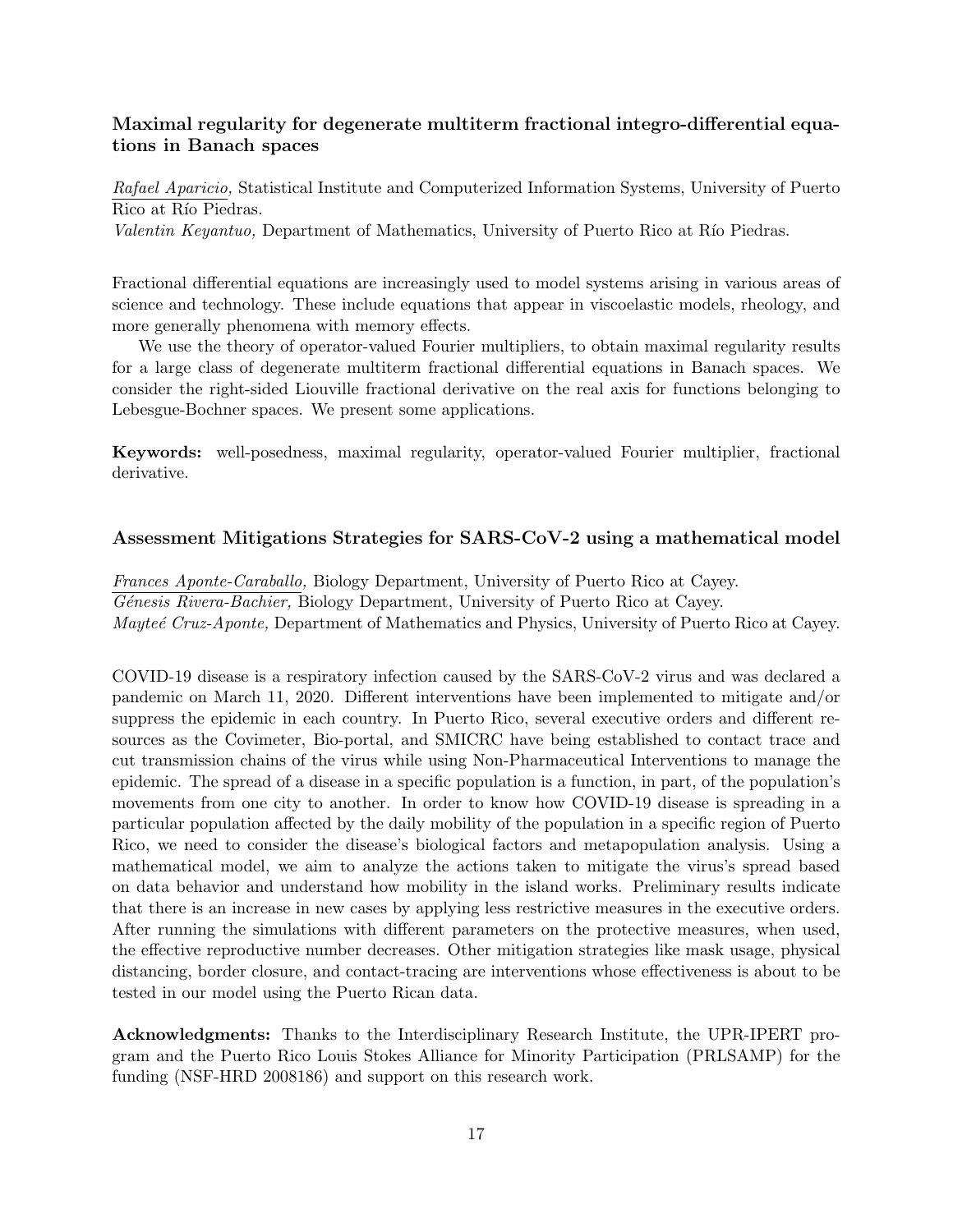### Maximal regularity for degenerate multiterm fractional integro-differential equations in Banach spaces

*Rafael Aparicio,* Statistical Institute and Computerized Information Systems, University of Puerto Rico at Río Piedras.
*Valentin Keyantuo,* Department of Mathematics, University of Puerto Rico at Río Piedras.

Fractional differential equations are increasingly used to model systems arising in various areas of science and technology. These include equations that appear in viscoelastic models, rheology, and more generally phenomena with memory effects.

We use the theory of operator-valued Fourier multipliers, to obtain maximal regularity results for a large class of degenerate multiterm fractional differential equations in Banach spaces. We consider the right-sided Liouville fractional derivative on the real axis for functions belonging to Lebesgue-Bochner spaces. We present some applications.

**Keywords:** well-posedness, maximal regularity, operator-valued Fourier multiplier, fractional derivative.

### Assessment Mitigations Strategies for SARS-CoV-2 using a mathematical model

*Frances Aponte-Caraballo,* Biology Department, University of Puerto Rico at Cayey.
*Génesis Rivera-Bachier,* Biology Department, University of Puerto Rico at Cayey.
*Mayteé Cruz-Aponte,* Department of Mathematics and Physics, University of Puerto Rico at Cayey.

COVID-19 disease is a respiratory infection caused by the SARS-CoV-2 virus and was declared a pandemic on March 11, 2020. Different interventions have been implemented to mitigate and/or suppress the epidemic in each country. In Puerto Rico, several executive orders and different resources as the Covimeter, Bio-portal, and SMICRC have being established to contact trace and cut transmission chains of the virus while using Non-Pharmaceutical Interventions to manage the epidemic. The spread of a disease in a specific population is a function, in part, of the population's movements from one city to another. In order to know how COVID-19 disease is spreading in a particular population affected by the daily mobility of the population in a specific region of Puerto Rico, we need to consider the disease's biological factors and metapopulation analysis. Using a mathematical model, we aim to analyze the actions taken to mitigate the virus's spread based on data behavior and understand how mobility in the island works. Preliminary results indicate that there is an increase in new cases by applying less restrictive measures in the executive orders. After running the simulations with different parameters on the protective measures, when used, the effective reproductive number decreases. Other mitigation strategies like mask usage, physical distancing, border closure, and contact-tracing are interventions whose effectiveness is about to be tested in our model using the Puerto Rican data.

**Acknowledgments:** Thanks to the Interdisciplinary Research Institute, the UPR-IPERT program and the Puerto Rico Louis Stokes Alliance for Minority Participation (PRLSAMP) for the funding (NSF-HRD 2008186) and support on this research work.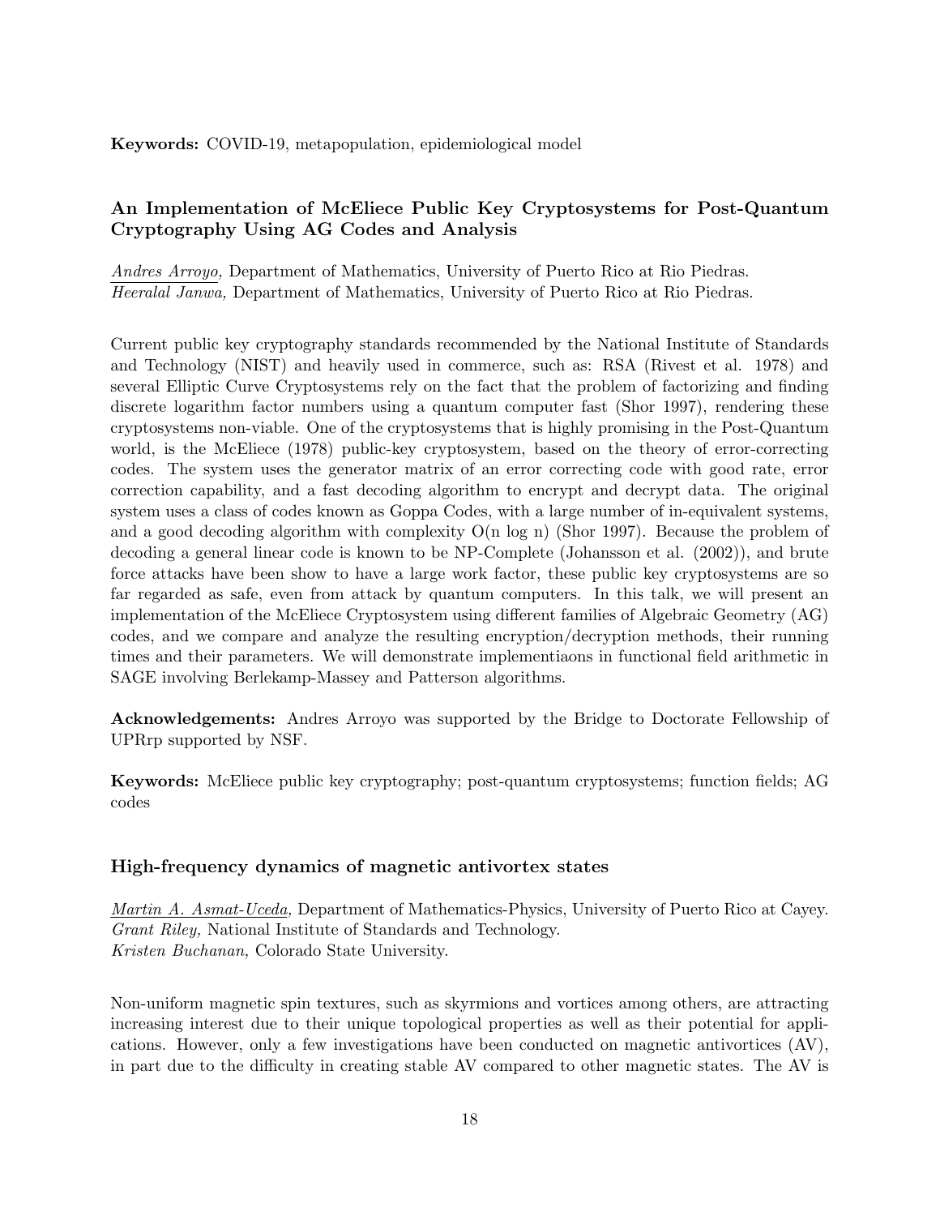**Keywords:** COVID-19, metapopulation, epidemiological model

### An Implementation of McEliece Public Key Cryptosystems for Post-Quantum Cryptography Using AG Codes and Analysis

*Andres Arroyo,* Department of Mathematics, University of Puerto Rico at Rio Piedras.
*Heeralal Janwa,* Department of Mathematics, University of Puerto Rico at Rio Piedras.

Current public key cryptography standards recommended by the National Institute of Standards and Technology (NIST) and heavily used in commerce, such as: RSA (Rivest et al. 1978) and several Elliptic Curve Cryptosystems rely on the fact that the problem of factorizing and finding discrete logarithm factor numbers using a quantum computer fast (Shor 1997), rendering these cryptosystems non-viable. One of the cryptosystems that is highly promising in the Post-Quantum world, is the McEliece (1978) public-key cryptosystem, based on the theory of error-correcting codes. The system uses the generator matrix of an error correcting code with good rate, error correction capability, and a fast decoding algorithm to encrypt and decrypt data. The original system uses a class of codes known as Goppa Codes, with a large number of in-equivalent systems, and a good decoding algorithm with complexity O(n log n) (Shor 1997). Because the problem of decoding a general linear code is known to be NP-Complete (Johansson et al. (2002)), and brute force attacks have been show to have a large work factor, these public key cryptosystems are so far regarded as safe, even from attack by quantum computers. In this talk, we will present an implementation of the McEliece Cryptosystem using different families of Algebraic Geometry (AG) codes, and we compare and analyze the resulting encryption/decryption methods, their running times and their parameters. We will demonstrate implementiaons in functional field arithmetic in SAGE involving Berlekamp-Massey and Patterson algorithms.

**Acknowledgements:** Andres Arroyo was supported by the Bridge to Doctorate Fellowship of UPRrp supported by NSF.

**Keywords:** McEliece public key cryptography; post-quantum cryptosystems; function fields; AG codes

### High-frequency dynamics of magnetic antivortex states

*Martin A. Asmat-Uceda,* Department of Mathematics-Physics, University of Puerto Rico at Cayey.
*Grant Riley,* National Institute of Standards and Technology.
*Kristen Buchanan,* Colorado State University.

Non-uniform magnetic spin textures, such as skyrmions and vortices among others, are attracting increasing interest due to their unique topological properties as well as their potential for applications. However, only a few investigations have been conducted on magnetic antivortices (AV), in part due to the difficulty in creating stable AV compared to other magnetic states. The AV is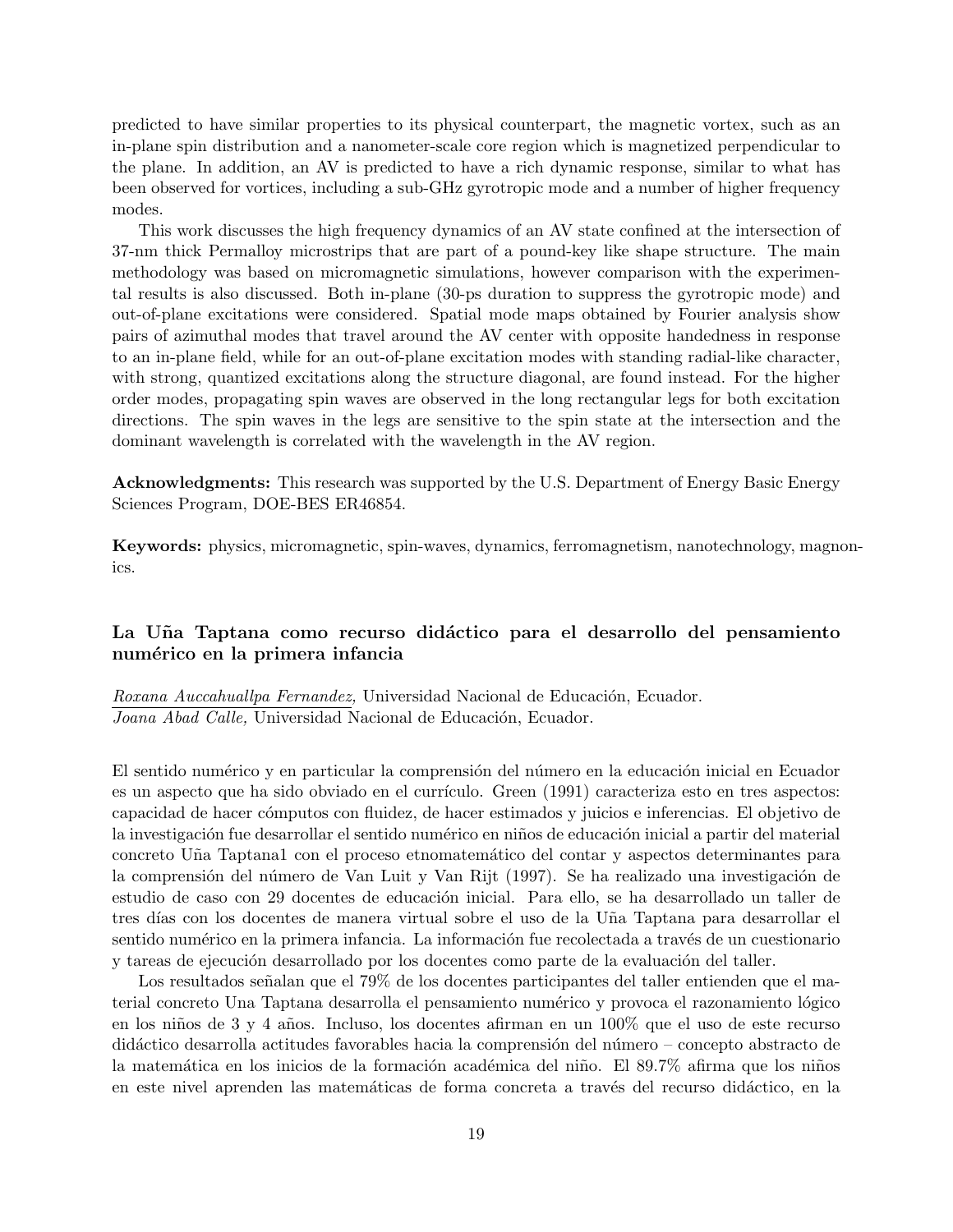predicted to have similar properties to its physical counterpart, the magnetic vortex, such as an in-plane spin distribution and a nanometer-scale core region which is magnetized perpendicular to the plane. In addition, an AV is predicted to have a rich dynamic response, similar to what has been observed for vortices, including a sub-GHz gyrotropic mode and a number of higher frequency modes.

This work discusses the high frequency dynamics of an AV state confined at the intersection of 37-nm thick Permalloy microstrips that are part of a pound-key like shape structure. The main methodology was based on micromagnetic simulations, however comparison with the experimental results is also discussed. Both in-plane (30-ps duration to suppress the gyrotropic mode) and out-of-plane excitations were considered. Spatial mode maps obtained by Fourier analysis show pairs of azimuthal modes that travel around the AV center with opposite handedness in response to an in-plane field, while for an out-of-plane excitation modes with standing radial-like character, with strong, quantized excitations along the structure diagonal, are found instead. For the higher order modes, propagating spin waves are observed in the long rectangular legs for both excitation directions. The spin waves in the legs are sensitive to the spin state at the intersection and the dominant wavelength is correlated with the wavelength in the AV region.

**Acknowledgments:** This research was supported by the U.S. Department of Energy Basic Energy Sciences Program, DOE-BES ER46854.

**Keywords:** physics, micromagnetic, spin-waves, dynamics, ferromagnetism, nanotechnology, magnonics.

### La Uña Taptana como recurso didáctico para el desarrollo del pensamiento numérico en la primera infancia

*Roxana Auccahuallpa Fernandez,* Universidad Nacional de Educación, Ecuador.
*Joana Abad Calle,* Universidad Nacional de Educación, Ecuador.

El sentido numérico y en particular la comprensión del número en la educación inicial en Ecuador es un aspecto que ha sido obviado en el currículo. Green (1991) caracteriza esto en tres aspectos: capacidad de hacer cómputos con fluidez, de hacer estimados y juicios e inferencias. El objetivo de la investigación fue desarrollar el sentido numérico en niños de educación inicial a partir del material concreto Uña Taptana1 con el proceso etnomatemático del contar y aspectos determinantes para la comprensión del número de Van Luit y Van Rijt (1997). Se ha realizado una investigación de estudio de caso con 29 docentes de educación inicial. Para ello, se ha desarrollado un taller de tres días con los docentes de manera virtual sobre el uso de la Uña Taptana para desarrollar el sentido numérico en la primera infancia. La información fue recolectada a través de un cuestionario y tareas de ejecución desarrollado por los docentes como parte de la evaluación del taller.

Los resultados señalan que el 79% de los docentes participantes del taller entienden que el material concreto Una Taptana desarrolla el pensamiento numérico y provoca el razonamiento lógico en los niños de 3 y 4 años. Incluso, los docentes afirman en un 100% que el uso de este recurso didáctico desarrolla actitudes favorables hacia la comprensión del número – concepto abstracto de la matemática en los inicios de la formación académica del niño. El 89.7% afirma que los niños en este nivel aprenden las matemáticas de forma concreta a través del recurso didáctico, en la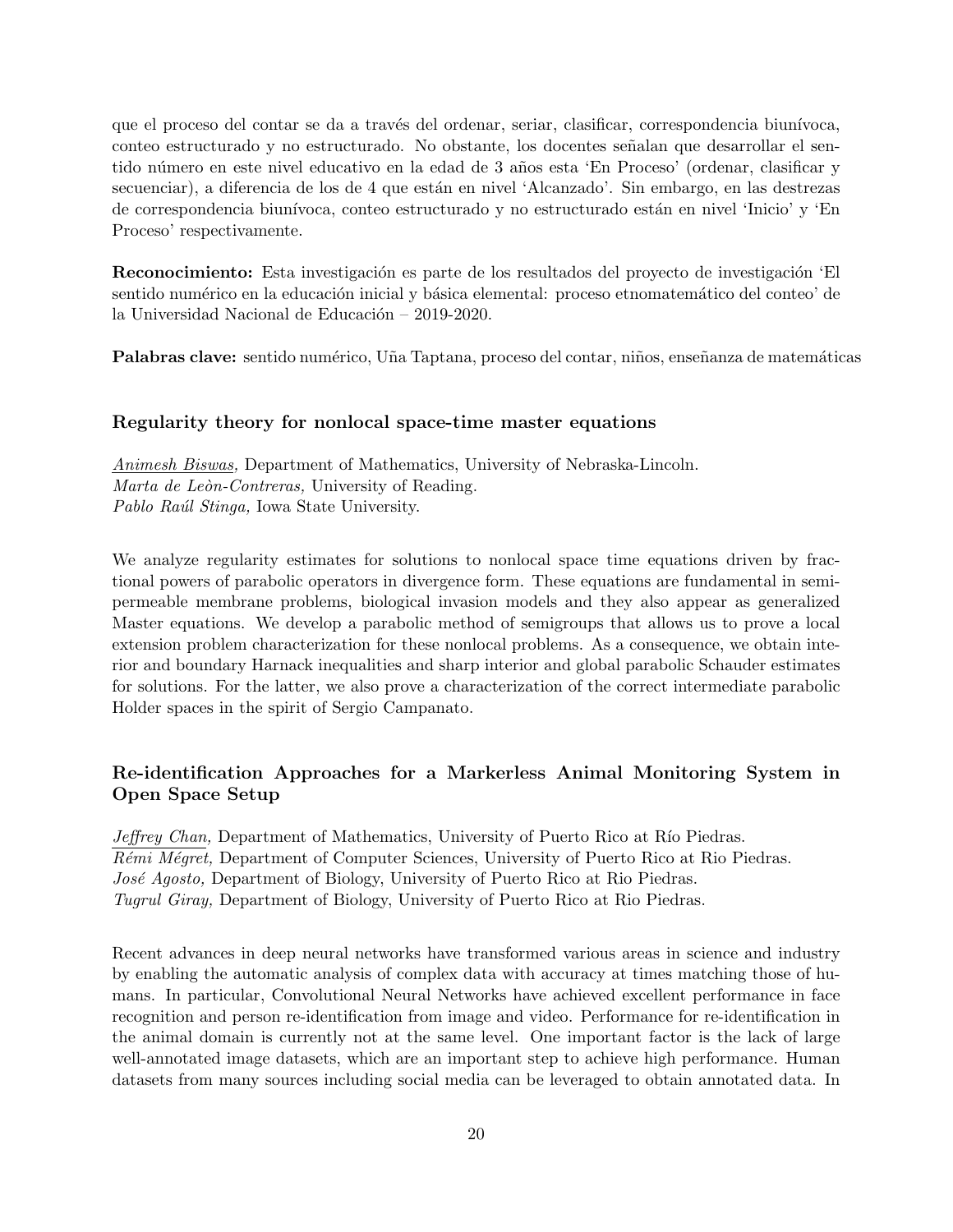que el proceso del contar se da a través del ordenar, seriar, clasificar, correspondencia biunívoca, conteo estructurado y no estructurado. No obstante, los docentes señalan que desarrollar el sentido número en este nivel educativo en la edad de 3 años esta 'En Proceso' (ordenar, clasificar y secuenciar), a diferencia de los de 4 que están en nivel 'Alcanzado'. Sin embargo, en las destrezas de correspondencia biunívoca, conteo estructurado y no estructurado están en nivel 'Inicio' y 'En Proceso' respectivamente.

**Reconocimiento:** Esta investigación es parte de los resultados del proyecto de investigación 'El sentido numérico en la educación inicial y básica elemental: proceso etnomatemático del conteo' de la Universidad Nacional de Educación – 2019-2020.

**Palabras clave:** sentido numérico, Uña Taptana, proceso del contar, niños, enseñanza de matemáticas

### Regularity theory for nonlocal space-time master equations

*Animesh Biswas,* Department of Mathematics, University of Nebraska-Lincoln.
*Marta de Leòn-Contreras,* University of Reading.
*Pablo Raúl Stinga,* Iowa State University.

We analyze regularity estimates for solutions to nonlocal space time equations driven by fractional powers of parabolic operators in divergence form. These equations are fundamental in semipermeable membrane problems, biological invasion models and they also appear as generalized Master equations. We develop a parabolic method of semigroups that allows us to prove a local extension problem characterization for these nonlocal problems. As a consequence, we obtain interior and boundary Harnack inequalities and sharp interior and global parabolic Schauder estimates for solutions. For the latter, we also prove a characterization of the correct intermediate parabolic Holder spaces in the spirit of Sergio Campanato.

### Re-identification Approaches for a Markerless Animal Monitoring System in Open Space Setup

*Jeffrey Chan,* Department of Mathematics, University of Puerto Rico at Río Piedras.
*Rémi Mégret,* Department of Computer Sciences, University of Puerto Rico at Rio Piedras.
*José Agosto,* Department of Biology, University of Puerto Rico at Rio Piedras.
*Tugrul Giray,* Department of Biology, University of Puerto Rico at Rio Piedras.

Recent advances in deep neural networks have transformed various areas in science and industry by enabling the automatic analysis of complex data with accuracy at times matching those of humans. In particular, Convolutional Neural Networks have achieved excellent performance in face recognition and person re-identification from image and video. Performance for re-identification in the animal domain is currently not at the same level. One important factor is the lack of large well-annotated image datasets, which are an important step to achieve high performance. Human datasets from many sources including social media can be leveraged to obtain annotated data. In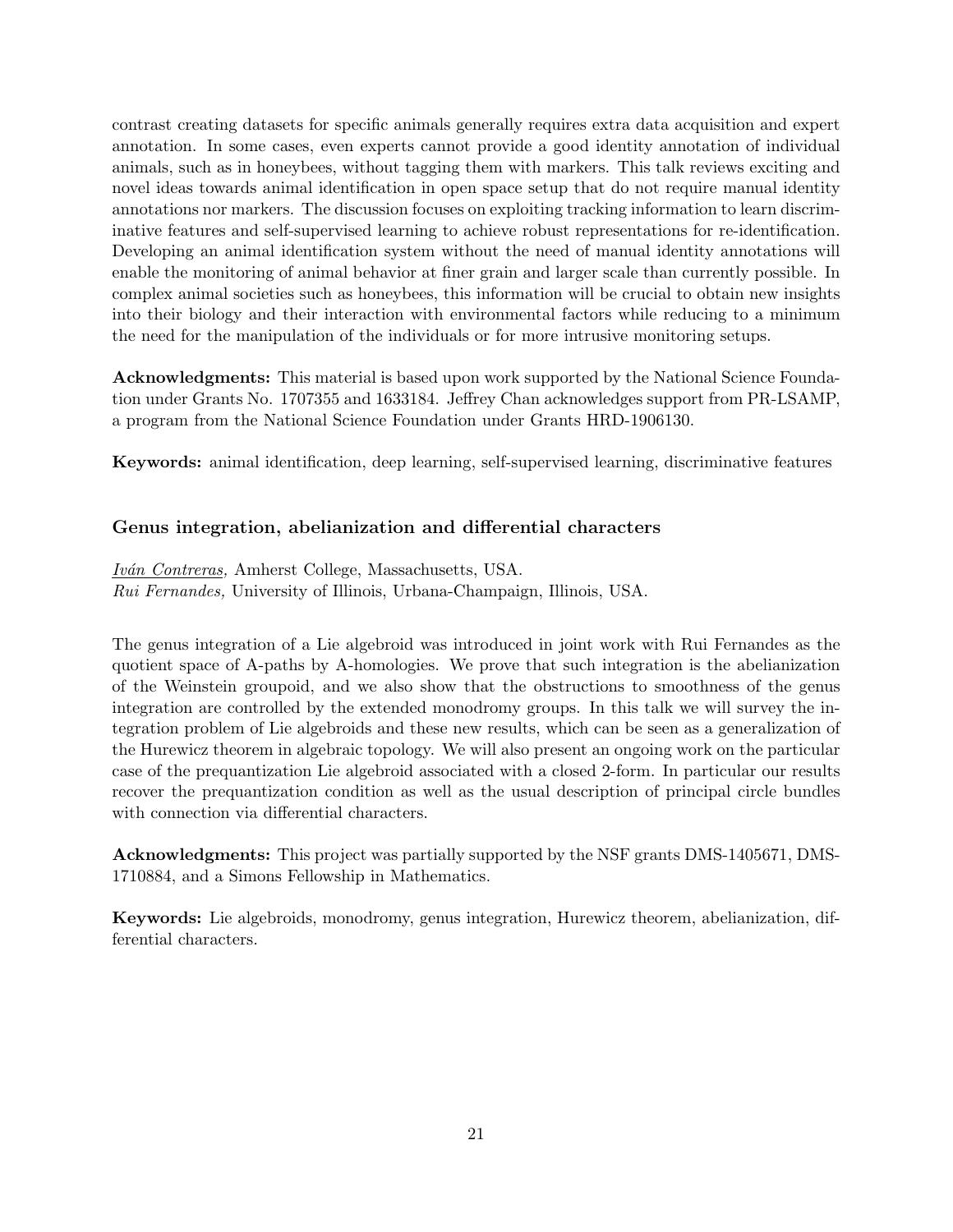contrast creating datasets for specific animals generally requires extra data acquisition and expert annotation. In some cases, even experts cannot provide a good identity annotation of individual animals, such as in honeybees, without tagging them with markers. This talk reviews exciting and novel ideas towards animal identification in open space setup that do not require manual identity annotations nor markers. The discussion focuses on exploiting tracking information to learn discriminative features and self-supervised learning to achieve robust representations for re-identification. Developing an animal identification system without the need of manual identity annotations will enable the monitoring of animal behavior at finer grain and larger scale than currently possible. In complex animal societies such as honeybees, this information will be crucial to obtain new insights into their biology and their interaction with environmental factors while reducing to a minimum the need for the manipulation of the individuals or for more intrusive monitoring setups.

**Acknowledgments:** This material is based upon work supported by the National Science Foundation under Grants No. 1707355 and 1633184. Jeffrey Chan acknowledges support from PR-LSAMP, a program from the National Science Foundation under Grants HRD-1906130.

**Keywords:** animal identification, deep learning, self-supervised learning, discriminative features

### Genus integration, abelianization and differential characters

*Iván Contreras,* Amherst College, Massachusetts, USA.
*Rui Fernandes,* University of Illinois, Urbana-Champaign, Illinois, USA.

The genus integration of a Lie algebroid was introduced in joint work with Rui Fernandes as the quotient space of A-paths by A-homologies. We prove that such integration is the abelianization of the Weinstein groupoid, and we also show that the obstructions to smoothness of the genus integration are controlled by the extended monodromy groups. In this talk we will survey the integration problem of Lie algebroids and these new results, which can be seen as a generalization of the Hurewicz theorem in algebraic topology. We will also present an ongoing work on the particular case of the prequantization Lie algebroid associated with a closed 2-form. In particular our results recover the prequantization condition as well as the usual description of principal circle bundles with connection via differential characters.

**Acknowledgments:** This project was partially supported by the NSF grants DMS-1405671, DMS-1710884, and a Simons Fellowship in Mathematics.

**Keywords:** Lie algebroids, monodromy, genus integration, Hurewicz theorem, abelianization, differential characters.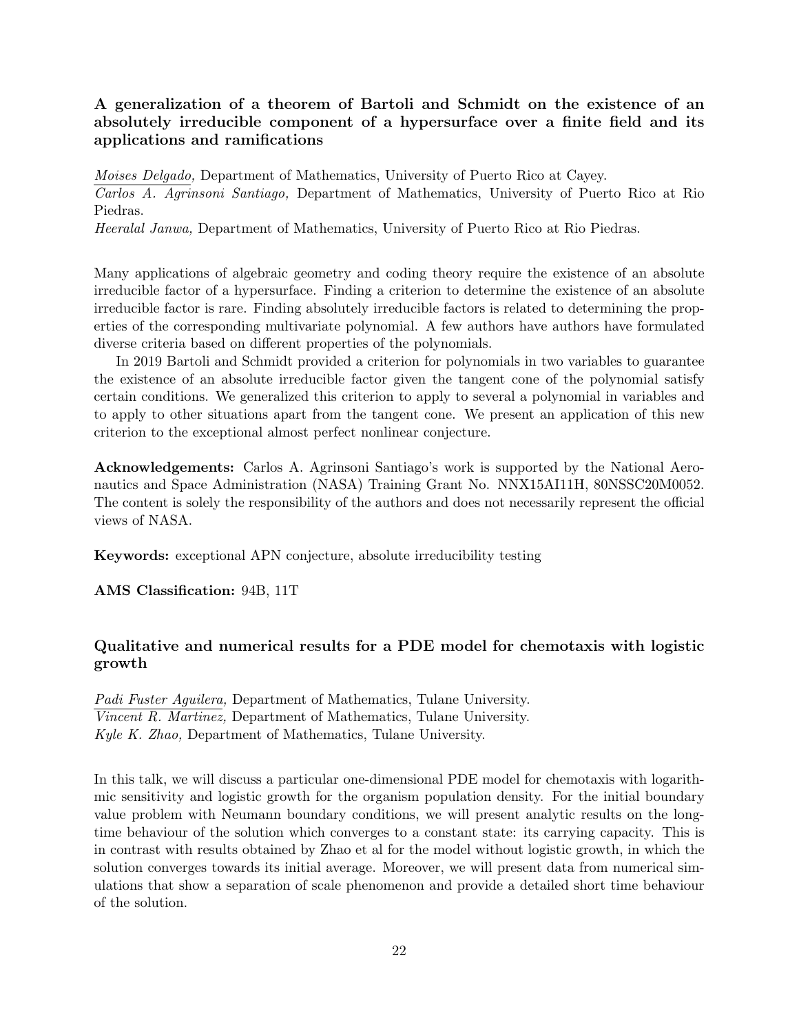### A generalization of a theorem of Bartoli and Schmidt on the existence of an absolutely irreducible component of a hypersurface over a finite field and its applications and ramifications

*Moises Delgado,* Department of Mathematics, University of Puerto Rico at Cayey.
*Carlos A. Agrinsoni Santiago,* Department of Mathematics, University of Puerto Rico at Rio Piedras.
*Heeralal Janwa,* Department of Mathematics, University of Puerto Rico at Rio Piedras.

Many applications of algebraic geometry and coding theory require the existence of an absolute irreducible factor of a hypersurface. Finding a criterion to determine the existence of an absolute irreducible factor is rare. Finding absolutely irreducible factors is related to determining the properties of the corresponding multivariate polynomial. A few authors have authors have formulated diverse criteria based on different properties of the polynomials.

In 2019 Bartoli and Schmidt provided a criterion for polynomials in two variables to guarantee the existence of an absolute irreducible factor given the tangent cone of the polynomial satisfy certain conditions. We generalized this criterion to apply to several a polynomial in variables and to apply to other situations apart from the tangent cone. We present an application of this new criterion to the exceptional almost perfect nonlinear conjecture.

**Acknowledgements:** Carlos A. Agrinsoni Santiago's work is supported by the National Aeronautics and Space Administration (NASA) Training Grant No. NNX15AI11H, 80NSSC20M0052. The content is solely the responsibility of the authors and does not necessarily represent the official views of NASA.

**Keywords:** exceptional APN conjecture, absolute irreducibility testing

**AMS Classification:** 94B, 11T

### Qualitative and numerical results for a PDE model for chemotaxis with logistic growth

*Padi Fuster Aguilera,* Department of Mathematics, Tulane University.
*Vincent R. Martinez,* Department of Mathematics, Tulane University.
*Kyle K. Zhao,* Department of Mathematics, Tulane University.

In this talk, we will discuss a particular one-dimensional PDE model for chemotaxis with logarithmic sensitivity and logistic growth for the organism population density. For the initial boundary value problem with Neumann boundary conditions, we will present analytic results on the long-time behaviour of the solution which converges to a constant state: its carrying capacity. This is in contrast with results obtained by Zhao et al for the model without logistic growth, in which the solution converges towards its initial average. Moreover, we will present data from numerical simulations that show a separation of scale phenomenon and provide a detailed short time behaviour of the solution.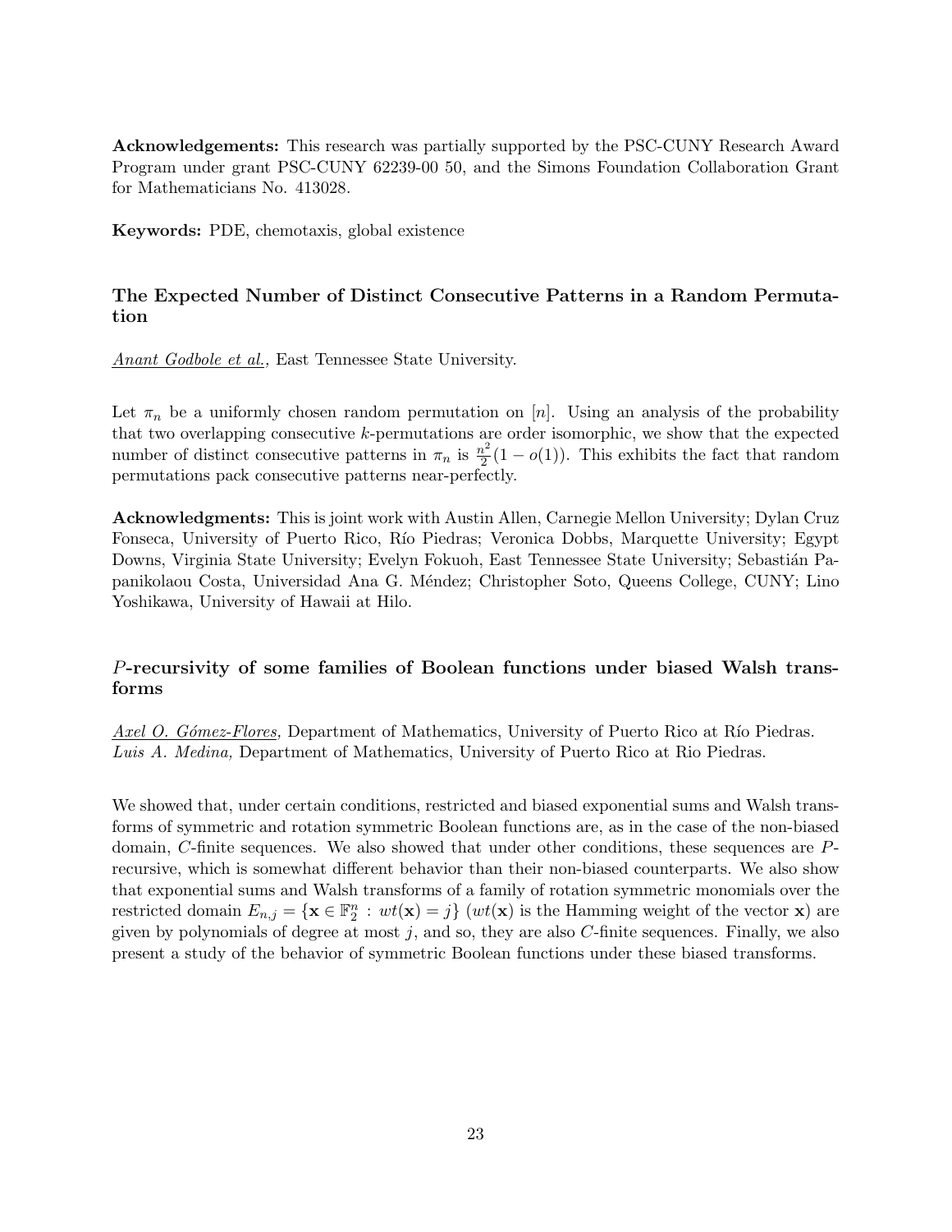**Acknowledgements:** This research was partially supported by the PSC-CUNY Research Award Program under grant PSC-CUNY 62239-00 50, and the Simons Foundation Collaboration Grant for Mathematicians No. 413028.

**Keywords:** PDE, chemotaxis, global existence

### The Expected Number of Distinct Consecutive Patterns in a Random Permutation

*Anant Godbole et al.*, East Tennessee State University.

Let $\pi_n$ be a uniformly chosen random permutation on $[n]$. Using an analysis of the probability that two overlapping consecutive $k$-permutations are order isomorphic, we show that the expected number of distinct consecutive patterns in $\pi_n$ is $\frac{n^2}{2}(1 - o(1))$. This exhibits the fact that random permutations pack consecutive patterns near-perfectly.

**Acknowledgments:** This is joint work with Austin Allen, Carnegie Mellon University; Dylan Cruz Fonseca, University of Puerto Rico, Río Piedras; Veronica Dobbs, Marquette University; Egypt Downs, Virginia State University; Evelyn Fokuoh, East Tennessee State University; Sebastián Papanikolaou Costa, Universidad Ana G. Méndez; Christopher Soto, Queens College, CUNY; Lino Yoshikawa, University of Hawaii at Hilo.

### $P$-recursivity of some families of Boolean functions under biased Walsh transforms

*Axel O. Gómez-Flores,* Department of Mathematics, University of Puerto Rico at Río Piedras.
*Luis A. Medina,* Department of Mathematics, University of Puerto Rico at Rio Piedras.

We showed that, under certain conditions, restricted and biased exponential sums and Walsh transforms of symmetric and rotation symmetric Boolean functions are, as in the case of the non-biased domain, $C$-finite sequences. We also showed that under other conditions, these sequences are $P$-recursive, which is somewhat different behavior than their non-biased counterparts. We also show that exponential sums and Walsh transforms of a family of rotation symmetric monomials over the restricted domain $E_{n,j} = \{\mathbf{x} \in \mathbb{F}_2^n : wt(\mathbf{x}) = j\}$ ($wt(\mathbf{x})$ is the Hamming weight of the vector $\mathbf{x}$) are given by polynomials of degree at most $j$, and so, they are also $C$-finite sequences. Finally, we also present a study of the behavior of symmetric Boolean functions under these biased transforms.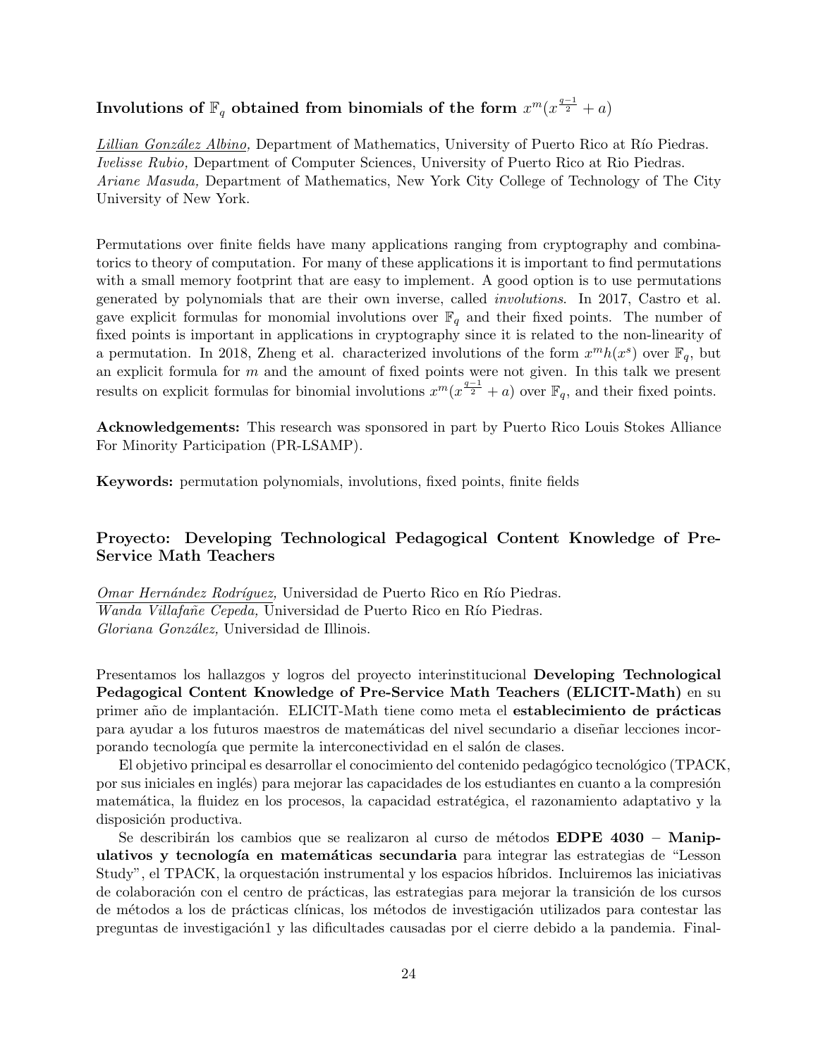### Involutions of $\mathbb{F}_q$ obtained from binomials of the form $x^m(x^{\frac{q-1}{2}} + a)$

*Lillian González Albino,* Department of Mathematics, University of Puerto Rico at Río Piedras.
*Ivelisse Rubio,* Department of Computer Sciences, University of Puerto Rico at Rio Piedras.
*Ariane Masuda,* Department of Mathematics, New York City College of Technology of The City University of New York.

Permutations over finite fields have many applications ranging from cryptography and combinatorics to theory of computation. For many of these applications it is important to find permutations with a small memory footprint that are easy to implement. A good option is to use permutations generated by polynomials that are their own inverse, called *involutions*. In 2017, Castro et al. gave explicit formulas for monomial involutions over $\mathbb{F}_q$ and their fixed points. The number of fixed points is important in applications in cryptography since it is related to the non-linearity of a permutation. In 2018, Zheng et al. characterized involutions of the form $x^m h(x^s)$ over $\mathbb{F}_q$, but an explicit formula for $m$ and the amount of fixed points were not given. In this talk we present results on explicit formulas for binomial involutions $x^m(x^{\frac{q-1}{2}} + a)$ over $\mathbb{F}_q$, and their fixed points.

**Acknowledgements:** This research was sponsored in part by Puerto Rico Louis Stokes Alliance For Minority Participation (PR-LSAMP).

**Keywords:** permutation polynomials, involutions, fixed points, finite fields

### Proyecto: Developing Technological Pedagogical Content Knowledge of Pre-Service Math Teachers

*Omar Hernández Rodríguez,* Universidad de Puerto Rico en Río Piedras.
*Wanda Villafañe Cepeda,* Universidad de Puerto Rico en Río Piedras.
*Gloriana González,* Universidad de Illinois.

Presentamos los hallazgos y logros del proyecto interinstitucional **Developing Technological Pedagogical Content Knowledge of Pre-Service Math Teachers (ELICIT-Math)** en su primer año de implantación. ELICIT-Math tiene como meta el **establecimiento de prácticas** para ayudar a los futuros maestros de matemáticas del nivel secundario a diseñar lecciones incorporando tecnología que permite la interconectividad en el salón de clases.

El objetivo principal es desarrollar el conocimiento del contenido pedagógico tecnológico (TPACK, por sus iniciales en inglés) para mejorar las capacidades de los estudiantes en cuanto a la compresión matemática, la fluidez en los procesos, la capacidad estratégica, el razonamiento adaptativo y la disposición productiva.

Se describirán los cambios que se realizaron al curso de métodos **EDPE 4030 – Manipulativos y tecnología en matemáticas secundaria** para integrar las estrategias de "Lesson Study", el TPACK, la orquestación instrumental y los espacios híbridos. Incluiremos las iniciativas de colaboración con el centro de prácticas, las estrategias para mejorar la transición de los cursos de métodos a los de prácticas clínicas, los métodos de investigación utilizados para contestar las preguntas de investigación1 y las dificultades causadas por el cierre debido a la pandemia. Final-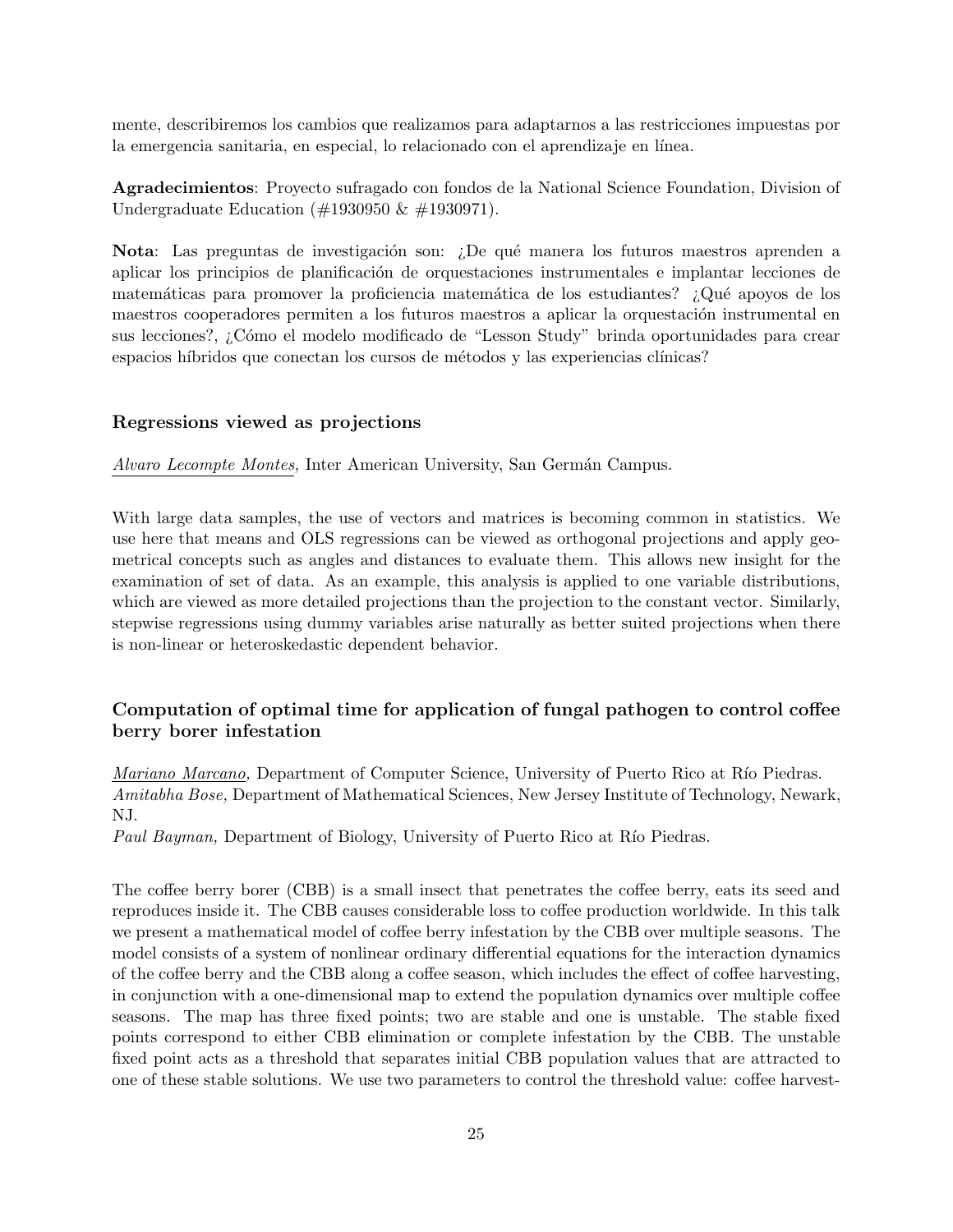mente, describiremos los cambios que realizamos para adaptarnos a las restricciones impuestas por la emergencia sanitaria, en especial, lo relacionado con el aprendizaje en línea.

**Agradecimientos**: Proyecto sufragado con fondos de la National Science Foundation, Division of Undergraduate Education (#1930950 & #1930971).

**Nota**: Las preguntas de investigación son: ¿De qué manera los futuros maestros aprenden a aplicar los principios de planificación de orquestaciones instrumentales e implantar lecciones de matemáticas para promover la proficiencia matemática de los estudiantes? ¿Qué apoyos de los maestros cooperadores permiten a los futuros maestros a aplicar la orquestación instrumental en sus lecciones?, ¿Cómo el modelo modificado de "Lesson Study" brinda oportunidades para crear espacios híbridos que conectan los cursos de métodos y las experiencias clínicas?

### Regressions viewed as projections

*Alvaro Lecompte Montes,* Inter American University, San Germán Campus.

With large data samples, the use of vectors and matrices is becoming common in statistics. We use here that means and OLS regressions can be viewed as orthogonal projections and apply geometrical concepts such as angles and distances to evaluate them. This allows new insight for the examination of set of data. As an example, this analysis is applied to one variable distributions, which are viewed as more detailed projections than the projection to the constant vector. Similarly, stepwise regressions using dummy variables arise naturally as better suited projections when there is non-linear or heteroskedastic dependent behavior.

### Computation of optimal time for application of fungal pathogen to control coffee berry borer infestation

*Mariano Marcano,* Department of Computer Science, University of Puerto Rico at Río Piedras.
*Amitabha Bose,* Department of Mathematical Sciences, New Jersey Institute of Technology, Newark, NJ.
*Paul Bayman,* Department of Biology, University of Puerto Rico at Río Piedras.

The coffee berry borer (CBB) is a small insect that penetrates the coffee berry, eats its seed and reproduces inside it. The CBB causes considerable loss to coffee production worldwide. In this talk we present a mathematical model of coffee berry infestation by the CBB over multiple seasons. The model consists of a system of nonlinear ordinary differential equations for the interaction dynamics of the coffee berry and the CBB along a coffee season, which includes the effect of coffee harvesting, in conjunction with a one-dimensional map to extend the population dynamics over multiple coffee seasons. The map has three fixed points; two are stable and one is unstable. The stable fixed points correspond to either CBB elimination or complete infestation by the CBB. The unstable fixed point acts as a threshold that separates initial CBB population values that are attracted to one of these stable solutions. We use two parameters to control the threshold value: coffee harvest-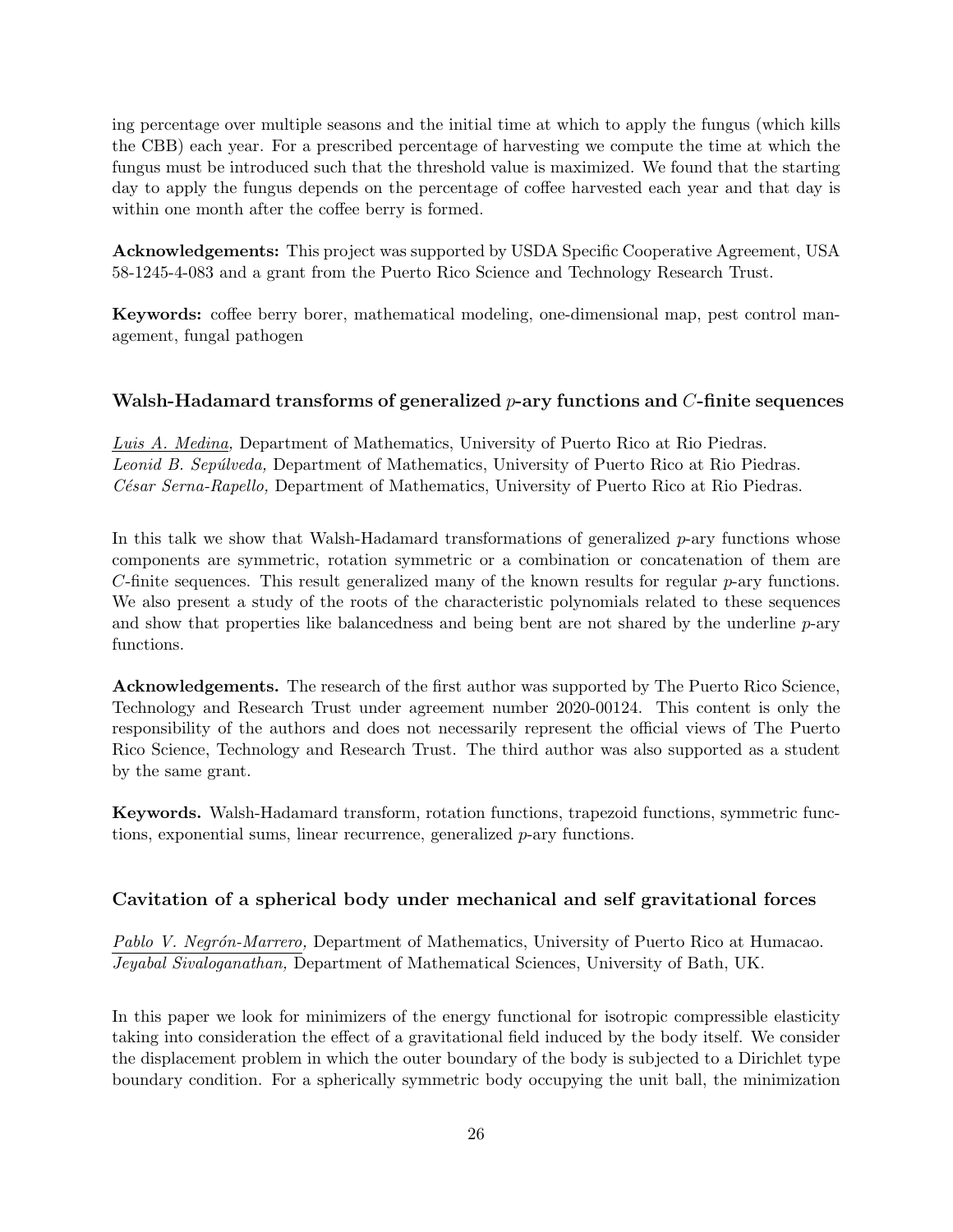ing percentage over multiple seasons and the initial time at which to apply the fungus (which kills the CBB) each year. For a prescribed percentage of harvesting we compute the time at which the fungus must be introduced such that the threshold value is maximized. We found that the starting day to apply the fungus depends on the percentage of coffee harvested each year and that day is within one month after the coffee berry is formed.

**Acknowledgements:** This project was supported by USDA Specific Cooperative Agreement, USA 58-1245-4-083 and a grant from the Puerto Rico Science and Technology Research Trust.

**Keywords:** coffee berry borer, mathematical modeling, one-dimensional map, pest control management, fungal pathogen

### Walsh-Hadamard transforms of generalized $p$-ary functions and $C$-finite sequences

*Luis A. Medina,* Department of Mathematics, University of Puerto Rico at Rio Piedras.
*Leonid B. Sepúlveda,* Department of Mathematics, University of Puerto Rico at Rio Piedras.
*César Serna-Rapello,* Department of Mathematics, University of Puerto Rico at Rio Piedras.

In this talk we show that Walsh-Hadamard transformations of generalized $p$-ary functions whose components are symmetric, rotation symmetric or a combination or concatenation of them are $C$-finite sequences. This result generalized many of the known results for regular $p$-ary functions. We also present a study of the roots of the characteristic polynomials related to these sequences and show that properties like balancedness and being bent are not shared by the underline $p$-ary functions.

**Acknowledgements.** The research of the first author was supported by The Puerto Rico Science, Technology and Research Trust under agreement number 2020-00124. This content is only the responsibility of the authors and does not necessarily represent the official views of The Puerto Rico Science, Technology and Research Trust. The third author was also supported as a student by the same grant.

**Keywords.** Walsh-Hadamard transform, rotation functions, trapezoid functions, symmetric functions, exponential sums, linear recurrence, generalized $p$-ary functions.

### Cavitation of a spherical body under mechanical and self gravitational forces

*Pablo V. Negrón-Marrero,* Department of Mathematics, University of Puerto Rico at Humacao.
*Jeyabal Sivaloganathan,* Department of Mathematical Sciences, University of Bath, UK.

In this paper we look for minimizers of the energy functional for isotropic compressible elasticity taking into consideration the effect of a gravitational field induced by the body itself. We consider the displacement problem in which the outer boundary of the body is subjected to a Dirichlet type boundary condition. For a spherically symmetric body occupying the unit ball, the minimization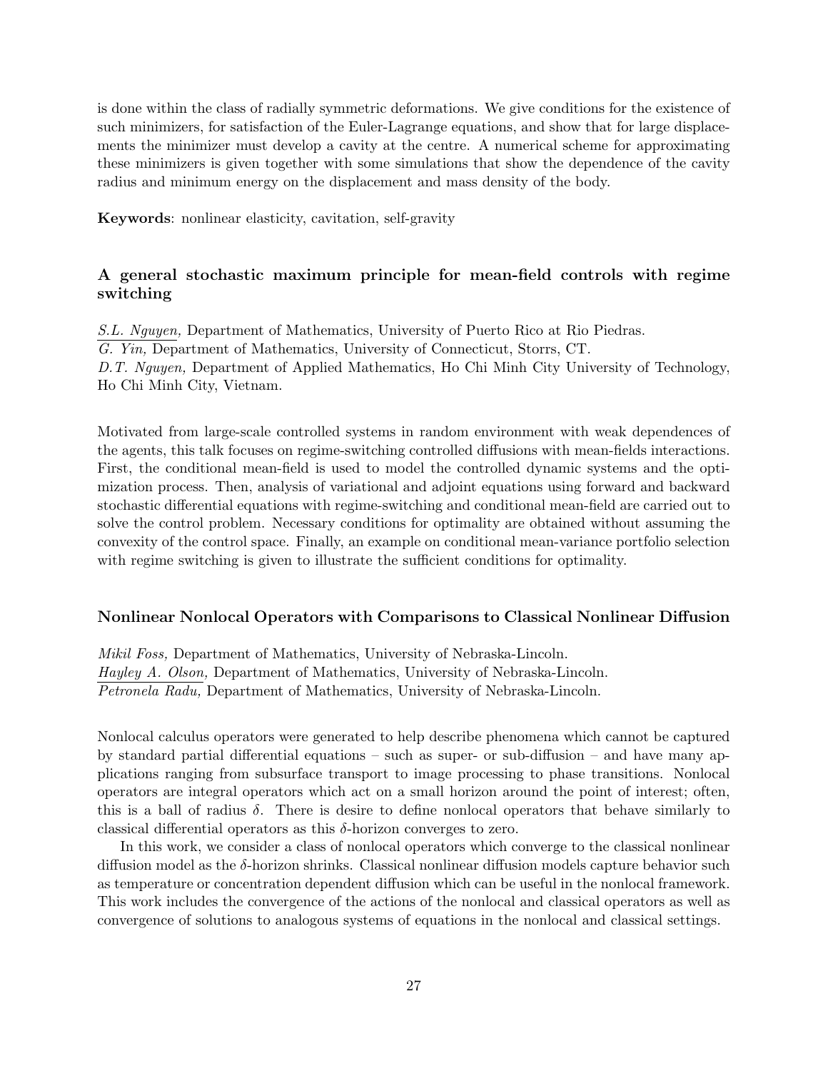is done within the class of radially symmetric deformations. We give conditions for the existence of such minimizers, for satisfaction of the Euler-Lagrange equations, and show that for large displacements the minimizer must develop a cavity at the centre. A numerical scheme for approximating these minimizers is given together with some simulations that show the dependence of the cavity radius and minimum energy on the displacement and mass density of the body.

**Keywords**: nonlinear elasticity, cavitation, self-gravity

### A general stochastic maximum principle for mean-field controls with regime switching

*S.L. Nguyen,* Department of Mathematics, University of Puerto Rico at Rio Piedras.
*G. Yin,* Department of Mathematics, University of Connecticut, Storrs, CT.
*D.T. Nguyen,* Department of Applied Mathematics, Ho Chi Minh City University of Technology, Ho Chi Minh City, Vietnam.

Motivated from large-scale controlled systems in random environment with weak dependences of the agents, this talk focuses on regime-switching controlled diffusions with mean-fields interactions. First, the conditional mean-field is used to model the controlled dynamic systems and the optimization process. Then, analysis of variational and adjoint equations using forward and backward stochastic differential equations with regime-switching and conditional mean-field are carried out to solve the control problem. Necessary conditions for optimality are obtained without assuming the convexity of the control space. Finally, an example on conditional mean-variance portfolio selection with regime switching is given to illustrate the sufficient conditions for optimality.

### Nonlinear Nonlocal Operators with Comparisons to Classical Nonlinear Diffusion

*Mikil Foss,* Department of Mathematics, University of Nebraska-Lincoln.
*Hayley A. Olson,* Department of Mathematics, University of Nebraska-Lincoln.
*Petronela Radu,* Department of Mathematics, University of Nebraska-Lincoln.

Nonlocal calculus operators were generated to help describe phenomena which cannot be captured by standard partial differential equations – such as super- or sub-diffusion – and have many applications ranging from subsurface transport to image processing to phase transitions. Nonlocal operators are integral operators which act on a small horizon around the point of interest; often, this is a ball of radius $\delta$. There is desire to define nonlocal operators that behave similarly to classical differential operators as this $\delta$-horizon converges to zero.

In this work, we consider a class of nonlocal operators which converge to the classical nonlinear diffusion model as the $\delta$-horizon shrinks. Classical nonlinear diffusion models capture behavior such as temperature or concentration dependent diffusion which can be useful in the nonlocal framework. This work includes the convergence of the actions of the nonlocal and classical operators as well as convergence of solutions to analogous systems of equations in the nonlocal and classical settings.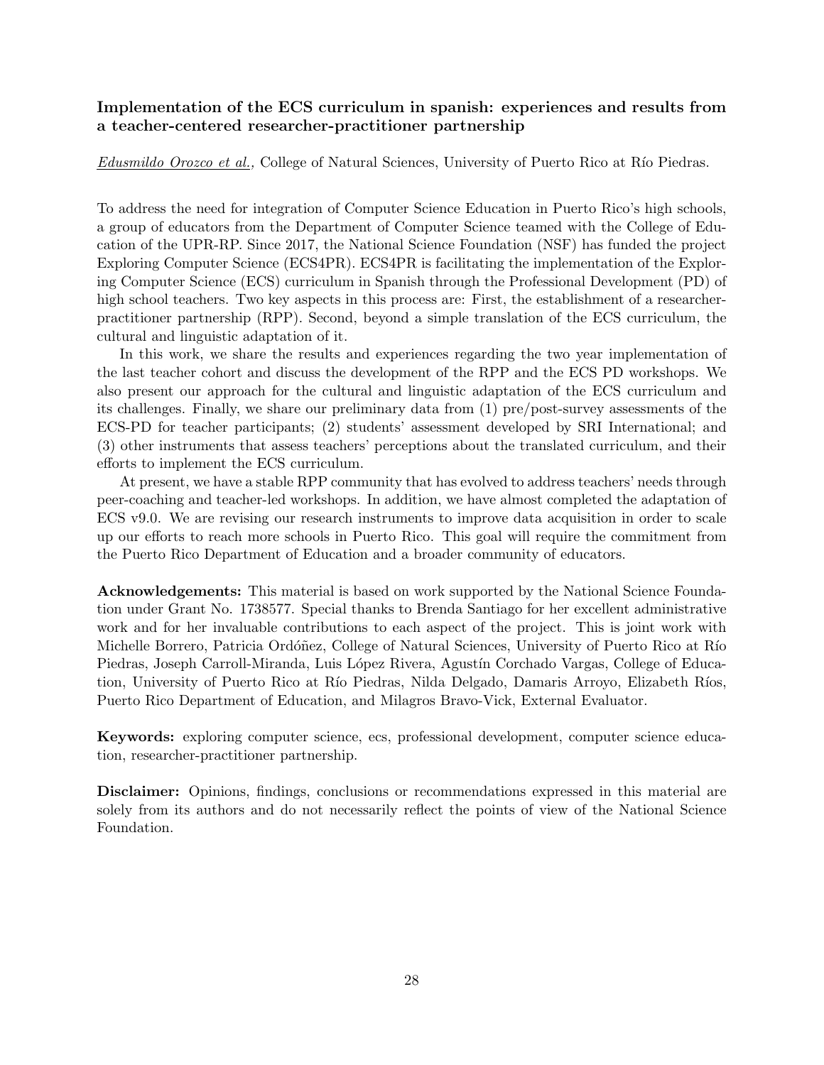### Implementation of the ECS curriculum in spanish: experiences and results from a teacher-centered researcher-practitioner partnership

*Edusmildo Orozco et al.*, College of Natural Sciences, University of Puerto Rico at Río Piedras.

To address the need for integration of Computer Science Education in Puerto Rico's high schools, a group of educators from the Department of Computer Science teamed with the College of Education of the UPR-RP. Since 2017, the National Science Foundation (NSF) has funded the project Exploring Computer Science (ECS4PR). ECS4PR is facilitating the implementation of the Exploring Computer Science (ECS) curriculum in Spanish through the Professional Development (PD) of high school teachers. Two key aspects in this process are: First, the establishment of a researcher-practitioner partnership (RPP). Second, beyond a simple translation of the ECS curriculum, the cultural and linguistic adaptation of it.

In this work, we share the results and experiences regarding the two year implementation of the last teacher cohort and discuss the development of the RPP and the ECS PD workshops. We also present our approach for the cultural and linguistic adaptation of the ECS curriculum and its challenges. Finally, we share our preliminary data from (1) pre/post-survey assessments of the ECS-PD for teacher participants; (2) students' assessment developed by SRI International; and (3) other instruments that assess teachers' perceptions about the translated curriculum, and their efforts to implement the ECS curriculum.

At present, we have a stable RPP community that has evolved to address teachers' needs through peer-coaching and teacher-led workshops. In addition, we have almost completed the adaptation of ECS v9.0. We are revising our research instruments to improve data acquisition in order to scale up our efforts to reach more schools in Puerto Rico. This goal will require the commitment from the Puerto Rico Department of Education and a broader community of educators.

**Acknowledgements:** This material is based on work supported by the National Science Foundation under Grant No. 1738577. Special thanks to Brenda Santiago for her excellent administrative work and for her invaluable contributions to each aspect of the project. This is joint work with Michelle Borrero, Patricia Ordóñez, College of Natural Sciences, University of Puerto Rico at Río Piedras, Joseph Carroll-Miranda, Luis López Rivera, Agustín Corchado Vargas, College of Education, University of Puerto Rico at Río Piedras, Nilda Delgado, Damaris Arroyo, Elizabeth Ríos, Puerto Rico Department of Education, and Milagros Bravo-Vick, External Evaluator.

**Keywords:** exploring computer science, ecs, professional development, computer science education, researcher-practitioner partnership.

**Disclaimer:** Opinions, findings, conclusions or recommendations expressed in this material are solely from its authors and do not necessarily reflect the points of view of the National Science Foundation.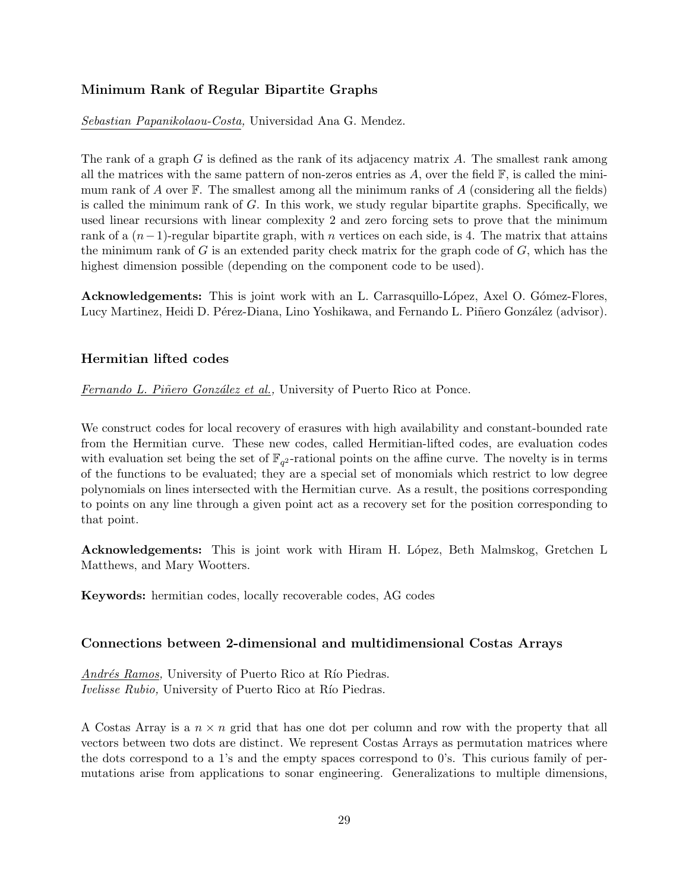### Minimum Rank of Regular Bipartite Graphs

*Sebastian Papanikolaou-Costa*, Universidad Ana G. Mendez.

The rank of a graph $G$ is defined as the rank of its adjacency matrix $A$. The smallest rank among all the matrices with the same pattern of non-zeros entries as $A$, over the field $\mathbb{F}$, is called the minimum rank of $A$ over $\mathbb{F}$. The smallest among all the minimum ranks of $A$ (considering all the fields) is called the minimum rank of $G$. In this work, we study regular bipartite graphs. Specifically, we used linear recursions with linear complexity 2 and zero forcing sets to prove that the minimum rank of a $(n-1)$-regular bipartite graph, with $n$ vertices on each side, is 4. The matrix that attains the minimum rank of $G$ is an extended parity check matrix for the graph code of $G$, which has the highest dimension possible (depending on the component code to be used).

**Acknowledgements:** This is joint work with an L. Carrasquillo-López, Axel O. Gómez-Flores, Lucy Martinez, Heidi D. Pérez-Diana, Lino Yoshikawa, and Fernando L. Piñero González (advisor).

### Hermitian lifted codes

*Fernando L. Piñero González et al.*, University of Puerto Rico at Ponce.

We construct codes for local recovery of erasures with high availability and constant-bounded rate from the Hermitian curve. These new codes, called Hermitian-lifted codes, are evaluation codes with evaluation set being the set of $\mathbb{F}_{q^2}$-rational points on the affine curve. The novelty is in terms of the functions to be evaluated; they are a special set of monomials which restrict to low degree polynomials on lines intersected with the Hermitian curve. As a result, the positions corresponding to points on any line through a given point act as a recovery set for the position corresponding to that point.

**Acknowledgements:** This is joint work with Hiram H. López, Beth Malmskog, Gretchen L Matthews, and Mary Wootters.

**Keywords:** hermitian codes, locally recoverable codes, AG codes

### Connections between 2-dimensional and multidimensional Costas Arrays

*Andrés Ramos*, University of Puerto Rico at Río Piedras.
*Ivelisse Rubio,* University of Puerto Rico at Río Piedras.

A Costas Array is a $n \times n$ grid that has one dot per column and row with the property that all vectors between two dots are distinct. We represent Costas Arrays as permutation matrices where the dots correspond to a 1's and the empty spaces correspond to 0's. This curious family of permutations arise from applications to sonar engineering. Generalizations to multiple dimensions,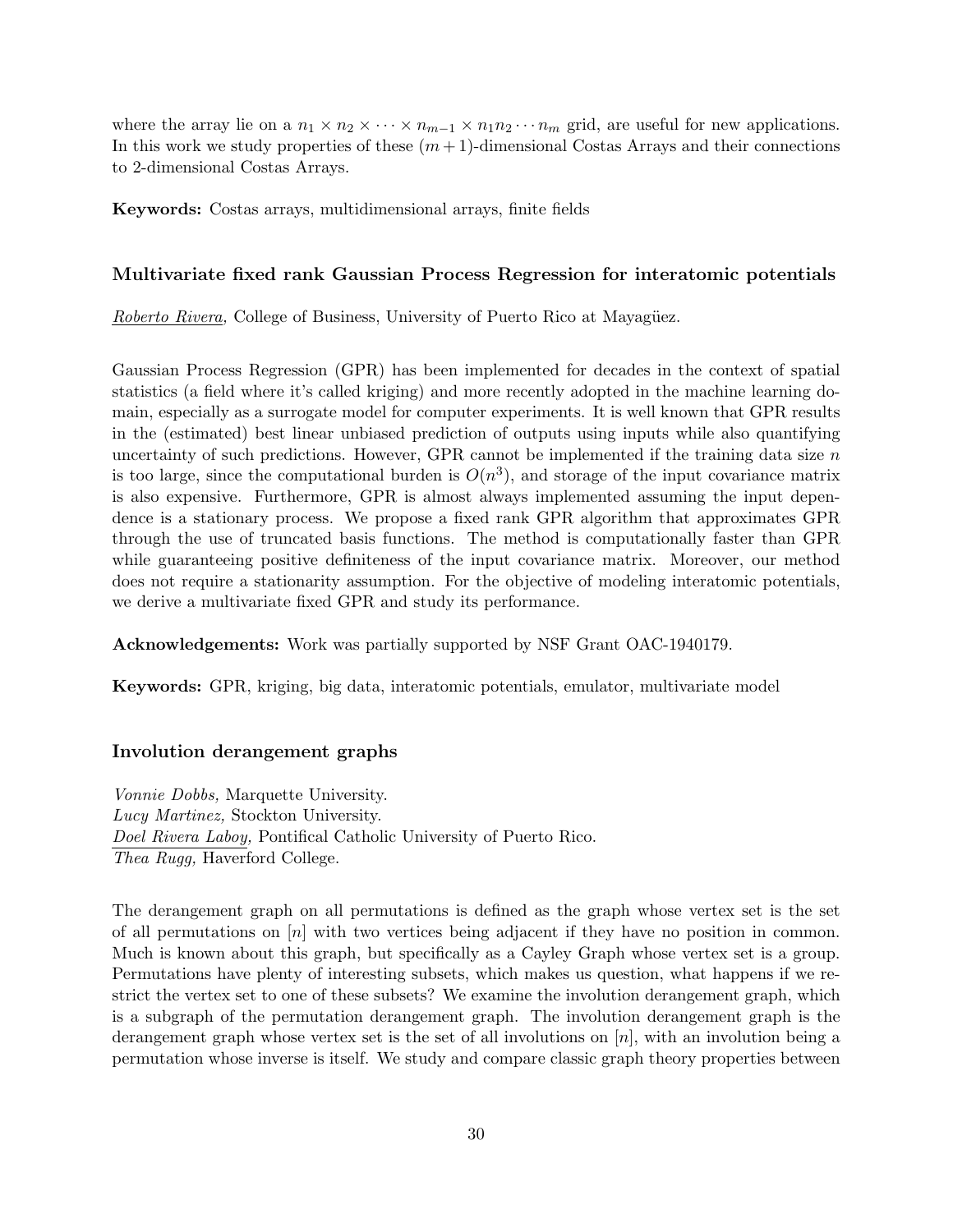where the array lie on a $n_1 \times n_2 \times \cdots \times n_{m-1} \times n_1 n_2 \cdots n_m$ grid, are useful for new applications. In this work we study properties of these $(m+1)$-dimensional Costas Arrays and their connections to 2-dimensional Costas Arrays.

**Keywords:** Costas arrays, multidimensional arrays, finite fields

### Multivariate fixed rank Gaussian Process Regression for interatomic potentials

*Roberto Rivera,* College of Business, University of Puerto Rico at Mayagüez.

Gaussian Process Regression (GPR) has been implemented for decades in the context of spatial statistics (a field where it's called kriging) and more recently adopted in the machine learning domain, especially as a surrogate model for computer experiments. It is well known that GPR results in the (estimated) best linear unbiased prediction of outputs using inputs while also quantifying uncertainty of such predictions. However, GPR cannot be implemented if the training data size $n$ is too large, since the computational burden is $O(n^3)$, and storage of the input covariance matrix is also expensive. Furthermore, GPR is almost always implemented assuming the input dependence is a stationary process. We propose a fixed rank GPR algorithm that approximates GPR through the use of truncated basis functions. The method is computationally faster than GPR while guaranteeing positive definiteness of the input covariance matrix. Moreover, our method does not require a stationarity assumption. For the objective of modeling interatomic potentials, we derive a multivariate fixed GPR and study its performance.

**Acknowledgements:** Work was partially supported by NSF Grant OAC-1940179.

**Keywords:** GPR, kriging, big data, interatomic potentials, emulator, multivariate model

### Involution derangement graphs

*Vonnie Dobbs,* Marquette University.
*Lucy Martinez,* Stockton University.
*Doel Rivera Laboy,* Pontifical Catholic University of Puerto Rico.
*Thea Rugg,* Haverford College.

The derangement graph on all permutations is defined as the graph whose vertex set is the set of all permutations on $[n]$ with two vertices being adjacent if they have no position in common. Much is known about this graph, but specifically as a Cayley Graph whose vertex set is a group. Permutations have plenty of interesting subsets, which makes us question, what happens if we restrict the vertex set to one of these subsets? We examine the involution derangement graph, which is a subgraph of the permutation derangement graph. The involution derangement graph is the derangement graph whose vertex set is the set of all involutions on $[n]$, with an involution being a permutation whose inverse is itself. We study and compare classic graph theory properties between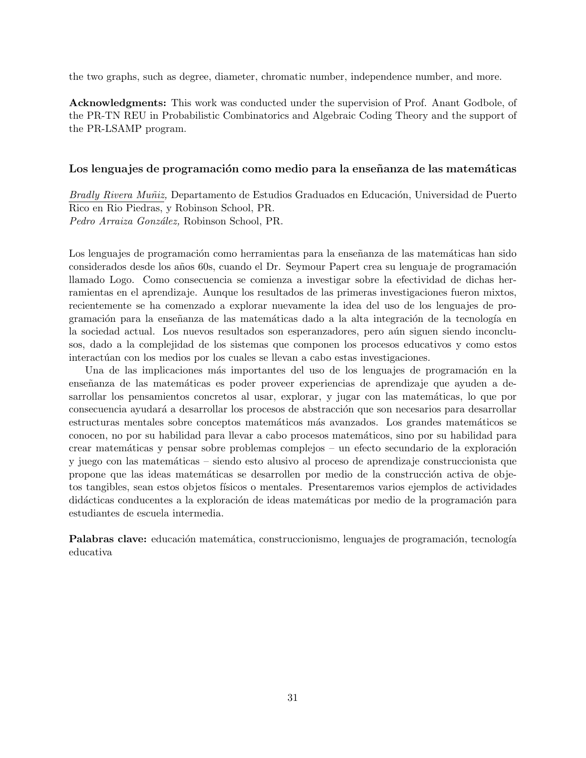the two graphs, such as degree, diameter, chromatic number, independence number, and more.

**Acknowledgments:** This work was conducted under the supervision of Prof. Anant Godbole, of the PR-TN REU in Probabilistic Combinatorics and Algebraic Coding Theory and the support of the PR-LSAMP program.

### Los lenguajes de programación como medio para la enseñanza de las matemáticas

*Bradly Rivera Muñiz,* Departamento de Estudios Graduados en Educación, Universidad de Puerto Rico en Rio Piedras, y Robinson School, PR.
*Pedro Arraiza González,* Robinson School, PR.

Los lenguajes de programación como herramientas para la enseñanza de las matemáticas han sido considerados desde los años 60s, cuando el Dr. Seymour Papert crea su lenguaje de programación llamado Logo. Como consecuencia se comienza a investigar sobre la efectividad de dichas herramientas en el aprendizaje. Aunque los resultados de las primeras investigaciones fueron mixtos, recientemente se ha comenzado a explorar nuevamente la idea del uso de los lenguajes de programación para la enseñanza de las matemáticas dado a la alta integración de la tecnología en la sociedad actual. Los nuevos resultados son esperanzadores, pero aún siguen siendo inconclusos, dado a la complejidad de los sistemas que componen los procesos educativos y como estos interactúan con los medios por los cuales se llevan a cabo estas investigaciones.

Una de las implicaciones más importantes del uso de los lenguajes de programación en la enseñanza de las matemáticas es poder proveer experiencias de aprendizaje que ayuden a desarrollar los pensamientos concretos al usar, explorar, y jugar con las matemáticas, lo que por consecuencia ayudará a desarrollar los procesos de abstracción que son necesarios para desarrollar estructuras mentales sobre conceptos matemáticos más avanzados. Los grandes matemáticos se conocen, no por su habilidad para llevar a cabo procesos matemáticos, sino por su habilidad para crear matemáticas y pensar sobre problemas complejos – un efecto secundario de la exploración y juego con las matemáticas – siendo esto alusivo al proceso de aprendizaje construccionista que propone que las ideas matemáticas se desarrollen por medio de la construcción activa de objetos tangibles, sean estos objetos físicos o mentales. Presentaremos varios ejemplos de actividades didácticas conducentes a la exploración de ideas matemáticas por medio de la programación para estudiantes de escuela intermedia.

**Palabras clave:** educación matemática, construccionismo, lenguajes de programación, tecnología educativa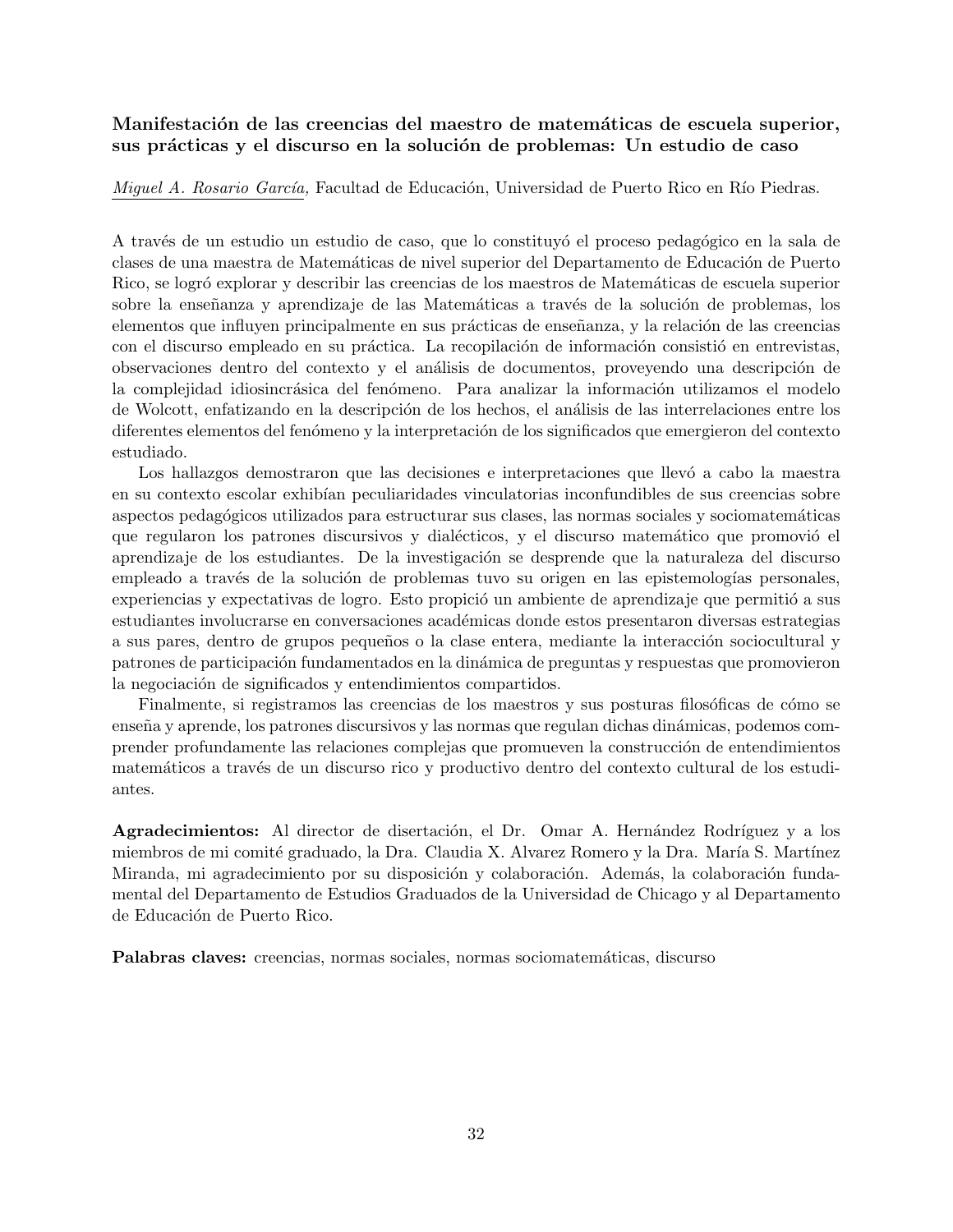### Manifestación de las creencias del maestro de matemáticas de escuela superior, sus prácticas y el discurso en la solución de problemas: Un estudio de caso

*Miguel A. Rosario García,* Facultad de Educación, Universidad de Puerto Rico en Río Piedras.

A través de un estudio un estudio de caso, que lo constituyó el proceso pedagógico en la sala de clases de una maestra de Matemáticas de nivel superior del Departamento de Educación de Puerto Rico, se logró explorar y describir las creencias de los maestros de Matemáticas de escuela superior sobre la enseñanza y aprendizaje de las Matemáticas a través de la solución de problemas, los elementos que influyen principalmente en sus prácticas de enseñanza, y la relación de las creencias con el discurso empleado en su práctica. La recopilación de información consistió en entrevistas, observaciones dentro del contexto y el análisis de documentos, proveyendo una descripción de la complejidad idiosincrásica del fenómeno. Para analizar la información utilizamos el modelo de Wolcott, enfatizando en la descripción de los hechos, el análisis de las interrelaciones entre los diferentes elementos del fenómeno y la interpretación de los significados que emergieron del contexto estudiado.

Los hallazgos demostraron que las decisiones e interpretaciones que llevó a cabo la maestra en su contexto escolar exhibían peculiaridades vinculatorias inconfundibles de sus creencias sobre aspectos pedagógicos utilizados para estructurar sus clases, las normas sociales y sociomatemáticas que regularon los patrones discursivos y dialécticos, y el discurso matemático que promovió el aprendizaje de los estudiantes. De la investigación se desprende que la naturaleza del discurso empleado a través de la solución de problemas tuvo su origen en las epistemologías personales, experiencias y expectativas de logro. Esto propició un ambiente de aprendizaje que permitió a sus estudiantes involucrarse en conversaciones académicas donde estos presentaron diversas estrategias a sus pares, dentro de grupos pequeños o la clase entera, mediante la interacción sociocultural y patrones de participación fundamentados en la dinámica de preguntas y respuestas que promovieron la negociación de significados y entendimientos compartidos.

Finalmente, si registramos las creencias de los maestros y sus posturas filosóficas de cómo se enseña y aprende, los patrones discursivos y las normas que regulan dichas dinámicas, podemos comprender profundamente las relaciones complejas que promueven la construcción de entendimientos matemáticos a través de un discurso rico y productivo dentro del contexto cultural de los estudiantes.

**Agradecimientos:** Al director de disertación, el Dr. Omar A. Hernández Rodríguez y a los miembros de mi comité graduado, la Dra. Claudia X. Alvarez Romero y la Dra. María S. Martínez Miranda, mi agradecimiento por su disposición y colaboración. Además, la colaboración fundamental del Departamento de Estudios Graduados de la Universidad de Chicago y al Departamento de Educación de Puerto Rico.

**Palabras claves:** creencias, normas sociales, normas sociomatemáticas, discurso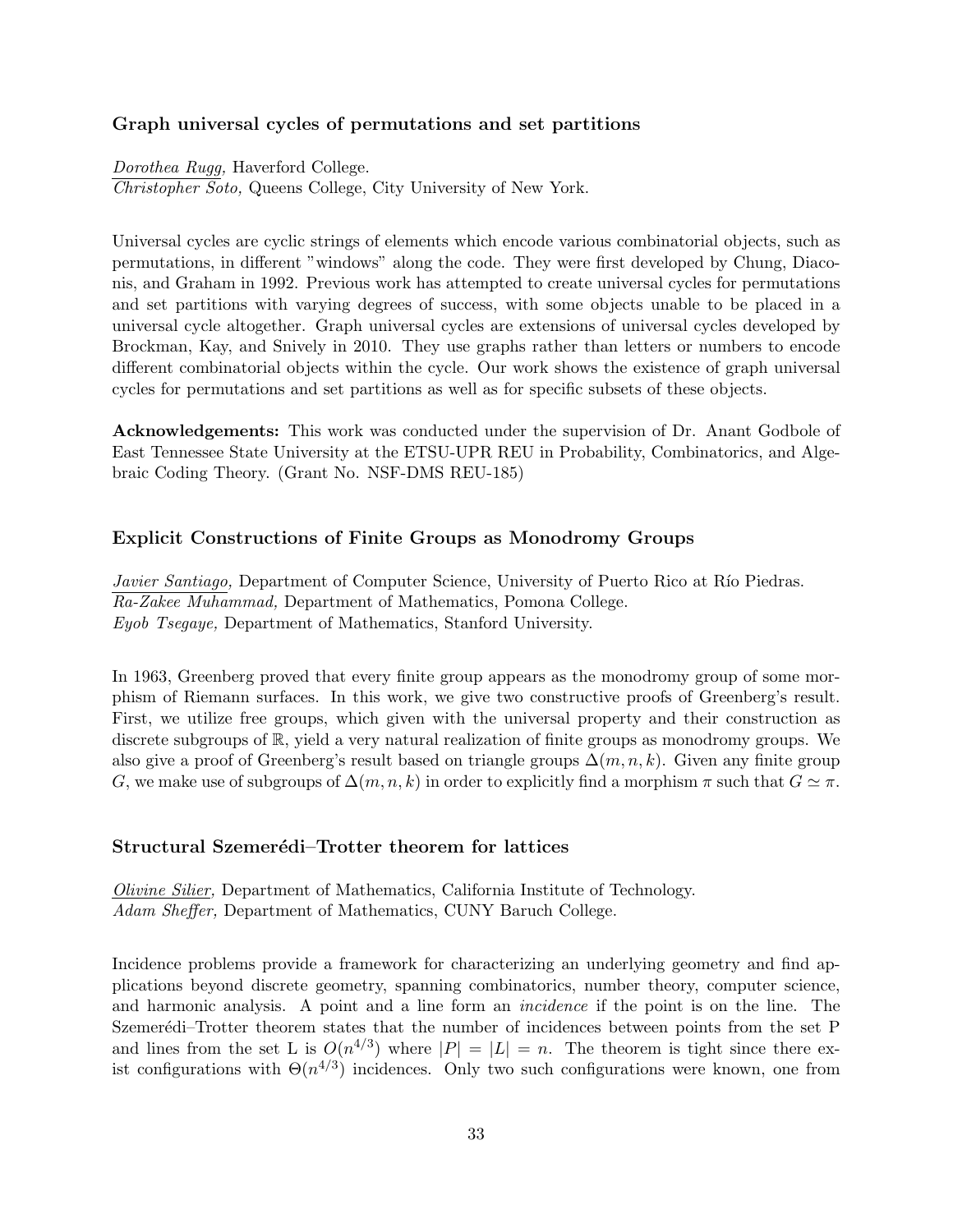### Graph universal cycles of permutations and set partitions

Dorothea Rugg, Haverford College.
*Christopher Soto,* Queens College, City University of New York.

Universal cycles are cyclic strings of elements which encode various combinatorial objects, such as permutations, in different "windows" along the code. They were first developed by Chung, Diaconis, and Graham in 1992. Previous work has attempted to create universal cycles for permutations and set partitions with varying degrees of success, with some objects unable to be placed in a universal cycle altogether. Graph universal cycles are extensions of universal cycles developed by Brockman, Kay, and Snively in 2010. They use graphs rather than letters or numbers to encode different combinatorial objects within the cycle. Our work shows the existence of graph universal cycles for permutations and set partitions as well as for specific subsets of these objects.

**Acknowledgements:** This work was conducted under the supervision of Dr. Anant Godbole of East Tennessee State University at the ETSU-UPR REU in Probability, Combinatorics, and Algebraic Coding Theory. (Grant No. NSF-DMS REU-185)

### Explicit Constructions of Finite Groups as Monodromy Groups

*Javier Santiago,* Department of Computer Science, University of Puerto Rico at Río Piedras.
*Ra-Zakee Muhammad,* Department of Mathematics, Pomona College.
*Eyob Tsegaye,* Department of Mathematics, Stanford University.

In 1963, Greenberg proved that every finite group appears as the monodromy group of some morphism of Riemann surfaces. In this work, we give two constructive proofs of Greenberg's result. First, we utilize free groups, which given with the universal property and their construction as discrete subgroups of $\mathbb{R}$, yield a very natural realization of finite groups as monodromy groups. We also give a proof of Greenberg's result based on triangle groups $\Delta(m, n, k)$. Given any finite group $G$, we make use of subgroups of $\Delta(m, n, k)$ in order to explicitly find a morphism $\pi$ such that $G \simeq \pi$.

### Structural Szemerédi–Trotter theorem for lattices

*Olivine Silier,* Department of Mathematics, California Institute of Technology.
*Adam Sheffer,* Department of Mathematics, CUNY Baruch College.

Incidence problems provide a framework for characterizing an underlying geometry and find applications beyond discrete geometry, spanning combinatorics, number theory, computer science, and harmonic analysis. A point and a line form an *incidence* if the point is on the line. The Szemerédi–Trotter theorem states that the number of incidences between points from the set P and lines from the set L is $O(n^{4/3})$ where $|P| = |L| = n$. The theorem is tight since there exist configurations with $\Theta(n^{4/3})$ incidences. Only two such configurations were known, one from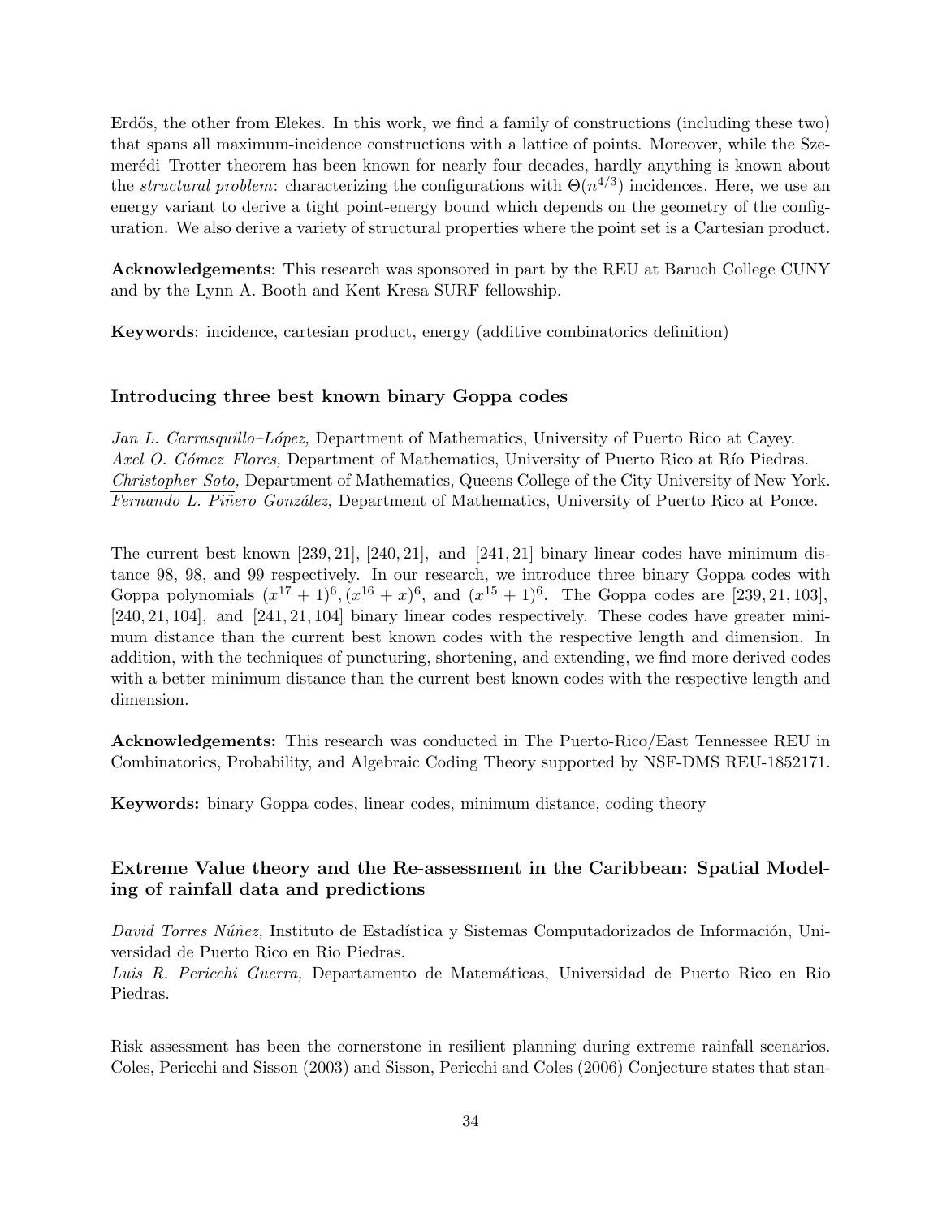Erdős, the other from Elekes. In this work, we find a family of constructions (including these two) that spans all maximum-incidence constructions with a lattice of points. Moreover, while the Szemerédi–Trotter theorem has been known for nearly four decades, hardly anything is known about the *structural problem*: characterizing the configurations with $\Theta(n^{4/3})$ incidences. Here, we use an energy variant to derive a tight point-energy bound which depends on the geometry of the configuration. We also derive a variety of structural properties where the point set is a Cartesian product.

**Acknowledgements**: This research was sponsored in part by the REU at Baruch College CUNY and by the Lynn A. Booth and Kent Kresa SURF fellowship.

**Keywords**: incidence, cartesian product, energy (additive combinatorics definition)

### Introducing three best known binary Goppa codes

*Jan L. Carrasquillo–López,* Department of Mathematics, University of Puerto Rico at Cayey.
*Axel O. Gómez–Flores,* Department of Mathematics, University of Puerto Rico at Río Piedras.
*Christopher Soto,* Department of Mathematics, Queens College of the City University of New York.
*Fernando L. Piñero González,* Department of Mathematics, University of Puerto Rico at Ponce.

The current best known $[239, 21]$, $[240, 21]$, and $[241, 21]$ binary linear codes have minimum distance 98, 98, and 99 respectively. In our research, we introduce three binary Goppa codes with Goppa polynomials $(x^{17}+1)^6, (x^{16}+x)^6$, and $(x^{15}+1)^6$. The Goppa codes are $[239, 21, 103]$, $[240, 21, 104]$, and $[241, 21, 104]$ binary linear codes respectively. These codes have greater minimum distance than the current best known codes with the respective length and dimension. In addition, with the techniques of puncturing, shortening, and extending, we find more derived codes with a better minimum distance than the current best known codes with the respective length and dimension.

**Acknowledgements:** This research was conducted in The Puerto-Rico/East Tennessee REU in Combinatorics, Probability, and Algebraic Coding Theory supported by NSF-DMS REU-1852171.

**Keywords:** binary Goppa codes, linear codes, minimum distance, coding theory

### Extreme Value theory and the Re-assessment in the Caribbean: Spatial Modeling of rainfall data and predictions

*David Torres Núñez,* Instituto de Estadística y Sistemas Computadorizados de Información, Universidad de Puerto Rico en Rio Piedras.
*Luis R. Pericchi Guerra,* Departamento de Matemáticas, Universidad de Puerto Rico en Rio Piedras.

Risk assessment has been the cornerstone in resilient planning during extreme rainfall scenarios. Coles, Pericchi and Sisson (2003) and Sisson, Pericchi and Coles (2006) Conjecture states that stan-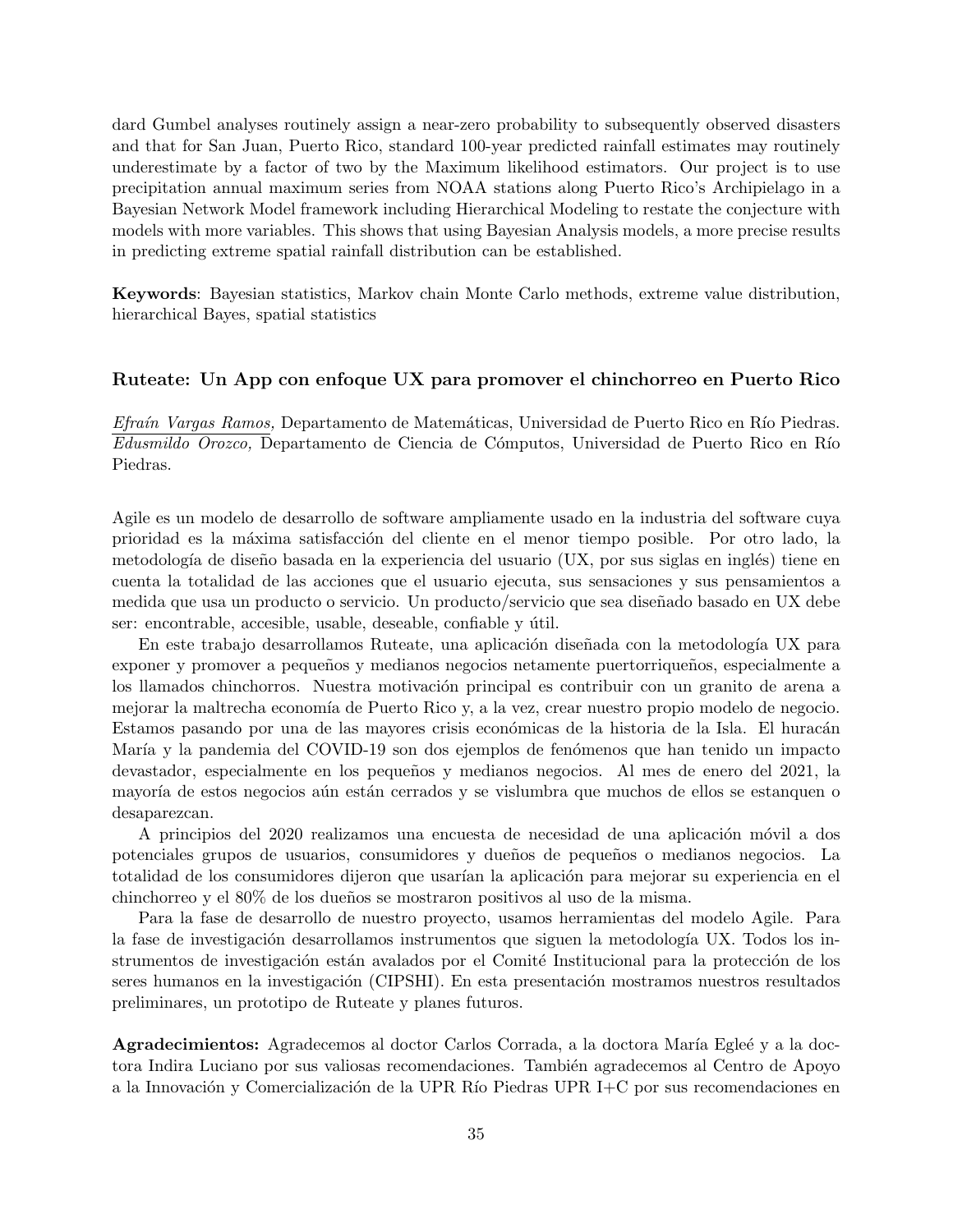dard Gumbel analyses routinely assign a near-zero probability to subsequently observed disasters and that for San Juan, Puerto Rico, standard 100-year predicted rainfall estimates may routinely underestimate by a factor of two by the Maximum likelihood estimators. Our project is to use precipitation annual maximum series from NOAA stations along Puerto Rico's Archipielago in a Bayesian Network Model framework including Hierarchical Modeling to restate the conjecture with models with more variables. This shows that using Bayesian Analysis models, a more precise results in predicting extreme spatial rainfall distribution can be established.

**Keywords**: Bayesian statistics, Markov chain Monte Carlo methods, extreme value distribution, hierarchical Bayes, spatial statistics

### Ruteate: Un App con enfoque UX para promover el chinchorreo en Puerto Rico

*Efraín Vargas Ramos,* Departamento de Matemáticas, Universidad de Puerto Rico en Río Piedras.
*Edusmildo Orozco,* Departamento de Ciencia de Cómputos, Universidad de Puerto Rico en Río Piedras.

Agile es un modelo de desarrollo de software ampliamente usado en la industria del software cuya prioridad es la máxima satisfacción del cliente en el menor tiempo posible. Por otro lado, la metodología de diseño basada en la experiencia del usuario (UX, por sus siglas en inglés) tiene en cuenta la totalidad de las acciones que el usuario ejecuta, sus sensaciones y sus pensamientos a medida que usa un producto o servicio. Un producto/servicio que sea diseñado basado en UX debe ser: encontrable, accesible, usable, deseable, confiable y útil.

En este trabajo desarrollamos Ruteate, una aplicación diseñada con la metodología UX para exponer y promover a pequeños y medianos negocios netamente puertorriqueños, especialmente a los llamados chinchorros. Nuestra motivación principal es contribuir con un granito de arena a mejorar la maltrecha economía de Puerto Rico y, a la vez, crear nuestro propio modelo de negocio. Estamos pasando por una de las mayores crisis económicas de la historia de la Isla. El huracán María y la pandemia del COVID-19 son dos ejemplos de fenómenos que han tenido un impacto devastador, especialmente en los pequeños y medianos negocios. Al mes de enero del 2021, la mayoría de estos negocios aún están cerrados y se vislumbra que muchos de ellos se estanquen o desaparezcan.

A principios del 2020 realizamos una encuesta de necesidad de una aplicación móvil a dos potenciales grupos de usuarios, consumidores y dueños de pequeños o medianos negocios. La totalidad de los consumidores dijeron que usarían la aplicación para mejorar su experiencia en el chinchorreo y el 80% de los dueños se mostraron positivos al uso de la misma.

Para la fase de desarrollo de nuestro proyecto, usamos herramientas del modelo Agile. Para la fase de investigación desarrollamos instrumentos que siguen la metodología UX. Todos los instrumentos de investigación están avalados por el Comité Institucional para la protección de los seres humanos en la investigación (CIPSHI). En esta presentación mostramos nuestros resultados preliminares, un prototipo de Ruteate y planes futuros.

**Agradecimientos:** Agradecemos al doctor Carlos Corrada, a la doctora María Egleé y a la doctora Indira Luciano por sus valiosas recomendaciones. También agradecemos al Centro de Apoyo a la Innovación y Comercialización de la UPR Río Piedras UPR I+C por sus recomendaciones en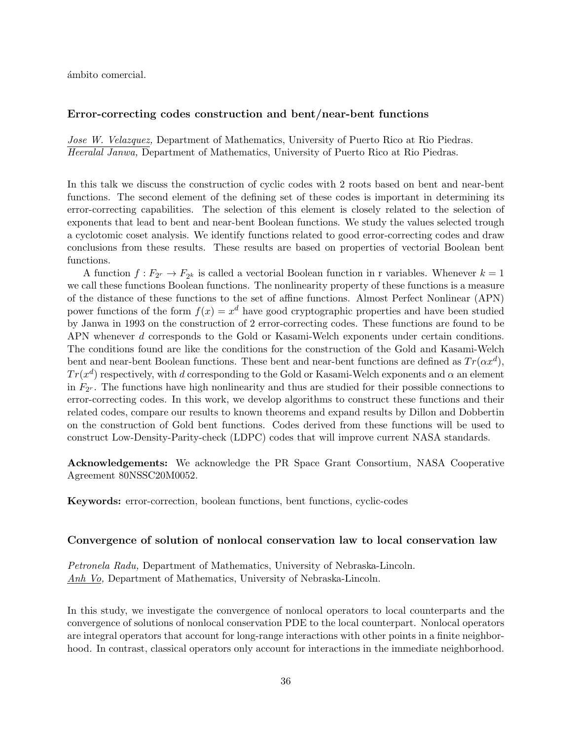ámbito comercial.

### Error-correcting codes construction and bent/near-bent functions

*Jose W. Velazquez,* Department of Mathematics, University of Puerto Rico at Rio Piedras.
*Heeralal Janwa,* Department of Mathematics, University of Puerto Rico at Rio Piedras.

In this talk we discuss the construction of cyclic codes with 2 roots based on bent and near-bent functions. The second element of the defining set of these codes is important in determining its error-correcting capabilities. The selection of this element is closely related to the selection of exponents that lead to bent and near-bent Boolean functions. We study the values selected trough a cyclotomic coset analysis. We identify functions related to good error-correcting codes and draw conclusions from these results. These results are based on properties of vectorial Boolean bent functions.

A function $f : F_{2^r} \rightarrow F_{2^k}$ is called a vectorial Boolean function in r variables. Whenever $k = 1$ we call these functions Boolean functions. The nonlinearity property of these functions is a measure of the distance of these functions to the set of affine functions. Almost Perfect Nonlinear (APN) power functions of the form $f(x) = x^d$ have good cryptographic properties and have been studied by Janwa in 1993 on the construction of 2 error-correcting codes. These functions are found to be APN whenever $d$ corresponds to the Gold or Kasami-Welch exponents under certain conditions. The conditions found are like the conditions for the construction of the Gold and Kasami-Welch bent and near-bent Boolean functions. These bent and near-bent functions are defined as $Tr(\alpha x^d)$, $Tr(x^d)$ respectively, with $d$ corresponding to the Gold or Kasami-Welch exponents and $\alpha$ an element in $F_{2^r}$. The functions have high nonlinearity and thus are studied for their possible connections to error-correcting codes. In this work, we develop algorithms to construct these functions and their related codes, compare our results to known theorems and expand results by Dillon and Dobbertin on the construction of Gold bent functions. Codes derived from these functions will be used to construct Low-Density-Parity-check (LDPC) codes that will improve current NASA standards.

**Acknowledgements:** We acknowledge the PR Space Grant Consortium, NASA Cooperative Agreement 80NSSC20M0052.

**Keywords:** error-correction, boolean functions, bent functions, cyclic-codes

### Convergence of solution of nonlocal conservation law to local conservation law

*Petronela Radu,* Department of Mathematics, University of Nebraska-Lincoln.
*Anh Vo,* Department of Mathematics, University of Nebraska-Lincoln.

In this study, we investigate the convergence of nonlocal operators to local counterparts and the convergence of solutions of nonlocal conservation PDE to the local counterpart. Nonlocal operators are integral operators that account for long-range interactions with other points in a finite neighborhood. In contrast, classical operators only account for interactions in the immediate neighborhood.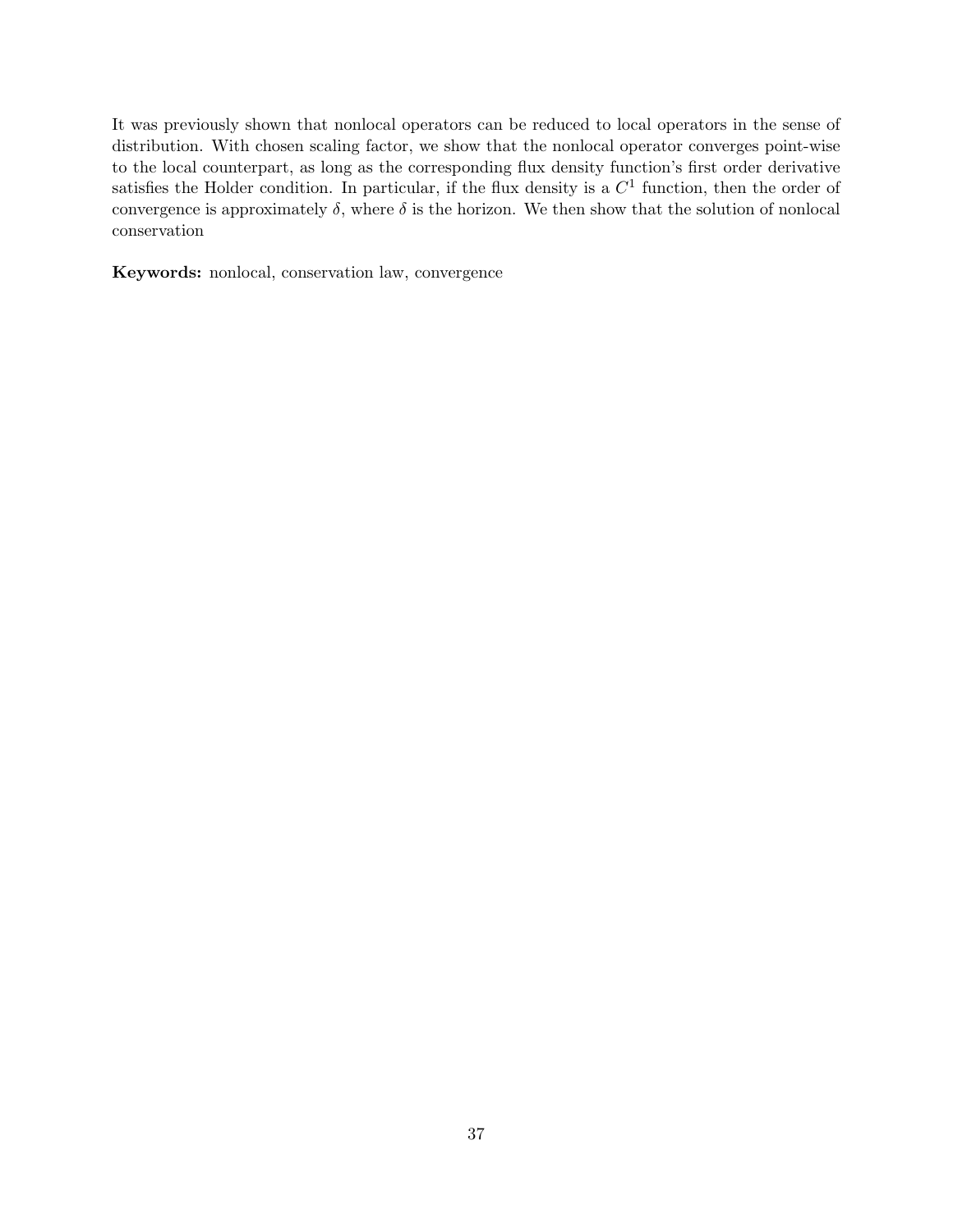It was previously shown that nonlocal operators can be reduced to local operators in the sense of distribution. With chosen scaling factor, we show that the nonlocal operator converges point-wise to the local counterpart, as long as the corresponding flux density function's first order derivative satisfies the Holder condition. In particular, if the flux density is a $C^1$ function, then the order of convergence is approximately $\delta$, where $\delta$ is the horizon. We then show that the solution of nonlocal conservation

**Keywords:** nonlocal, conservation law, convergence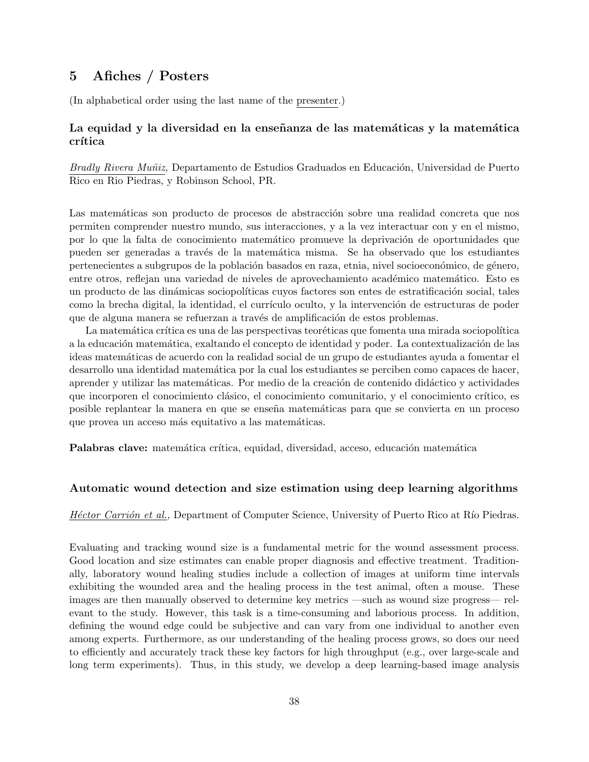# 5 Afiches / Posters

(In alphabetical order using the last name of the presenter.)

### La equidad y la diversidad en la enseñanza de las matemáticas y la matemática crítica

*Bradly Rivera Muñiz,* Departamento de Estudios Graduados en Educación, Universidad de Puerto Rico en Rio Piedras, y Robinson School, PR.

Las matemáticas son producto de procesos de abstracción sobre una realidad concreta que nos permiten comprender nuestro mundo, sus interacciones, y a la vez interactuar con y en el mismo, por lo que la falta de conocimiento matemático promueve la deprivación de oportunidades que pueden ser generadas a través de la matemática misma. Se ha observado que los estudiantes pertenecientes a subgrupos de la población basados en raza, etnia, nivel socioeconómico, de género, entre otros, reflejan una variedad de niveles de aprovechamiento académico matemático. Esto es un producto de las dinámicas sociopolíticas cuyos factores son entes de estratificación social, tales como la brecha digital, la identidad, el currículo oculto, y la intervención de estructuras de poder que de alguna manera se refuerzan a través de amplificación de estos problemas.

La matemática crítica es una de las perspectivas teoréticas que fomenta una mirada sociopolítica a la educación matemática, exaltando el concepto de identidad y poder. La contextualización de las ideas matemáticas de acuerdo con la realidad social de un grupo de estudiantes ayuda a fomentar el desarrollo una identidad matemática por la cual los estudiantes se perciben como capaces de hacer, aprender y utilizar las matemáticas. Por medio de la creación de contenido didáctico y actividades que incorporen el conocimiento clásico, el conocimiento comunitario, y el conocimiento crítico, es posible replantear la manera en que se enseña matemáticas para que se convierta en un proceso que provea un acceso más equitativo a las matemáticas.

**Palabras clave:** matemática crítica, equidad, diversidad, acceso, educación matemática

### Automatic wound detection and size estimation using deep learning algorithms

*Héctor Carrión et al.,* Department of Computer Science, University of Puerto Rico at Río Piedras.

Evaluating and tracking wound size is a fundamental metric for the wound assessment process. Good location and size estimates can enable proper diagnosis and effective treatment. Traditionally, laboratory wound healing studies include a collection of images at uniform time intervals exhibiting the wounded area and the healing process in the test animal, often a mouse. These images are then manually observed to determine key metrics —such as wound size progress— relevant to the study. However, this task is a time-consuming and laborious process. In addition, defining the wound edge could be subjective and can vary from one individual to another even among experts. Furthermore, as our understanding of the healing process grows, so does our need to efficiently and accurately track these key factors for high throughput (e.g., over large-scale and long term experiments). Thus, in this study, we develop a deep learning-based image analysis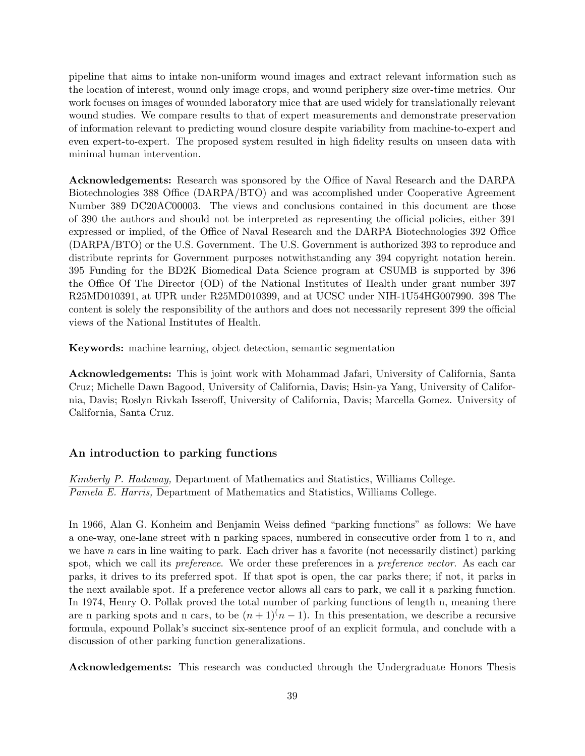pipeline that aims to intake non-uniform wound images and extract relevant information such as the location of interest, wound only image crops, and wound periphery size over-time metrics. Our work focuses on images of wounded laboratory mice that are used widely for translationally relevant wound studies. We compare results to that of expert measurements and demonstrate preservation of information relevant to predicting wound closure despite variability from machine-to-expert and even expert-to-expert. The proposed system resulted in high fidelity results on unseen data with minimal human intervention.

**Acknowledgements:** Research was sponsored by the Office of Naval Research and the DARPA Biotechnologies 388 Office (DARPA/BTO) and was accomplished under Cooperative Agreement Number 389 DC20AC00003. The views and conclusions contained in this document are those of 390 the authors and should not be interpreted as representing the official policies, either 391 expressed or implied, of the Office of Naval Research and the DARPA Biotechnologies 392 Office (DARPA/BTO) or the U.S. Government. The U.S. Government is authorized 393 to reproduce and distribute reprints for Government purposes notwithstanding any 394 copyright notation herein. 395 Funding for the BD2K Biomedical Data Science program at CSUMB is supported by 396 the Office Of The Director (OD) of the National Institutes of Health under grant number 397 R25MD010391, at UPR under R25MD010399, and at UCSC under NIH-1U54HG007990. 398 The content is solely the responsibility of the authors and does not necessarily represent 399 the official views of the National Institutes of Health.

**Keywords:** machine learning, object detection, semantic segmentation

**Acknowledgements:** This is joint work with Mohammad Jafari, University of California, Santa Cruz; Michelle Dawn Bagood, University of California, Davis; Hsin-ya Yang, University of California, Davis; Roslyn Rivkah Isseroff, University of California, Davis; Marcella Gomez. University of California, Santa Cruz.

### An introduction to parking functions

*Kimberly P. Hadaway,* Department of Mathematics and Statistics, Williams College.
*Pamela E. Harris,* Department of Mathematics and Statistics, Williams College.

In 1966, Alan G. Konheim and Benjamin Weiss defined "parking functions" as follows: We have a one-way, one-lane street with n parking spaces, numbered in consecutive order from 1 to $n$, and we have $n$ cars in line waiting to park. Each driver has a favorite (not necessarily distinct) parking spot, which we call its *preference*. We order these preferences in a *preference vector*. As each car parks, it drives to its preferred spot. If that spot is open, the car parks there; if not, it parks in the next available spot. If a preference vector allows all cars to park, we call it a parking function. In 1974, Henry O. Pollak proved the total number of parking functions of length n, meaning there are n parking spots and n cars, to be $(n+1)^(n-1)$. In this presentation, we describe a recursive formula, expound Pollak's succinct six-sentence proof of an explicit formula, and conclude with a discussion of other parking function generalizations.

**Acknowledgements:** This research was conducted through the Undergraduate Honors Thesis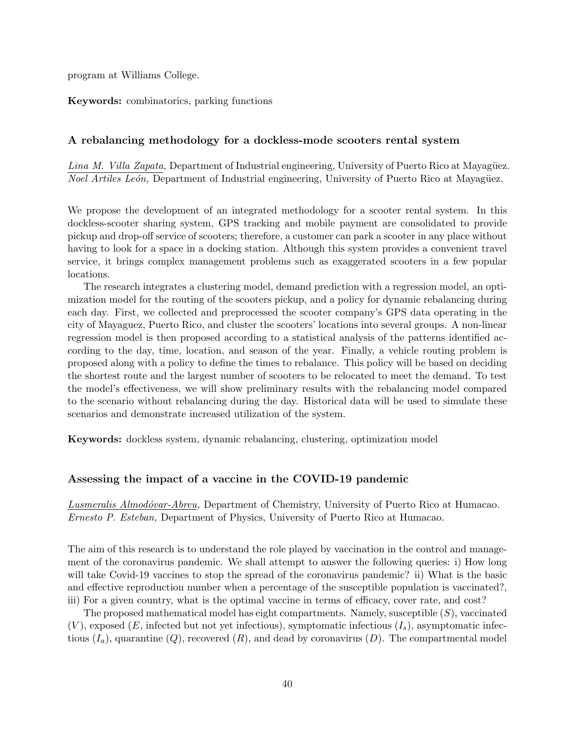program at Williams College.

**Keywords:** combinatorics, parking functions

### A rebalancing methodology for a dockless-mode scooters rental system

*Lina M. Villa Zapata,* Department of Industrial engineering, University of Puerto Rico at Mayagüez.
*Noel Artiles León,* Department of Industrial engineering, University of Puerto Rico at Mayagüez.

We propose the development of an integrated methodology for a scooter rental system. In this dockless-scooter sharing system, GPS tracking and mobile payment are consolidated to provide pickup and drop-off service of scooters; therefore, a customer can park a scooter in any place without having to look for a space in a docking station. Although this system provides a convenient travel service, it brings complex management problems such as exaggerated scooters in a few popular locations.

The research integrates a clustering model, demand prediction with a regression model, an optimization model for the routing of the scooters pickup, and a policy for dynamic rebalancing during each day. First, we collected and preprocessed the scooter company's GPS data operating in the city of Mayaguez, Puerto Rico, and cluster the scooters' locations into several groups. A non-linear regression model is then proposed according to a statistical analysis of the patterns identified according to the day, time, location, and season of the year. Finally, a vehicle routing problem is proposed along with a policy to define the times to rebalance. This policy will be based on deciding the shortest route and the largest number of scooters to be relocated to meet the demand. To test the model's effectiveness, we will show preliminary results with the rebalancing model compared to the scenario without rebalancing during the day. Historical data will be used to simulate these scenarios and demonstrate increased utilization of the system.

**Keywords:** dockless system, dynamic rebalancing, clustering, optimization model

### Assessing the impact of a vaccine in the COVID-19 pandemic

*Lusmeralis Almodóvar-Abreu,* Department of Chemistry, University of Puerto Rico at Humacao.
*Ernesto P. Esteban,* Department of Physics, University of Puerto Rico at Humacao.

The aim of this research is to understand the role played by vaccination in the control and management of the coronavirus pandemic. We shall attempt to answer the following queries: i) How long will take Covid-19 vaccines to stop the spread of the coronavirus pandemic? ii) What is the basic and effective reproduction number when a percentage of the susceptible population is vaccinated?, iii) For a given country, what is the optimal vaccine in terms of efficacy, cover rate, and cost?

The proposed mathematical model has eight compartments. Namely, susceptible ($S$), vaccinated ($V$), exposed ($E$, infected but not yet infectious), symptomatic infectious ($I_s$), asymptomatic infectious ($I_a$), quarantine ($Q$), recovered ($R$), and dead by coronavirus ($D$). The compartmental model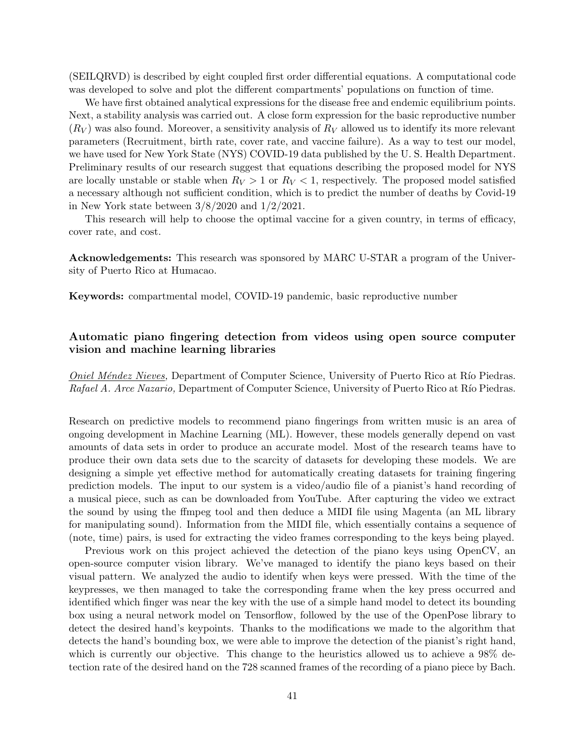(SEILQRVD) is described by eight coupled first order differential equations. A computational code was developed to solve and plot the different compartments' populations on function of time.

We have first obtained analytical expressions for the disease free and endemic equilibrium points. Next, a stability analysis was carried out. A close form expression for the basic reproductive number ($R_V$) was also found. Moreover, a sensitivity analysis of $R_V$ allowed us to identify its more relevant parameters (Recruitment, birth rate, cover rate, and vaccine failure). As a way to test our model, we have used for New York State (NYS) COVID-19 data published by the U. S. Health Department. Preliminary results of our research suggest that equations describing the proposed model for NYS are locally unstable or stable when $R_V > 1$ or $R_V < 1$, respectively. The proposed model satisfied a necessary although not sufficient condition, which is to predict the number of deaths by Covid-19 in New York state between 3/8/2020 and 1/2/2021.

This research will help to choose the optimal vaccine for a given country, in terms of efficacy, cover rate, and cost.

**Acknowledgements:** This research was sponsored by MARC U-STAR a program of the University of Puerto Rico at Humacao.

**Keywords:** compartmental model, COVID-19 pandemic, basic reproductive number

### Automatic piano fingering detection from videos using open source computer vision and machine learning libraries

*Oniel Méndez Nieves,* Department of Computer Science, University of Puerto Rico at Río Piedras.
*Rafael A. Arce Nazario,* Department of Computer Science, University of Puerto Rico at Río Piedras.

Research on predictive models to recommend piano fingerings from written music is an area of ongoing development in Machine Learning (ML). However, these models generally depend on vast amounts of data sets in order to produce an accurate model. Most of the research teams have to produce their own data sets due to the scarcity of datasets for developing these models. We are designing a simple yet effective method for automatically creating datasets for training fingering prediction models. The input to our system is a video/audio file of a pianist's hand recording of a musical piece, such as can be downloaded from YouTube. After capturing the video we extract the sound by using the ffmpeg tool and then deduce a MIDI file using Magenta (an ML library for manipulating sound). Information from the MIDI file, which essentially contains a sequence of (note, time) pairs, is used for extracting the video frames corresponding to the keys being played.

Previous work on this project achieved the detection of the piano keys using OpenCV, an open-source computer vision library. We've managed to identify the piano keys based on their visual pattern. We analyzed the audio to identify when keys were pressed. With the time of the keypresses, we then managed to take the corresponding frame when the key press occurred and identified which finger was near the key with the use of a simple hand model to detect its bounding box using a neural network model on Tensorflow, followed by the use of the OpenPose library to detect the desired hand's keypoints. Thanks to the modifications we made to the algorithm that detects the hand's bounding box, we were able to improve the detection of the pianist's right hand, which is currently our objective. This change to the heuristics allowed us to achieve a 98% detection rate of the desired hand on the 728 scanned frames of the recording of a piano piece by Bach.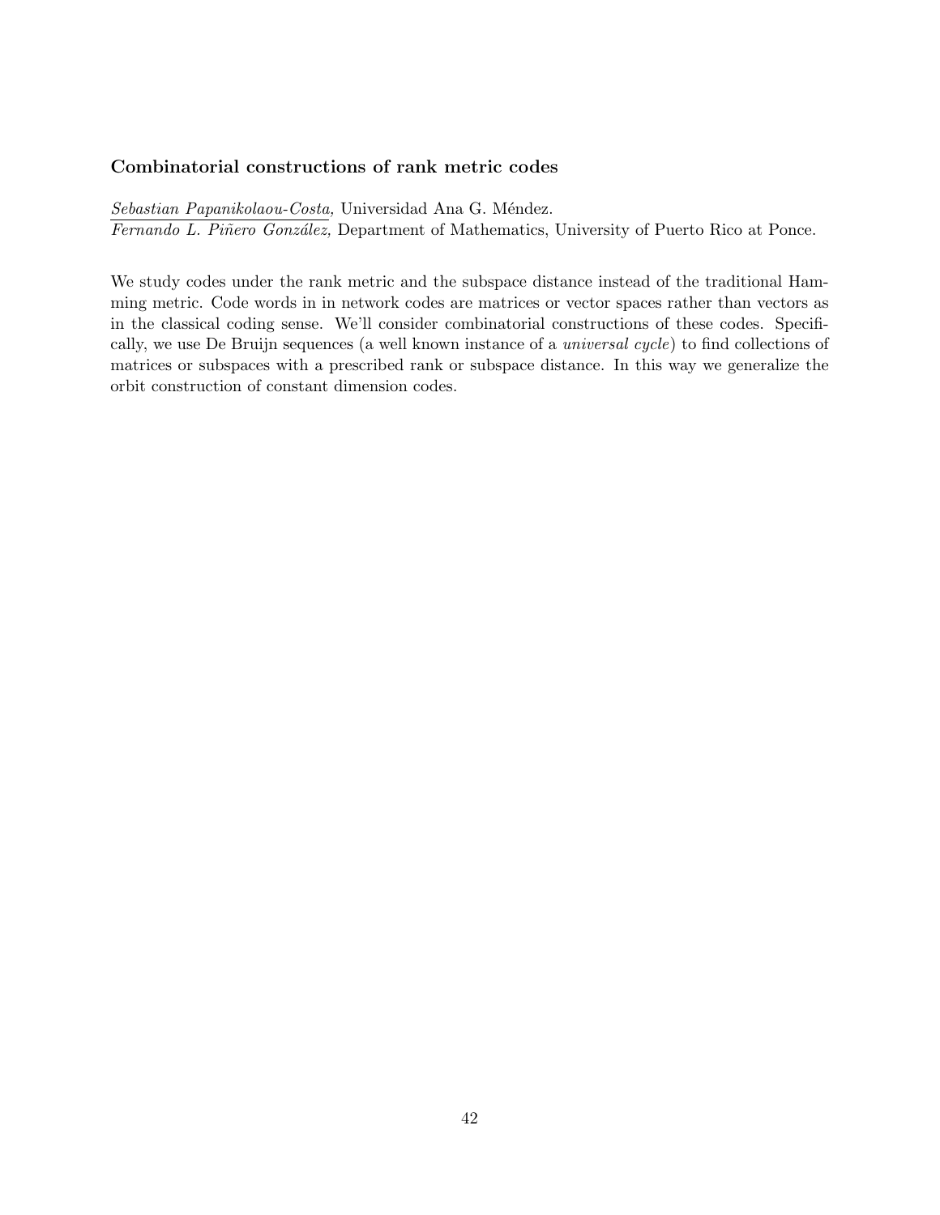### Combinatorial constructions of rank metric codes

*Sebastian Papanikolaou-Costa,* Universidad Ana G. Méndez.
*Fernando L. Piñero González,* Department of Mathematics, University of Puerto Rico at Ponce.

We study codes under the rank metric and the subspace distance instead of the traditional Hamming metric. Code words in in network codes are matrices or vector spaces rather than vectors as in the classical coding sense. We'll consider combinatorial constructions of these codes. Specifically, we use De Bruijn sequences (a well known instance of a *universal cycle*) to find collections of matrices or subspaces with a prescribed rank or subspace distance. In this way we generalize the orbit construction of constant dimension codes.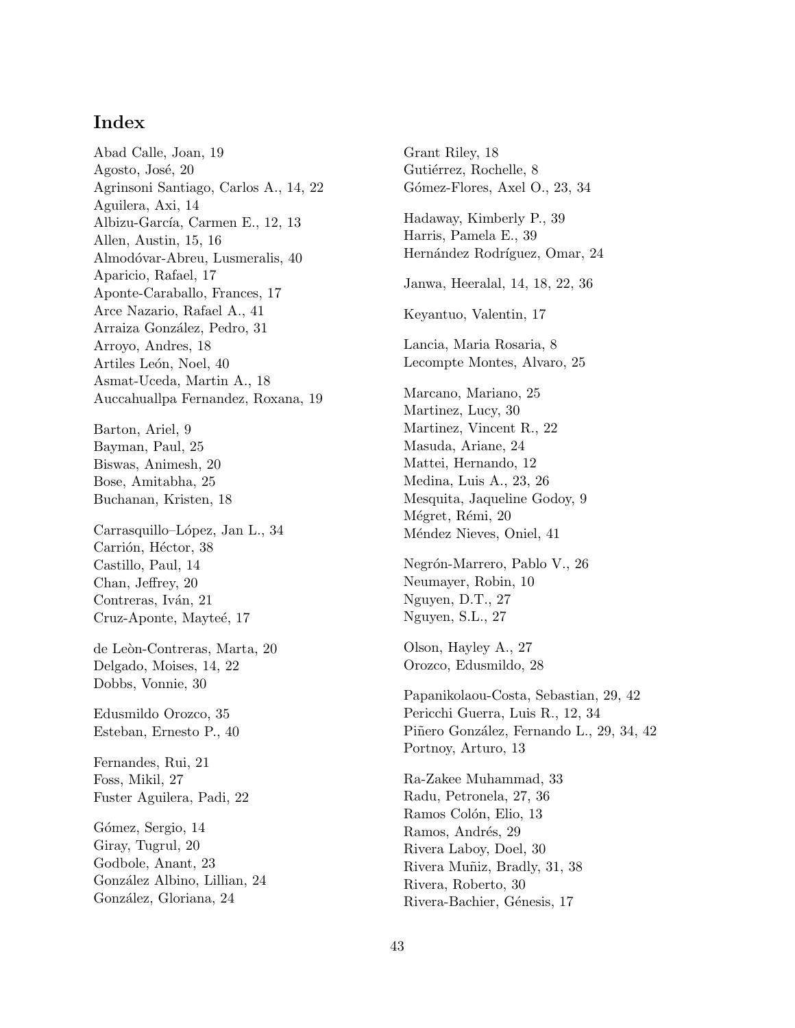# Index

Abad Calle, Joan, 19
Agosto, José, 20
Agrinsoni Santiago, Carlos A., 14, 22
Aguilera, Axi, 14
Albizu-García, Carmen E., 12, 13
Allen, Austin, 15, 16
Almodóvar-Abreu, Lusmeralis, 40
Aparicio, Rafael, 17
Aponte-Caraballo, Frances, 17
Arce Nazario, Rafael A., 41
Arraiza González, Pedro, 31
Arroyo, Andres, 18
Artiles León, Noel, 40
Asmat-Uceda, Martin A., 18
Auccahuallpa Fernandez, Roxana, 19

Barton, Ariel, 9
Bayman, Paul, 25
Biswas, Animesh, 20
Bose, Amitabha, 25
Buchanan, Kristen, 18

Carrasquillo–López, Jan L., 34
Carrión, Héctor, 38
Castillo, Paul, 14
Chan, Jeffrey, 20
Contreras, Iván, 21
Cruz-Aponte, Mayteé, 17

de Leòn-Contreras, Marta, 20
Delgado, Moises, 14, 22
Dobbs, Vonnie, 30

Edusmildo Orozco, 35
Esteban, Ernesto P., 40

Fernandes, Rui, 21
Foss, Mikil, 27
Fuster Aguilera, Padi, 22

Gómez, Sergio, 14
Giray, Tugrul, 20
Godbole, Anant, 23
González Albino, Lillian, 24
González, Gloriana, 24
Grant Riley, 18
Gutiérrez, Rochelle, 8
Gómez-Flores, Axel O., 23, 34

Hadaway, Kimberly P., 39
Harris, Pamela E., 39
Hernández Rodríguez, Omar, 24

Janwa, Heeralal, 14, 18, 22, 36

Keyantuo, Valentin, 17

Lancia, Maria Rosaria, 8
Lecompte Montes, Alvaro, 25

Marcano, Mariano, 25
Martinez, Lucy, 30
Martinez, Vincent R., 22
Masuda, Ariane, 24
Mattei, Hernando, 12
Medina, Luis A., 23, 26
Mesquita, Jaqueline Godoy, 9
Mégret, Rémi, 20
Méndez Nieves, Oniel, 41

Negrón-Marrero, Pablo V., 26
Neumayer, Robin, 10
Nguyen, D.T., 27
Nguyen, S.L., 27

Olson, Hayley A., 27
Orozco, Edusmildo, 28

Papanikolaou-Costa, Sebastian, 29, 42
Pericchi Guerra, Luis R., 12, 34
Piñero González, Fernando L., 29, 34, 42
Portnoy, Arturo, 13

Ra-Zakee Muhammad, 33
Radu, Petronela, 27, 36
Ramos Colón, Elio, 13
Ramos, Andrés, 29
Rivera Laboy, Doel, 30
Rivera Muñiz, Bradly, 31, 38
Rivera, Roberto, 30
Rivera-Bachier, Génesis, 17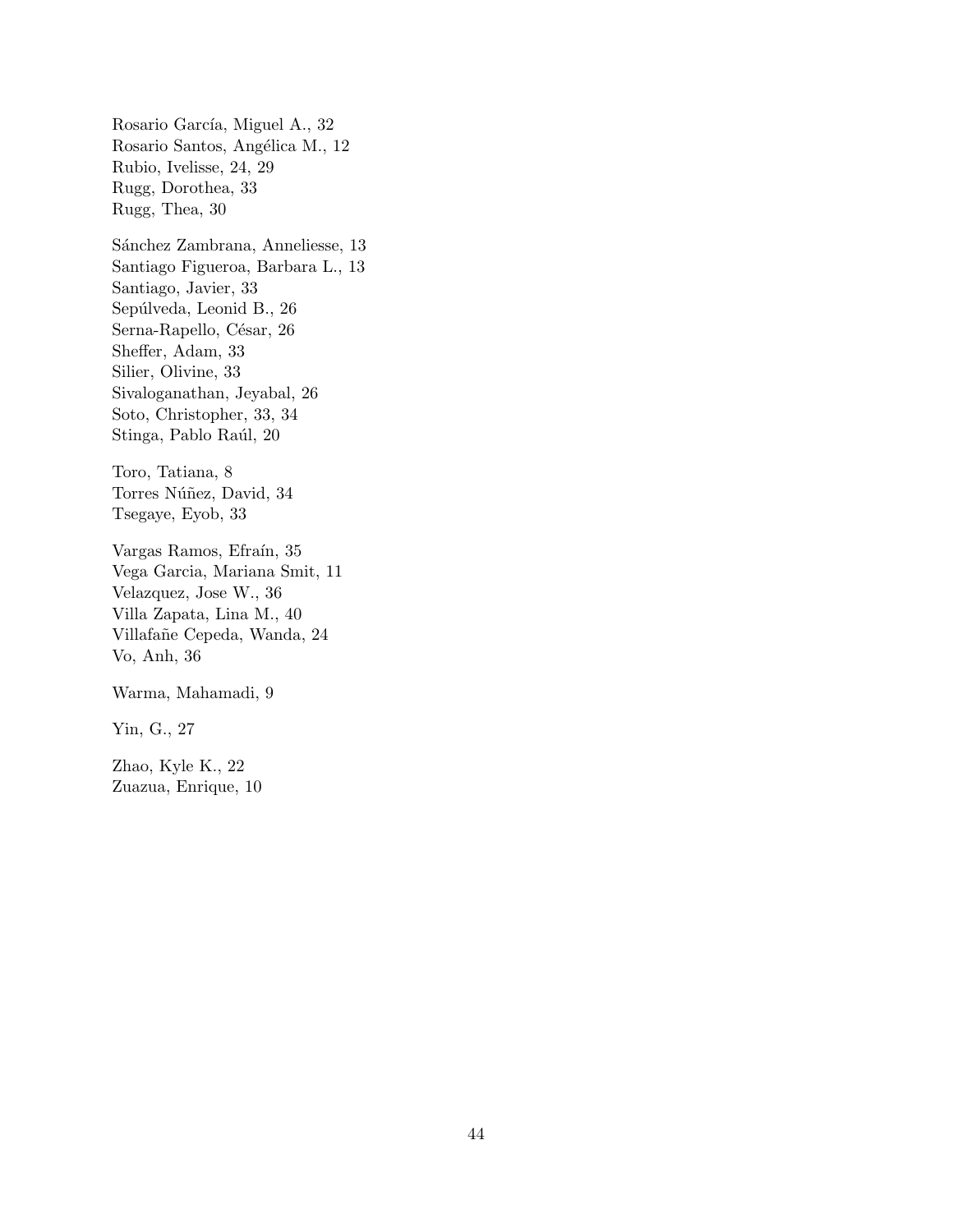Rosario García, Miguel A., 32
Rosario Santos, Angélica M., 12
Rubio, Ivelisse, 24, 29
Rugg, Dorothea, 33
Rugg, Thea, 30

Sánchez Zambrana, Anneliesse, 13
Santiago Figueroa, Barbara L., 13
Santiago, Javier, 33
Sepúlveda, Leonid B., 26
Serna-Rapello, César, 26
Sheffer, Adam, 33
Silier, Olivine, 33
Sivaloganathan, Jeyabal, 26
Soto, Christopher, 33, 34
Stinga, Pablo Raúl, 20

Toro, Tatiana, 8
Torres Núñez, David, 34
Tsegaye, Eyob, 33

Vargas Ramos, Efraín, 35
Vega Garcia, Mariana Smit, 11
Velazquez, Jose W., 36
Villa Zapata, Lina M., 40
Villafañe Cepeda, Wanda, 24
Vo, Anh, 36

Warma, Mahamadi, 9

Yin, G., 27

Zhao, Kyle K., 22
Zuazua, Enrique, 10